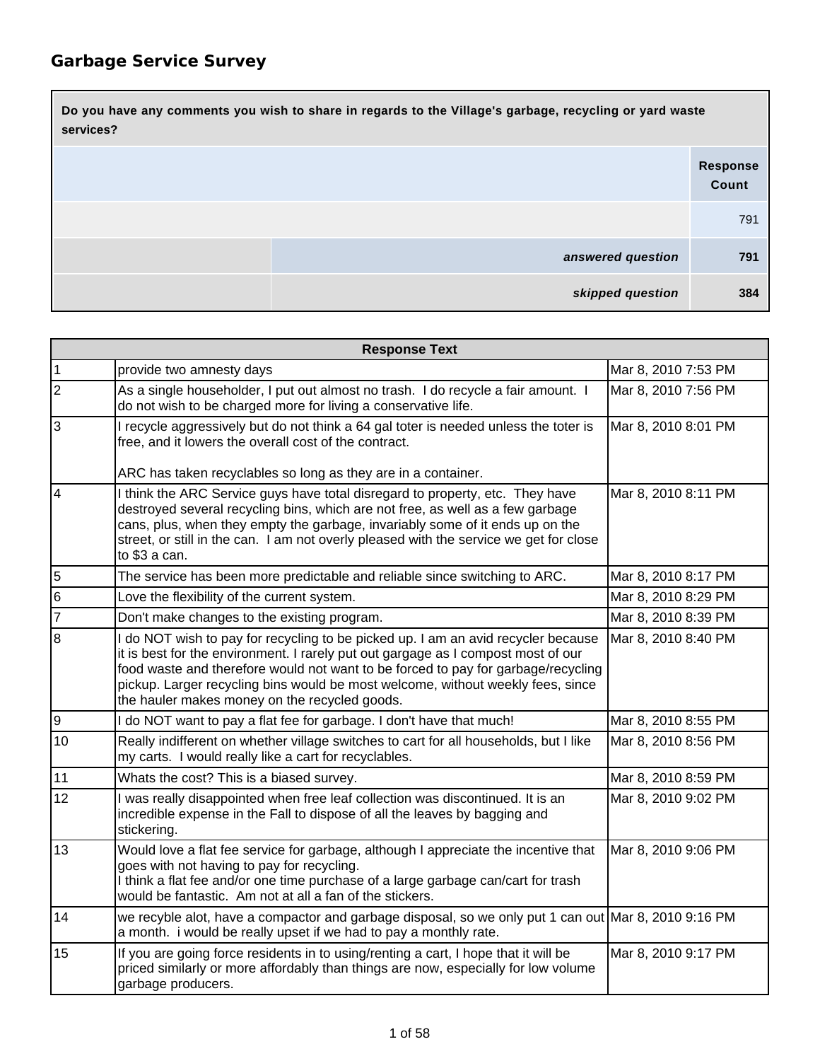## Garbage Service Survey

| Do you have any comments you wish to share in regards to the Village's garbage, recycling or yard waste services? | | |
|---|---|---|
| | | Response Count |
| | | 791 |
| | *answered question* | **791** |
| | *skipped question* | **384** |

| | Response Text | |
|---|---|---|
| 1 | provide two amnesty days | Mar 8, 2010 7:53 PM |
| 2 | As a single householder, I put out almost no trash. I do recycle a fair amount. I do not wish to be charged more for living a conservative life. | Mar 8, 2010 7:56 PM |
| 3 | I recycle aggressively but do not think a 64 gal toter is needed unless the toter is free, and it lowers the overall cost of the contract.<br><br>ARC has taken recyclables so long as they are in a container. | Mar 8, 2010 8:01 PM |
| 4 | I think the ARC Service guys have total disregard to property, etc. They have destroyed several recycling bins, which are not free, as well as a few garbage cans, plus, when they empty the garbage, invariably some of it ends up on the street, or still in the can. I am not overly pleased with the service we get for close to $3 a can. | Mar 8, 2010 8:11 PM |
| 5 | The service has been more predictable and reliable since switching to ARC. | Mar 8, 2010 8:17 PM |
| 6 | Love the flexibility of the current system. | Mar 8, 2010 8:29 PM |
| 7 | Don't make changes to the existing program. | Mar 8, 2010 8:39 PM |
| 8 | I do NOT wish to pay for recycling to be picked up. I am an avid recycler because it is best for the environment. I rarely put out gargage as I compost most of our food waste and therefore would not want to be forced to pay for garbage/recycling pickup. Larger recycling bins would be most welcome, without weekly fees, since the hauler makes money on the recycled goods. | Mar 8, 2010 8:40 PM |
| 9 | I do NOT want to pay a flat fee for garbage. I don't have that much! | Mar 8, 2010 8:55 PM |
| 10 | Really indifferent on whether village switches to cart for all households, but I like my carts. I would really like a cart for recyclables. | Mar 8, 2010 8:56 PM |
| 11 | Whats the cost? This is a biased survey. | Mar 8, 2010 8:59 PM |
| 12 | I was really disappointed when free leaf collection was discontinued. It is an incredible expense in the Fall to dispose of all the leaves by bagging and stickering. | Mar 8, 2010 9:02 PM |
| 13 | Would love a flat fee service for garbage, although I appreciate the incentive that goes with not having to pay for recycling.<br>I think a flat fee and/or one time purchase of a large garbage can/cart for trash would be fantastic. Am not at all a fan of the stickers. | Mar 8, 2010 9:06 PM |
| 14 | we recyble alot, have a compactor and garbage disposal, so we only put 1 can out a month. i would be really upset if we had to pay a monthly rate. | Mar 8, 2010 9:16 PM |
| 15 | If you are going force residents in to using/renting a cart, I hope that it will be priced similarly or more affordably than things are now, especially for low volume garbage producers. | Mar 8, 2010 9:17 PM |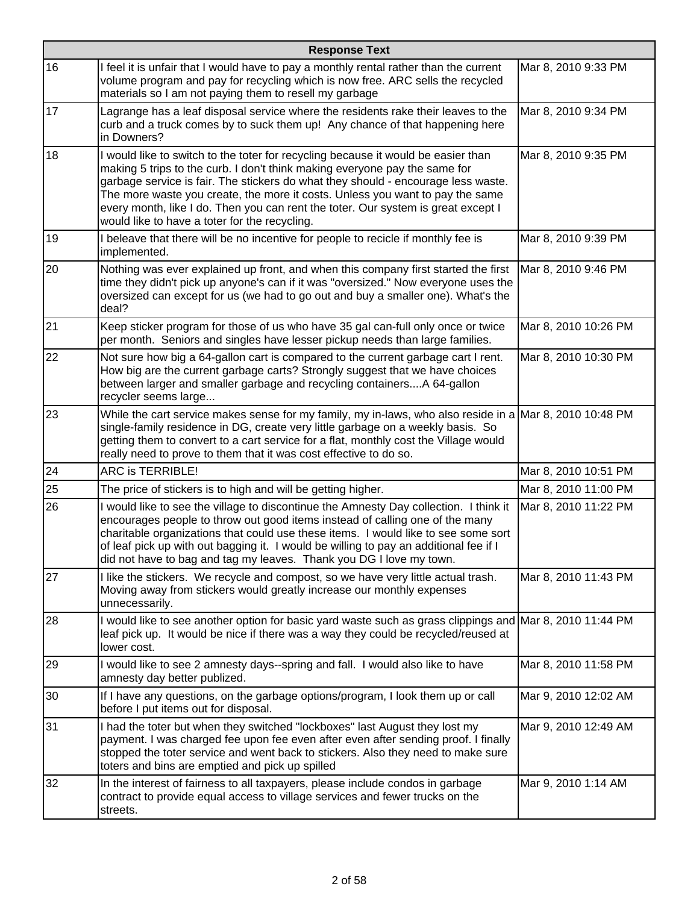| | Response Text | |
|---|---|---|
| 16 | I feel it is unfair that I would have to pay a monthly rental rather than the current volume program and pay for recycling which is now free. ARC sells the recycled materials so I am not paying them to resell my garbage | Mar 8, 2010 9:33 PM |
| 17 | Lagrange has a leaf disposal service where the residents rake their leaves to the curb and a truck comes by to suck them up! Any chance of that happening here in Downers? | Mar 8, 2010 9:34 PM |
| 18 | I would like to switch to the toter for recycling because it would be easier than making 5 trips to the curb. I don't think making everyone pay the same for garbage service is fair. The stickers do what they should - encourage less waste. The more waste you create, the more it costs. Unless you want to pay the same every month, like I do. Then you can rent the toter. Our system is great except I would like to have a toter for the recycling. | Mar 8, 2010 9:35 PM |
| 19 | I beleave that there will be no incentive for people to recicle if monthly fee is implemented. | Mar 8, 2010 9:39 PM |
| 20 | Nothing was ever explained up front, and when this company first started the first time they didn't pick up anyone's can if it was "oversized." Now everyone uses the oversized can except for us (we had to go out and buy a smaller one). What's the deal? | Mar 8, 2010 9:46 PM |
| 21 | Keep sticker program for those of us who have 35 gal can-full only once or twice per month. Seniors and singles have lesser pickup needs than large families. | Mar 8, 2010 10:26 PM |
| 22 | Not sure how big a 64-gallon cart is compared to the current garbage cart I rent. How big are the current garbage carts? Strongly suggest that we have choices between larger and smaller garbage and recycling containers....A 64-gallon recycler seems large... | Mar 8, 2010 10:30 PM |
| 23 | While the cart service makes sense for my family, my in-laws, who also reside in a single-family residence in DG, create very little garbage on a weekly basis. So getting them to convert to a cart service for a flat, monthly cost the Village would really need to prove to them that it was cost effective to do so. | Mar 8, 2010 10:48 PM |
| 24 | ARC is TERRIBLE! | Mar 8, 2010 10:51 PM |
| 25 | The price of stickers is to high and will be getting higher. | Mar 8, 2010 11:00 PM |
| 26 | I would like to see the village to discontinue the Amnesty Day collection. I think it encourages people to throw out good items instead of calling one of the many charitable organizations that could use these items. I would like to see some sort of leaf pick up with out bagging it. I would be willing to pay an additional fee if I did not have to bag and tag my leaves. Thank you DG I love my town. | Mar 8, 2010 11:22 PM |
| 27 | I like the stickers. We recycle and compost, so we have very little actual trash. Moving away from stickers would greatly increase our monthly expenses unnecessarily. | Mar 8, 2010 11:43 PM |
| 28 | I would like to see another option for basic yard waste such as grass clippings and leaf pick up. It would be nice if there was a way they could be recycled/reused at lower cost. | Mar 8, 2010 11:44 PM |
| 29 | I would like to see 2 amnesty days--spring and fall. I would also like to have amnesty day better publized. | Mar 8, 2010 11:58 PM |
| 30 | If I have any questions, on the garbage options/program, I look them up or call before I put items out for disposal. | Mar 9, 2010 12:02 AM |
| 31 | I had the toter but when they switched "lockboxes" last August they lost my payment. I was charged fee upon fee even after even after sending proof. I finally stopped the toter service and went back to stickers. Also they need to make sure toters and bins are emptied and pick up spilled | Mar 9, 2010 12:49 AM |
| 32 | In the interest of fairness to all taxpayers, please include condos in garbage contract to provide equal access to village services and fewer trucks on the streets. | Mar 9, 2010 1:14 AM |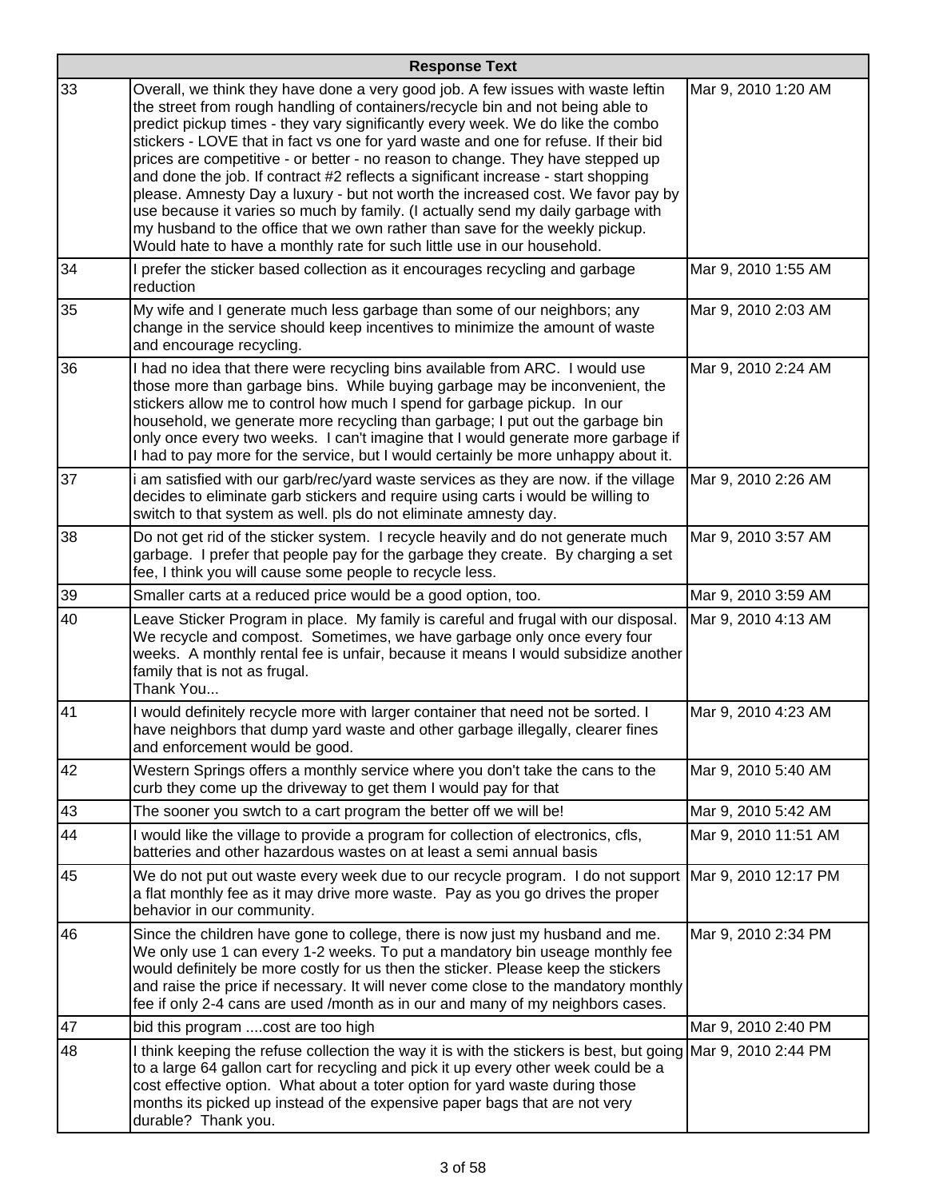| | Response Text | |
|---|---|---|
| 33 | Overall, we think they have done a very good job. A few issues with waste leftin the street from rough handling of containers/recycle bin and not being able to predict pickup times - they vary significantly every week. We do like the combo stickers - LOVE that in fact vs one for yard waste and one for refuse. If their bid prices are competitive - or better - no reason to change. They have stepped up and done the job. If contract #2 reflects a significant increase - start shopping please. Amnesty Day a luxury - but not worth the increased cost. We favor pay by use because it varies so much by family. (I actually send my daily garbage with my husband to the office that we own rather than save for the weekly pickup. Would hate to have a monthly rate for such little use in our household. | Mar 9, 2010 1:20 AM |
| 34 | I prefer the sticker based collection as it encourages recycling and garbage reduction | Mar 9, 2010 1:55 AM |
| 35 | My wife and I generate much less garbage than some of our neighbors; any change in the service should keep incentives to minimize the amount of waste and encourage recycling. | Mar 9, 2010 2:03 AM |
| 36 | I had no idea that there were recycling bins available from ARC. I would use those more than garbage bins. While buying garbage may be inconvenient, the stickers allow me to control how much I spend for garbage pickup. In our household, we generate more recycling than garbage; I put out the garbage bin only once every two weeks. I can't imagine that I would generate more garbage if I had to pay more for the service, but I would certainly be more unhappy about it. | Mar 9, 2010 2:24 AM |
| 37 | i am satisfied with our garb/rec/yard waste services as they are now. if the village decides to eliminate garb stickers and require using carts i would be willing to switch to that system as well. pls do not eliminate amnesty day. | Mar 9, 2010 2:26 AM |
| 38 | Do not get rid of the sticker system. I recycle heavily and do not generate much garbage. I prefer that people pay for the garbage they create. By charging a set fee, I think you will cause some people to recycle less. | Mar 9, 2010 3:57 AM |
| 39 | Smaller carts at a reduced price would be a good option, too. | Mar 9, 2010 3:59 AM |
| 40 | Leave Sticker Program in place. My family is careful and frugal with our disposal. We recycle and compost. Sometimes, we have garbage only once every four weeks. A monthly rental fee is unfair, because it means I would subsidize another family that is not as frugal.<br>Thank You... | Mar 9, 2010 4:13 AM |
| 41 | I would definitely recycle more with larger container that need not be sorted. I have neighbors that dump yard waste and other garbage illegally, clearer fines and enforcement would be good. | Mar 9, 2010 4:23 AM |
| 42 | Western Springs offers a monthly service where you don't take the cans to the curb they come up the driveway to get them I would pay for that | Mar 9, 2010 5:40 AM |
| 43 | The sooner you swtch to a cart program the better off we will be! | Mar 9, 2010 5:42 AM |
| 44 | I would like the village to provide a program for collection of electronics, cfls, batteries and other hazardous wastes on at least a semi annual basis | Mar 9, 2010 11:51 AM |
| 45 | We do not put out waste every week due to our recycle program. I do not support a flat monthly fee as it may drive more waste. Pay as you go drives the proper behavior in our community. | Mar 9, 2010 12:17 PM |
| 46 | Since the children have gone to college, there is now just my husband and me. We only use 1 can every 1-2 weeks. To put a mandatory bin useage monthly fee would definitely be more costly for us then the sticker. Please keep the stickers and raise the price if necessary. It will never come close to the mandatory monthly fee if only 2-4 cans are used /month as in our and many of my neighbors cases. | Mar 9, 2010 2:34 PM |
| 47 | bid this program ....cost are too high | Mar 9, 2010 2:40 PM |
| 48 | I think keeping the refuse collection the way it is with the stickers is best, but going to a large 64 gallon cart for recycling and pick it up every other week could be a cost effective option. What about a toter option for yard waste during those months its picked up instead of the expensive paper bags that are not very durable? Thank you. | Mar 9, 2010 2:44 PM |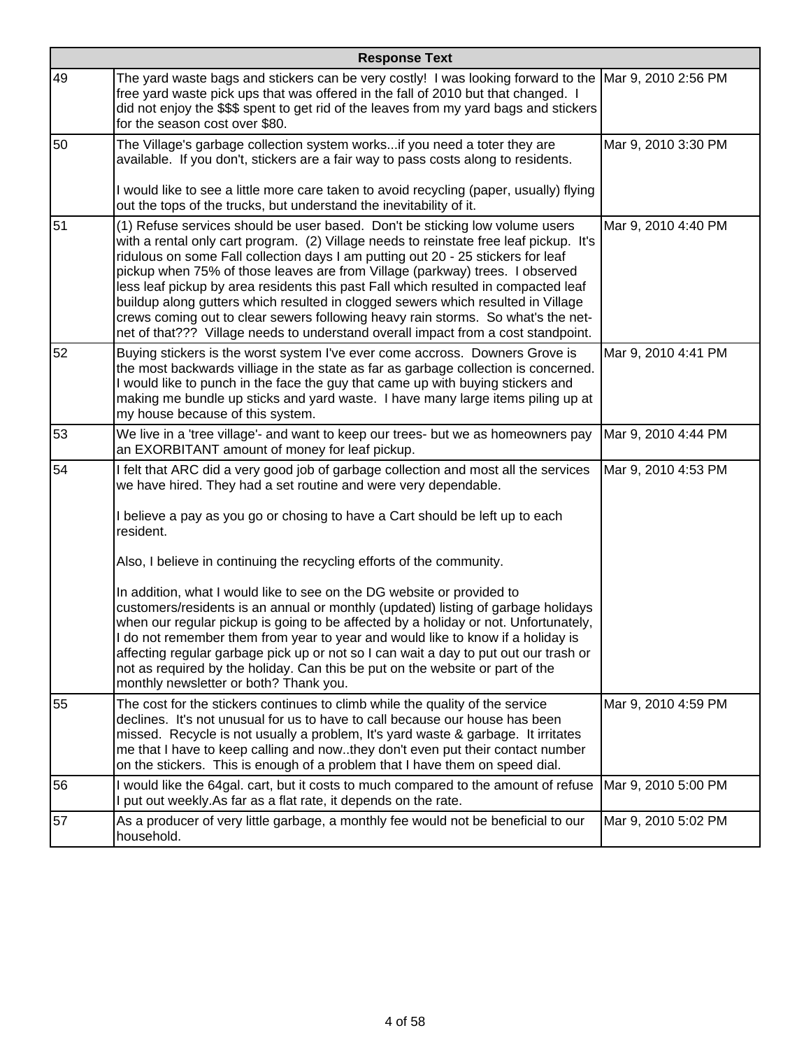| | Response Text | |
|---|---|---|
| 49 | The yard waste bags and stickers can be very costly! I was looking forward to the free yard waste pick ups that was offered in the fall of 2010 but that changed. I did not enjoy the $$$ spent to get rid of the leaves from my yard bags and stickers for the season cost over $80. | Mar 9, 2010 2:56 PM |
| 50 | The Village's garbage collection system works...if you need a toter they are available. If you don't, stickers are a fair way to pass costs along to residents.<br><br>I would like to see a little more care taken to avoid recycling (paper, usually) flying out the tops of the trucks, but understand the inevitability of it. | Mar 9, 2010 3:30 PM |
| 51 | (1) Refuse services should be user based. Don't be sticking low volume users with a rental only cart program. (2) Village needs to reinstate free leaf pickup. It's ridulous on some Fall collection days I am putting out 20 - 25 stickers for leaf pickup when 75% of those leaves are from Village (parkway) trees. I observed less leaf pickup by area residents this past Fall which resulted in compacted leaf buildup along gutters which resulted in clogged sewers which resulted in Village crews coming out to clear sewers following heavy rain storms. So what's the net-net of that??? Village needs to understand overall impact from a cost standpoint. | Mar 9, 2010 4:40 PM |
| 52 | Buying stickers is the worst system I've ever come accross. Downers Grove is the most backwards villiage in the state as far as garbage collection is concerned. I would like to punch in the face the guy that came up with buying stickers and making me bundle up sticks and yard waste. I have many large items piling up at my house because of this system. | Mar 9, 2010 4:41 PM |
| 53 | We live in a 'tree village'- and want to keep our trees- but we as homeowners pay an EXORBITANT amount of money for leaf pickup. | Mar 9, 2010 4:44 PM |
| 54 | I felt that ARC did a very good job of garbage collection and most all the services we have hired. They had a set routine and were very dependable.<br><br>I believe a pay as you go or chosing to have a Cart should be left up to each resident.<br><br>Also, I believe in continuing the recycling efforts of the community.<br><br>In addition, what I would like to see on the DG website or provided to customers/residents is an annual or monthly (updated) listing of garbage holidays when our regular pickup is going to be affected by a holiday or not. Unfortunately, I do not remember them from year to year and would like to know if a holiday is affecting regular garbage pick up or not so I can wait a day to put out our trash or not as required by the holiday. Can this be put on the website or part of the monthly newsletter or both? Thank you. | Mar 9, 2010 4:53 PM |
| 55 | The cost for the stickers continues to climb while the quality of the service declines. It's not unusual for us to have to call because our house has been missed. Recycle is not usually a problem, It's yard waste & garbage. It irritates me that I have to keep calling and now..they don't even put their contact number on the stickers. This is enough of a problem that I have them on speed dial. | Mar 9, 2010 4:59 PM |
| 56 | I would like the 64gal. cart, but it costs to much compared to the amount of refuse I put out weekly.As far as a flat rate, it depends on the rate. | Mar 9, 2010 5:00 PM |
| 57 | As a producer of very little garbage, a monthly fee would not be beneficial to our household. | Mar 9, 2010 5:02 PM |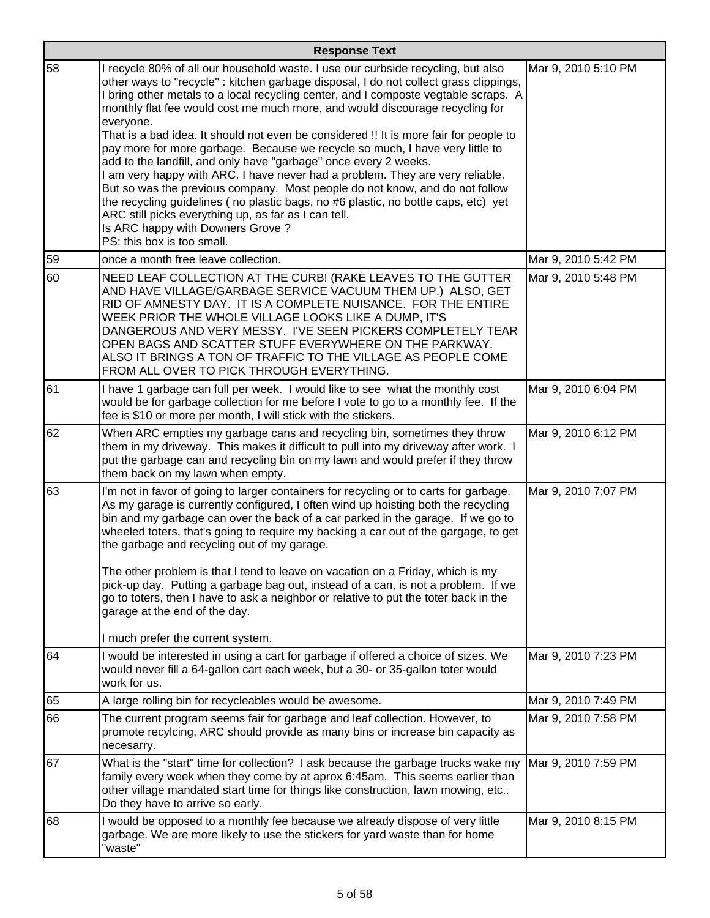| | Response Text | |
|---|---|---|
| 58 | I recycle 80% of all our household waste. I use our curbside recycling, but also other ways to "recycle" : kitchen garbage disposal, I do not collect grass clippings, I bring other metals to a local recycling center, and I composte vegtable scraps. A monthly flat fee would cost me much more, and would discourage recycling for everyone.<br>That is a bad idea. It should not even be considered !! It is more fair for people to pay more for more garbage. Because we recycle so much, I have very little to add to the landfill, and only have "garbage" once every 2 weeks.<br>I am very happy with ARC. I have never had a problem. They are very reliable. But so was the previous company. Most people do not know, and do not follow the recycling guidelines ( no plastic bags, no #6 plastic, no bottle caps, etc) yet ARC still picks everything up, as far as I can tell.<br>Is ARC happy with Downers Grove ?<br>PS: this box is too small. | Mar 9, 2010 5:10 PM |
| 59 | once a month free leave collection. | Mar 9, 2010 5:42 PM |
| 60 | NEED LEAF COLLECTION AT THE CURB! (RAKE LEAVES TO THE GUTTER AND HAVE VILLAGE/GARBAGE SERVICE VACUUM THEM UP.) ALSO, GET RID OF AMNESTY DAY. IT IS A COMPLETE NUISANCE. FOR THE ENTIRE WEEK PRIOR THE WHOLE VILLAGE LOOKS LIKE A DUMP, IT'S DANGEROUS AND VERY MESSY. I'VE SEEN PICKERS COMPLETELY TEAR OPEN BAGS AND SCATTER STUFF EVERYWHERE ON THE PARKWAY. ALSO IT BRINGS A TON OF TRAFFIC TO THE VILLAGE AS PEOPLE COME FROM ALL OVER TO PICK THROUGH EVERYTHING. | Mar 9, 2010 5:48 PM |
| 61 | I have 1 garbage can full per week. I would like to see what the monthly cost would be for garbage collection for me before I vote to go to a monthly fee. If the fee is $10 or more per month, I will stick with the stickers. | Mar 9, 2010 6:04 PM |
| 62 | When ARC empties my garbage cans and recycling bin, sometimes they throw them in my driveway. This makes it difficult to pull into my driveway after work. I put the garbage can and recycling bin on my lawn and would prefer if they throw them back on my lawn when empty. | Mar 9, 2010 6:12 PM |
| 63 | I'm not in favor of going to larger containers for recycling or to carts for garbage. As my garage is currently configured, I often wind up hoisting both the recycling bin and my garbage can over the back of a car parked in the garage. If we go to wheeled toters, that's going to require my backing a car out of the gargage, to get the garbage and recycling out of my garage.<br><br>The other problem is that I tend to leave on vacation on a Friday, which is my pick-up day. Putting a garbage bag out, instead of a can, is not a problem. If we go to toters, then I have to ask a neighbor or relative to put the toter back in the garage at the end of the day.<br><br>I much prefer the current system. | Mar 9, 2010 7:07 PM |
| 64 | I would be interested in using a cart for garbage if offered a choice of sizes. We would never fill a 64-gallon cart each week, but a 30- or 35-gallon toter would work for us. | Mar 9, 2010 7:23 PM |
| 65 | A large rolling bin for recycleables would be awesome. | Mar 9, 2010 7:49 PM |
| 66 | The current program seems fair for garbage and leaf collection. However, to promote recylcing, ARC should provide as many bins or increase bin capacity as necesarry. | Mar 9, 2010 7:58 PM |
| 67 | What is the "start" time for collection? I ask because the garbage trucks wake my family every week when they come by at aprox 6:45am. This seems earlier than other village mandated start time for things like construction, lawn mowing, etc.. Do they have to arrive so early. | Mar 9, 2010 7:59 PM |
| 68 | I would be opposed to a monthly fee because we already dispose of very little garbage. We are more likely to use the stickers for yard waste than for home "waste" | Mar 9, 2010 8:15 PM |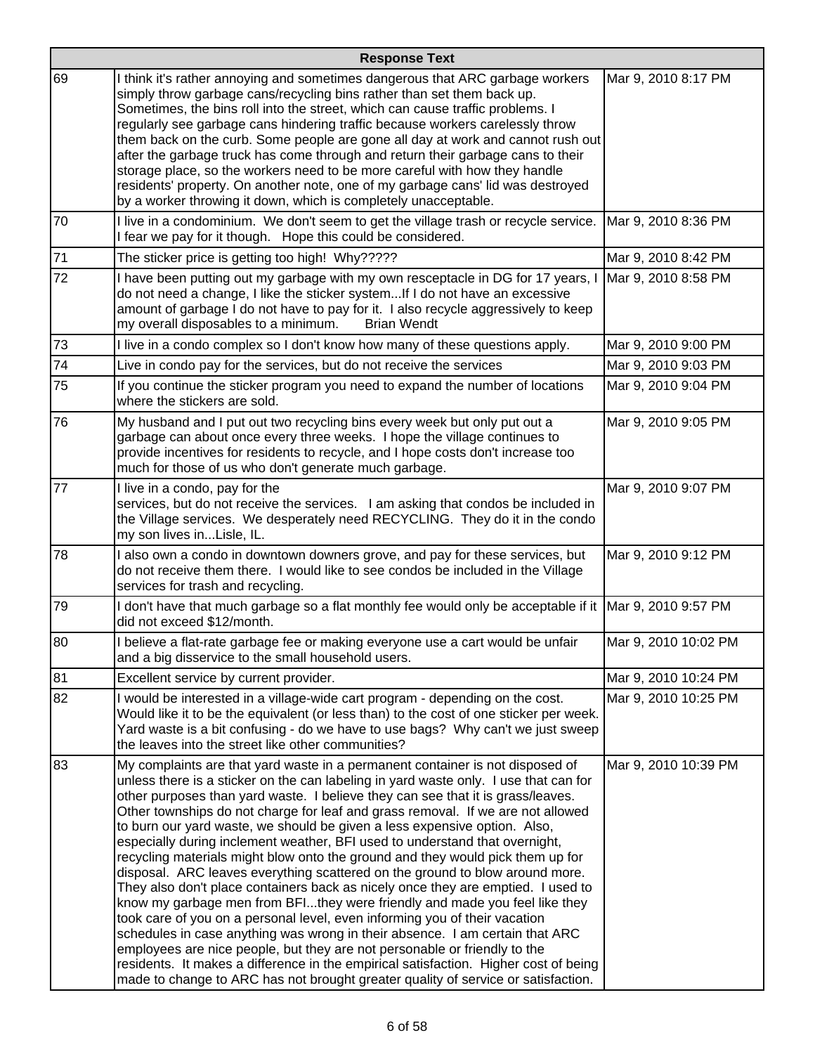| | Response Text | |
|---|---|---|
| 69 | I think it's rather annoying and sometimes dangerous that ARC garbage workers simply throw garbage cans/recycling bins rather than set them back up. Sometimes, the bins roll into the street, which can cause traffic problems. I regularly see garbage cans hindering traffic because workers carelessly throw them back on the curb. Some people are gone all day at work and cannot rush out after the garbage truck has come through and return their garbage cans to their storage place, so the workers need to be more careful with how they handle residents' property. On another note, one of my garbage cans' lid was destroyed by a worker throwing it down, which is completely unacceptable. | Mar 9, 2010 8:17 PM |
| 70 | I live in a condominium. We don't seem to get the village trash or recycle service. I fear we pay for it though. Hope this could be considered. | Mar 9, 2010 8:36 PM |
| 71 | The sticker price is getting too high! Why????? | Mar 9, 2010 8:42 PM |
| 72 | I have been putting out my garbage with my own resceptacle in DG for 17 years, I do not need a change, I like the sticker system...If I do not have an excessive amount of garbage I do not have to pay for it. I also recycle aggressively to keep my overall disposables to a minimum. Brian Wendt | Mar 9, 2010 8:58 PM |
| 73 | I live in a condo complex so I don't know how many of these questions apply. | Mar 9, 2010 9:00 PM |
| 74 | Live in condo pay for the services, but do not receive the services | Mar 9, 2010 9:03 PM |
| 75 | If you continue the sticker program you need to expand the number of locations where the stickers are sold. | Mar 9, 2010 9:04 PM |
| 76 | My husband and I put out two recycling bins every week but only put out a garbage can about once every three weeks. I hope the village continues to provide incentives for residents to recycle, and I hope costs don't increase too much for those of us who don't generate much garbage. | Mar 9, 2010 9:05 PM |
| 77 | I live in a condo, pay for the services, but do not receive the services. I am asking that condos be included in the Village services. We desperately need RECYCLING. They do it in the condo my son lives in...Lisle, IL. | Mar 9, 2010 9:07 PM |
| 78 | I also own a condo in downtown downers grove, and pay for these services, but do not receive them there. I would like to see condos be included in the Village services for trash and recycling. | Mar 9, 2010 9:12 PM |
| 79 | I don't have that much garbage so a flat monthly fee would only be acceptable if it did not exceed $12/month. | Mar 9, 2010 9:57 PM |
| 80 | I believe a flat-rate garbage fee or making everyone use a cart would be unfair and a big disservice to the small household users. | Mar 9, 2010 10:02 PM |
| 81 | Excellent service by current provider. | Mar 9, 2010 10:24 PM |
| 82 | I would be interested in a village-wide cart program - depending on the cost. Would like it to be the equivalent (or less than) to the cost of one sticker per week. Yard waste is a bit confusing - do we have to use bags? Why can't we just sweep the leaves into the street like other communities? | Mar 9, 2010 10:25 PM |
| 83 | My complaints are that yard waste in a permanent container is not disposed of unless there is a sticker on the can labeling in yard waste only. I use that can for other purposes than yard waste. I believe they can see that it is grass/leaves. Other townships do not charge for leaf and grass removal. If we are not allowed to burn our yard waste, we should be given a less expensive option. Also, especially during inclement weather, BFI used to understand that overnight, recycling materials might blow onto the ground and they would pick them up for disposal. ARC leaves everything scattered on the ground to blow around more. They also don't place containers back as nicely once they are emptied. I used to know my garbage men from BFI...they were friendly and made you feel like they took care of you on a personal level, even informing you of their vacation schedules in case anything was wrong in their absence. I am certain that ARC employees are nice people, but they are not personable or friendly to the residents. It makes a difference in the empirical satisfaction. Higher cost of being made to change to ARC has not brought greater quality of service or satisfaction. | Mar 9, 2010 10:39 PM |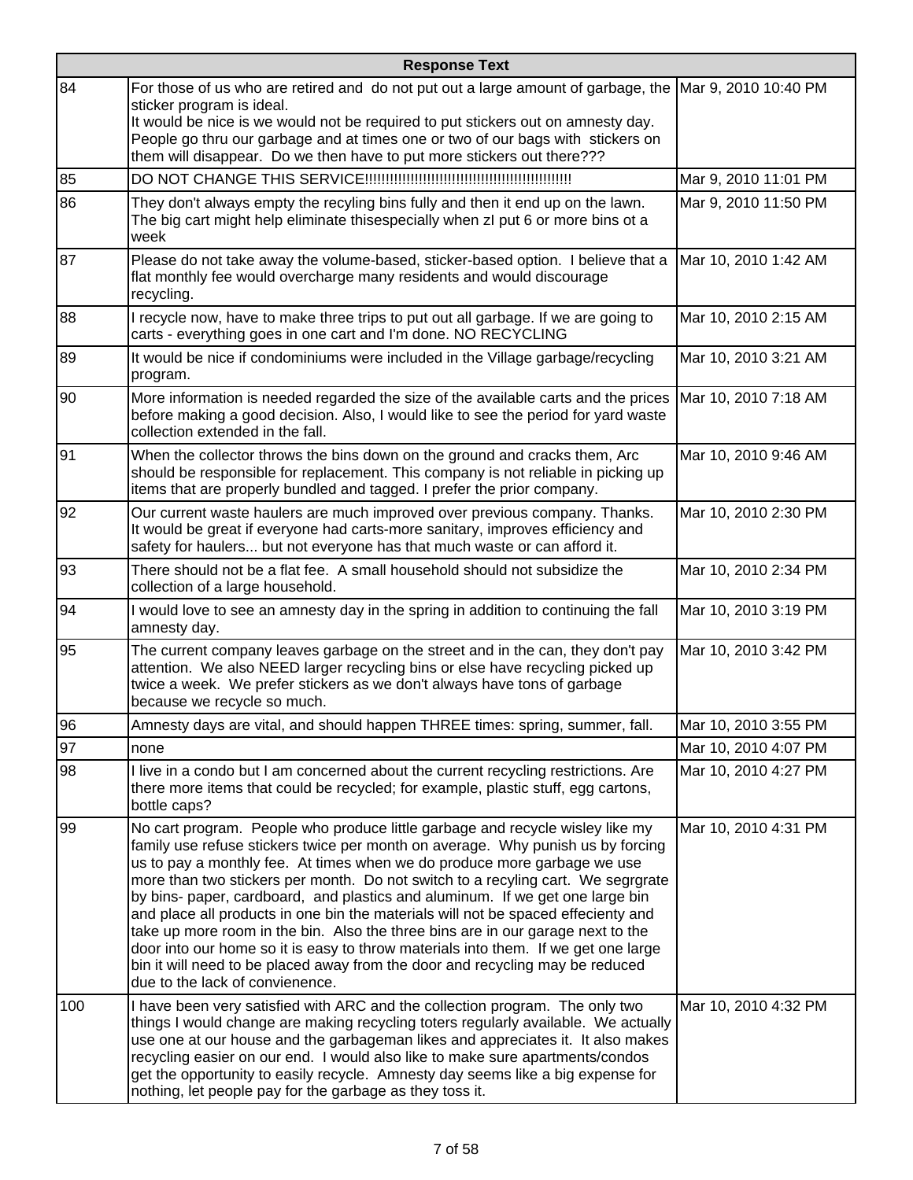| Response Text | | |
|---|---|---|
| 84 | For those of us who are retired and do not put out a large amount of garbage, the sticker program is ideal.<br>It would be nice is we would not be required to put stickers out on amnesty day. People go thru our garbage and at times one or two of our bags with stickers on them will disappear. Do we then have to put more stickers out there??? | Mar 9, 2010 10:40 PM |
| 85 | DO NOT CHANGE THIS SERVICE!!!!!!!!!!!!!!!!!!!!!!!!!!!!!!!!!!!!!!!!!!!!!!!!!!!! | Mar 9, 2010 11:01 PM |
| 86 | They don't always empty the recyling bins fully and then it end up on the lawn. The big cart might help eliminate thisespecially when zI put 6 or more bins ot a week | Mar 9, 2010 11:50 PM |
| 87 | Please do not take away the volume-based, sticker-based option. I believe that a flat monthly fee would overcharge many residents and would discourage recycling. | Mar 10, 2010 1:42 AM |
| 88 | I recycle now, have to make three trips to put out all garbage. If we are going to carts - everything goes in one cart and I'm done. NO RECYCLING | Mar 10, 2010 2:15 AM |
| 89 | It would be nice if condominiums were included in the Village garbage/recycling program. | Mar 10, 2010 3:21 AM |
| 90 | More information is needed regarded the size of the available carts and the prices before making a good decision. Also, I would like to see the period for yard waste collection extended in the fall. | Mar 10, 2010 7:18 AM |
| 91 | When the collector throws the bins down on the ground and cracks them, Arc should be responsible for replacement. This company is not reliable in picking up items that are properly bundled and tagged. I prefer the prior company. | Mar 10, 2010 9:46 AM |
| 92 | Our current waste haulers are much improved over previous company. Thanks. It would be great if everyone had carts-more sanitary, improves efficiency and safety for haulers... but not everyone has that much waste or can afford it. | Mar 10, 2010 2:30 PM |
| 93 | There should not be a flat fee. A small household should not subsidize the collection of a large household. | Mar 10, 2010 2:34 PM |
| 94 | I would love to see an amnesty day in the spring in addition to continuing the fall amnesty day. | Mar 10, 2010 3:19 PM |
| 95 | The current company leaves garbage on the street and in the can, they don't pay attention. We also NEED larger recycling bins or else have recycling picked up twice a week. We prefer stickers as we don't always have tons of garbage because we recycle so much. | Mar 10, 2010 3:42 PM |
| 96 | Amnesty days are vital, and should happen THREE times: spring, summer, fall. | Mar 10, 2010 3:55 PM |
| 97 | none | Mar 10, 2010 4:07 PM |
| 98 | I live in a condo but I am concerned about the current recycling restrictions. Are there more items that could be recycled; for example, plastic stuff, egg cartons, bottle caps? | Mar 10, 2010 4:27 PM |
| 99 | No cart program. People who produce little garbage and recycle wisley like my family use refuse stickers twice per month on average. Why punish us by forcing us to pay a monthly fee. At times when we do produce more garbage we use more than two stickers per month. Do not switch to a recyling cart. We segrgrate by bins- paper, cardboard, and plastics and aluminum. If we get one large bin and place all products in one bin the materials will not be spaced effeciently and take up more room in the bin. Also the three bins are in our garage next to the door into our home so it is easy to throw materials into them. If we get one large bin it will need to be placed away from the door and recycling may be reduced due to the lack of convienence. | Mar 10, 2010 4:31 PM |
| 100 | I have been very satisfied with ARC and the collection program. The only two things I would change are making recycling toters regularly available. We actually use one at our house and the garbageman likes and appreciates it. It also makes recycling easier on our end. I would also like to make sure apartments/condos get the opportunity to easily recycle. Amnesty day seems like a big expense for nothing, let people pay for the garbage as they toss it. | Mar 10, 2010 4:32 PM |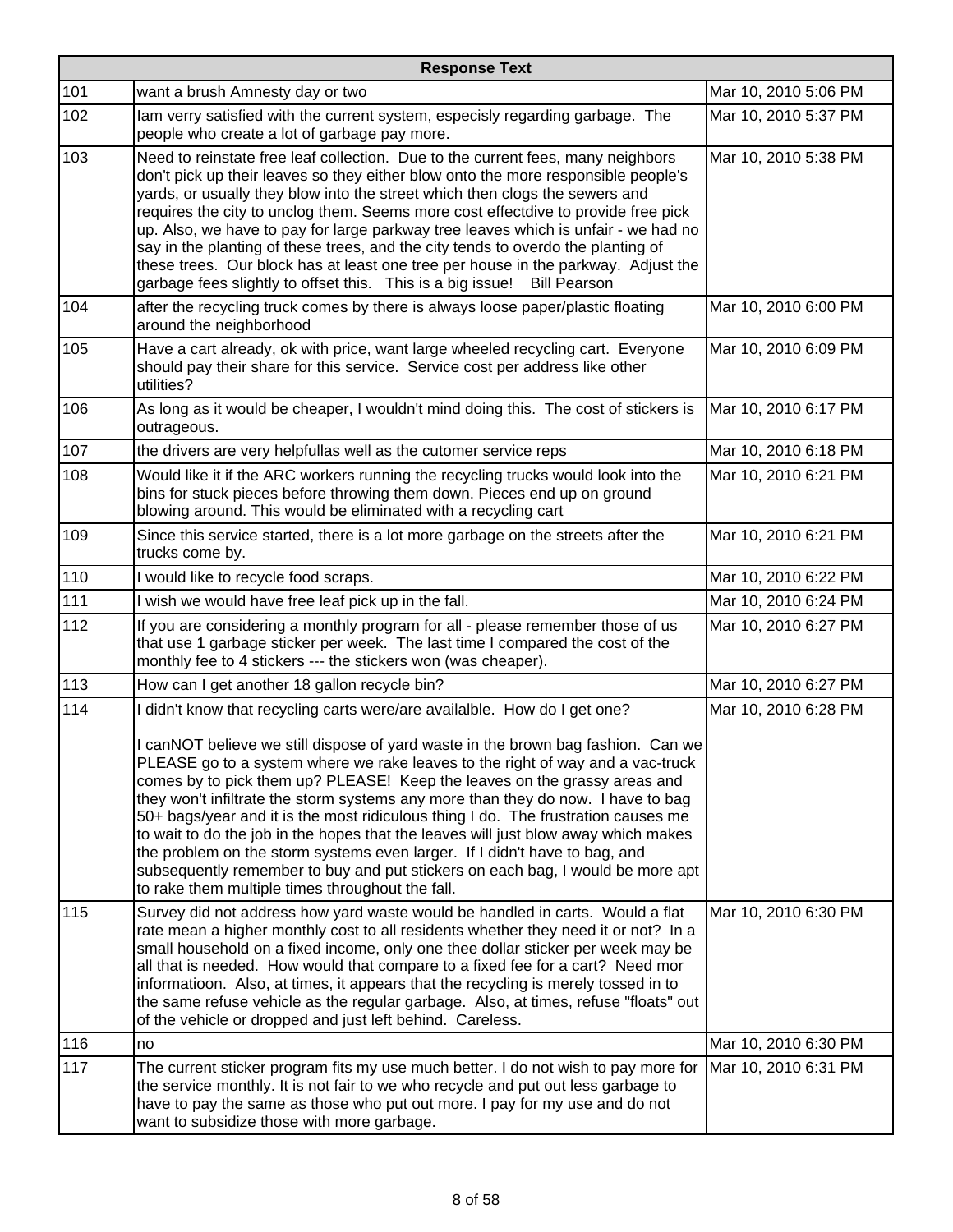| | Response Text | |
|---|---|---|
| 101 | want a brush Amnesty day or two | Mar 10, 2010 5:06 PM |
| 102 | Iam verry satisfied with the current system, especisly regarding garbage. The people who create a lot of garbage pay more. | Mar 10, 2010 5:37 PM |
| 103 | Need to reinstate free leaf collection. Due to the current fees, many neighbors don't pick up their leaves so they either blow onto the more responsible people's yards, or usually they blow into the street which then clogs the sewers and requires the city to unclog them. Seems more cost effectdive to provide free pick up. Also, we have to pay for large parkway tree leaves which is unfair - we had no say in the planting of these trees, and the city tends to overdo the planting of these trees. Our block has at least one tree per house in the parkway. Adjust the garbage fees slightly to offset this. This is a big issue! Bill Pearson | Mar 10, 2010 5:38 PM |
| 104 | after the recycling truck comes by there is always loose paper/plastic floating around the neighborhood | Mar 10, 2010 6:00 PM |
| 105 | Have a cart already, ok with price, want large wheeled recycling cart. Everyone should pay their share for this service. Service cost per address like other utilities? | Mar 10, 2010 6:09 PM |
| 106 | As long as it would be cheaper, I wouldn't mind doing this. The cost of stickers is outrageous. | Mar 10, 2010 6:17 PM |
| 107 | the drivers are very helpfullas well as the cutomer service reps | Mar 10, 2010 6:18 PM |
| 108 | Would like it if the ARC workers running the recycling trucks would look into the bins for stuck pieces before throwing them down. Pieces end up on ground blowing around. This would be eliminated with a recycling cart | Mar 10, 2010 6:21 PM |
| 109 | Since this service started, there is a lot more garbage on the streets after the trucks come by. | Mar 10, 2010 6:21 PM |
| 110 | I would like to recycle food scraps. | Mar 10, 2010 6:22 PM |
| 111 | I wish we would have free leaf pick up in the fall. | Mar 10, 2010 6:24 PM |
| 112 | If you are considering a monthly program for all - please remember those of us that use 1 garbage sticker per week. The last time I compared the cost of the monthly fee to 4 stickers --- the stickers won (was cheaper). | Mar 10, 2010 6:27 PM |
| 113 | How can I get another 18 gallon recycle bin? | Mar 10, 2010 6:27 PM |
| 114 | I didn't know that recycling carts were/are availalble. How do I get one?<br><br>I canNOT believe we still dispose of yard waste in the brown bag fashion. Can we PLEASE go to a system where we rake leaves to the right of way and a vac-truck comes by to pick them up? PLEASE! Keep the leaves on the grassy areas and they won't infiltrate the storm systems any more than they do now. I have to bag 50+ bags/year and it is the most ridiculous thing I do. The frustration causes me to wait to do the job in the hopes that the leaves will just blow away which makes the problem on the storm systems even larger. If I didn't have to bag, and subsequently remember to buy and put stickers on each bag, I would be more apt to rake them multiple times throughout the fall. | Mar 10, 2010 6:28 PM |
| 115 | Survey did not address how yard waste would be handled in carts. Would a flat rate mean a higher monthly cost to all residents whether they need it or not? In a small household on a fixed income, only one thee dollar sticker per week may be all that is needed. How would that compare to a fixed fee for a cart? Need mor informatioon. Also, at times, it appears that the recycling is merely tossed in to the same refuse vehicle as the regular garbage. Also, at times, refuse "floats" out of the vehicle or dropped and just left behind. Careless. | Mar 10, 2010 6:30 PM |
| 116 | no | Mar 10, 2010 6:30 PM |
| 117 | The current sticker program fits my use much better. I do not wish to pay more for the service monthly. It is not fair to we who recycle and put out less garbage to have to pay the same as those who put out more. I pay for my use and do not want to subsidize those with more garbage. | Mar 10, 2010 6:31 PM |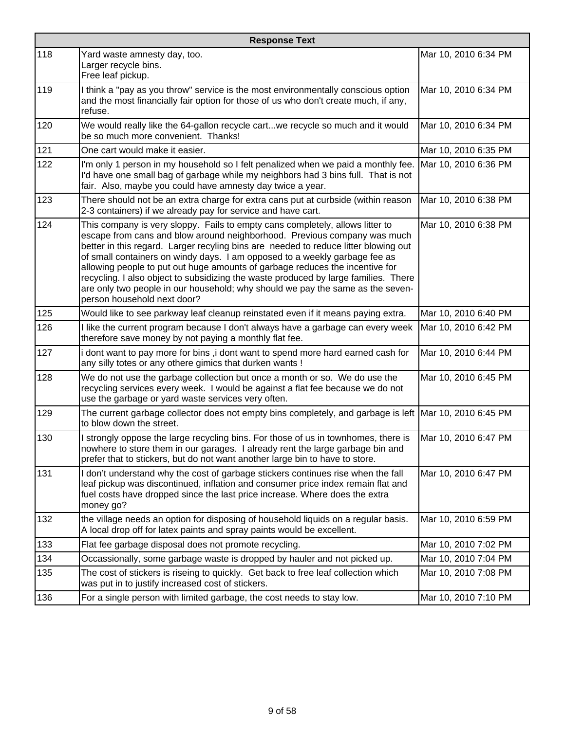| | Response Text | |
|---|---|---|
| 118 | Yard waste amnesty day, too.<br>Larger recycle bins.<br>Free leaf pickup. | Mar 10, 2010 6:34 PM |
| 119 | I think a "pay as you throw" service is the most environmentally conscious option and the most financially fair option for those of us who don't create much, if any, refuse. | Mar 10, 2010 6:34 PM |
| 120 | We would really like the 64-gallon recycle cart...we recycle so much and it would be so much more convenient. Thanks! | Mar 10, 2010 6:34 PM |
| 121 | One cart would make it easier. | Mar 10, 2010 6:35 PM |
| 122 | I'm only 1 person in my household so I felt penalized when we paid a monthly fee. I'd have one small bag of garbage while my neighbors had 3 bins full. That is not fair. Also, maybe you could have amnesty day twice a year. | Mar 10, 2010 6:36 PM |
| 123 | There should not be an extra charge for extra cans put at curbside (within reason 2-3 containers) if we already pay for service and have cart. | Mar 10, 2010 6:38 PM |
| 124 | This company is very sloppy. Fails to empty cans completely, allows litter to escape from cans and blow around neighborhood. Previous company was much better in this regard. Larger recyling bins are needed to reduce litter blowing out of small containers on windy days. I am opposed to a weekly garbage fee as allowing people to put out huge amounts of garbage reduces the incentive for recycling. I also object to subsidizing the waste produced by large families. There are only two people in our household; why should we pay the same as the seven-person household next door? | Mar 10, 2010 6:38 PM |
| 125 | Would like to see parkway leaf cleanup reinstated even if it means paying extra. | Mar 10, 2010 6:40 PM |
| 126 | I like the current program because I don't always have a garbage can every week therefore save money by not paying a monthly flat fee. | Mar 10, 2010 6:42 PM |
| 127 | i dont want to pay more for bins ,i dont want to spend more hard earned cash for any silly totes or any othere gimics that durken wants ! | Mar 10, 2010 6:44 PM |
| 128 | We do not use the garbage collection but once a month or so. We do use the recycling services every week. I would be against a flat fee because we do not use the garbage or yard waste services very often. | Mar 10, 2010 6:45 PM |
| 129 | The current garbage collector does not empty bins completely, and garbage is left to blow down the street. | Mar 10, 2010 6:45 PM |
| 130 | I strongly oppose the large recycling bins. For those of us in townhomes, there is nowhere to store them in our garages. I already rent the large garbage bin and prefer that to stickers, but do not want another large bin to have to store. | Mar 10, 2010 6:47 PM |
| 131 | I don't understand why the cost of garbage stickers continues rise when the fall leaf pickup was discontinued, inflation and consumer price index remain flat and fuel costs have dropped since the last price increase. Where does the extra money go? | Mar 10, 2010 6:47 PM |
| 132 | the village needs an option for disposing of household liquids on a regular basis. A local drop off for latex paints and spray paints would be excellent. | Mar 10, 2010 6:59 PM |
| 133 | Flat fee garbage disposal does not promote recycling. | Mar 10, 2010 7:02 PM |
| 134 | Occassionally, some garbage waste is dropped by hauler and not picked up. | Mar 10, 2010 7:04 PM |
| 135 | The cost of stickers is riseing to quickly. Get back to free leaf collection which was put in to justify increased cost of stickers. | Mar 10, 2010 7:08 PM |
| 136 | For a single person with limited garbage, the cost needs to stay low. | Mar 10, 2010 7:10 PM |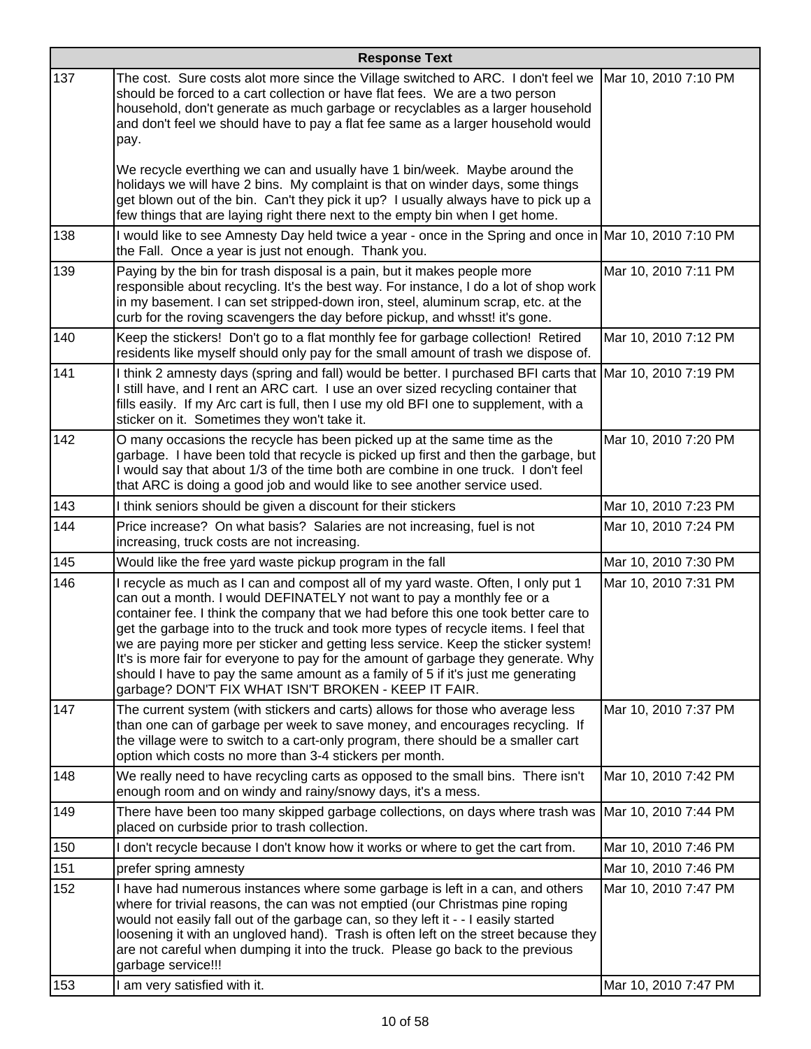| | Response Text | |
|---|---|---|
| 137 | The cost. Sure costs alot more since the Village switched to ARC. I don't feel we should be forced to a cart collection or have flat fees. We are a two person household, don't generate as much garbage or recyclables as a larger household and don't feel we should have to pay a flat fee same as a larger household would pay.<br><br>We recycle everthing we can and usually have 1 bin/week. Maybe around the holidays we will have 2 bins. My complaint is that on winder days, some things get blown out of the bin. Can't they pick it up? I usually always have to pick up a few things that are laying right there next to the empty bin when I get home. | Mar 10, 2010 7:10 PM |
| 138 | I would like to see Amnesty Day held twice a year - once in the Spring and once in the Fall. Once a year is just not enough. Thank you. | Mar 10, 2010 7:10 PM |
| 139 | Paying by the bin for trash disposal is a pain, but it makes people more responsible about recycling. It's the best way. For instance, I do a lot of shop work in my basement. I can set stripped-down iron, steel, aluminum scrap, etc. at the curb for the roving scavengers the day before pickup, and whsst! it's gone. | Mar 10, 2010 7:11 PM |
| 140 | Keep the stickers! Don't go to a flat monthly fee for garbage collection! Retired residents like myself should only pay for the small amount of trash we dispose of. | Mar 10, 2010 7:12 PM |
| 141 | I think 2 amnesty days (spring and fall) would be better. I purchased BFI carts that I still have, and I rent an ARC cart. I use an over sized recycling container that fills easily. If my Arc cart is full, then I use my old BFI one to supplement, with a sticker on it. Sometimes they won't take it. | Mar 10, 2010 7:19 PM |
| 142 | O many occasions the recycle has been picked up at the same time as the garbage. I have been told that recycle is picked up first and then the garbage, but I would say that about 1/3 of the time both are combine in one truck. I don't feel that ARC is doing a good job and would like to see another service used. | Mar 10, 2010 7:20 PM |
| 143 | I think seniors should be given a discount for their stickers | Mar 10, 2010 7:23 PM |
| 144 | Price increase? On what basis? Salaries are not increasing, fuel is not increasing, truck costs are not increasing. | Mar 10, 2010 7:24 PM |
| 145 | Would like the free yard waste pickup program in the fall | Mar 10, 2010 7:30 PM |
| 146 | I recycle as much as I can and compost all of my yard waste. Often, I only put 1 can out a month. I would DEFINATELY not want to pay a monthly fee or a container fee. I think the company that we had before this one took better care to get the garbage into to the truck and took more types of recycle items. I feel that we are paying more per sticker and getting less service. Keep the sticker system! It's is more fair for everyone to pay for the amount of garbage they generate. Why should I have to pay the same amount as a family of 5 if it's just me generating garbage? DON'T FIX WHAT ISN'T BROKEN - KEEP IT FAIR. | Mar 10, 2010 7:31 PM |
| 147 | The current system (with stickers and carts) allows for those who average less than one can of garbage per week to save money, and encourages recycling. If the village were to switch to a cart-only program, there should be a smaller cart option which costs no more than 3-4 stickers per month. | Mar 10, 2010 7:37 PM |
| 148 | We really need to have recycling carts as opposed to the small bins. There isn't enough room and on windy and rainy/snowy days, it's a mess. | Mar 10, 2010 7:42 PM |
| 149 | There have been too many skipped garbage collections, on days where trash was placed on curbside prior to trash collection. | Mar 10, 2010 7:44 PM |
| 150 | I don't recycle because I don't know how it works or where to get the cart from. | Mar 10, 2010 7:46 PM |
| 151 | prefer spring amnesty | Mar 10, 2010 7:46 PM |
| 152 | I have had numerous instances where some garbage is left in a can, and others where for trivial reasons, the can was not emptied (our Christmas pine roping would not easily fall out of the garbage can, so they left it - - I easily started loosening it with an ungloved hand). Trash is often left on the street because they are not careful when dumping it into the truck. Please go back to the previous garbage service!!! | Mar 10, 2010 7:47 PM |
| 153 | I am very satisfied with it. | Mar 10, 2010 7:47 PM |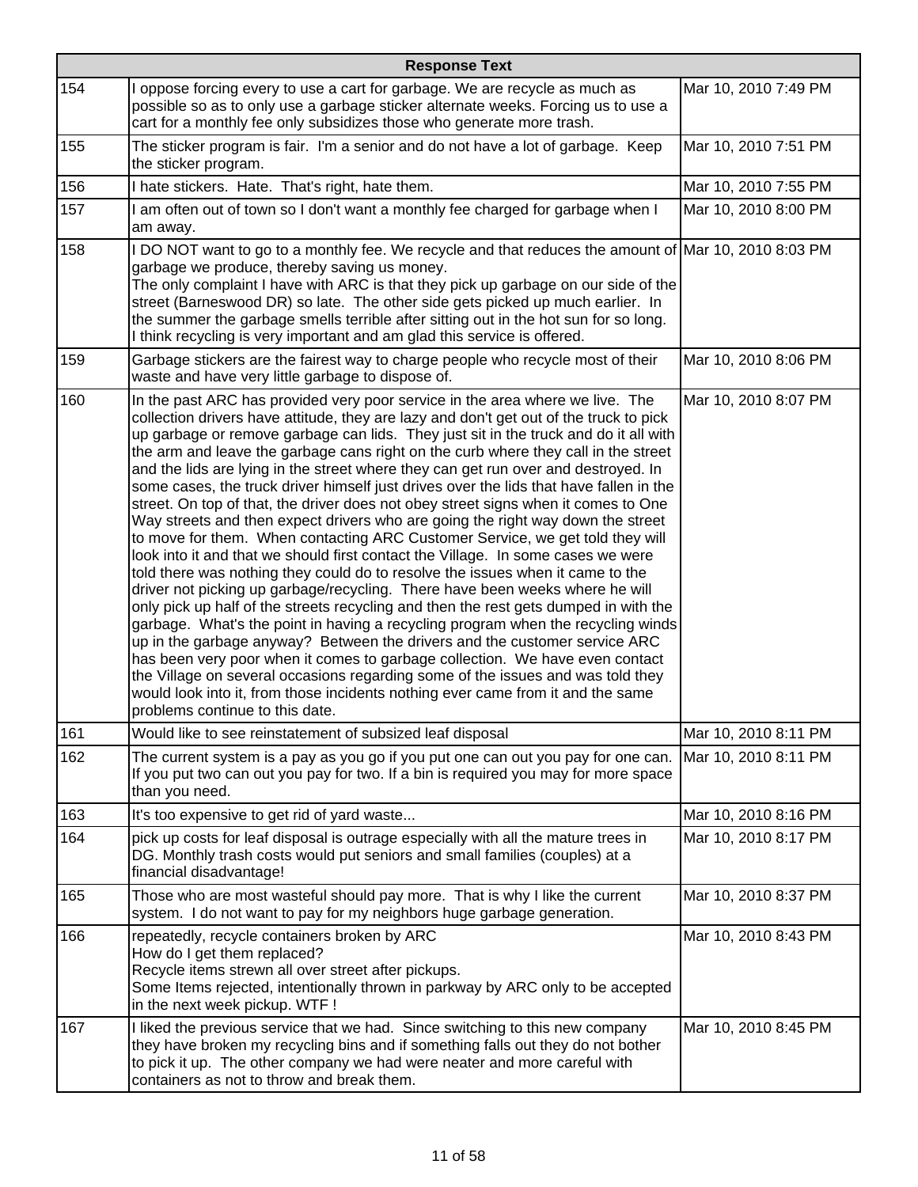| | Response Text | |
|---|---|---|
| 154 | I oppose forcing every to use a cart for garbage. We are recycle as much as possible so as to only use a garbage sticker alternate weeks. Forcing us to use a cart for a monthly fee only subsidizes those who generate more trash. | Mar 10, 2010 7:49 PM |
| 155 | The sticker program is fair. I'm a senior and do not have a lot of garbage. Keep the sticker program. | Mar 10, 2010 7:51 PM |
| 156 | I hate stickers. Hate. That's right, hate them. | Mar 10, 2010 7:55 PM |
| 157 | I am often out of town so I don't want a monthly fee charged for garbage when I am away. | Mar 10, 2010 8:00 PM |
| 158 | I DO NOT want to go to a monthly fee. We recycle and that reduces the amount of garbage we produce, thereby saving us money.<br>The only complaint I have with ARC is that they pick up garbage on our side of the street (Barneswood DR) so late. The other side gets picked up much earlier. In the summer the garbage smells terrible after sitting out in the hot sun for so long.<br>I think recycling is very important and am glad this service is offered. | Mar 10, 2010 8:03 PM |
| 159 | Garbage stickers are the fairest way to charge people who recycle most of their waste and have very little garbage to dispose of. | Mar 10, 2010 8:06 PM |
| 160 | In the past ARC has provided very poor service in the area where we live. The collection drivers have attitude, they are lazy and don't get out of the truck to pick up garbage or remove garbage can lids. They just sit in the truck and do it all with the arm and leave the garbage cans right on the curb where they call in the street and the lids are lying in the street where they can get run over and destroyed. In some cases, the truck driver himself just drives over the lids that have fallen in the street. On top of that, the driver does not obey street signs when it comes to One Way streets and then expect drivers who are going the right way down the street to move for them. When contacting ARC Customer Service, we get told they will look into it and that we should first contact the Village. In some cases we were told there was nothing they could do to resolve the issues when it came to the driver not picking up garbage/recycling. There have been weeks where he will only pick up half of the streets recycling and then the rest gets dumped in with the garbage. What's the point in having a recycling program when the recycling winds up in the garbage anyway? Between the drivers and the customer service ARC has been very poor when it comes to garbage collection. We have even contact the Village on several occasions regarding some of the issues and was told they would look into it, from those incidents nothing ever came from it and the same problems continue to this date. | Mar 10, 2010 8:07 PM |
| 161 | Would like to see reinstatement of subsized leaf disposal | Mar 10, 2010 8:11 PM |
| 162 | The current system is a pay as you go if you put one can out you pay for one can. If you put two can out you pay for two. If a bin is required you may for more space than you need. | Mar 10, 2010 8:11 PM |
| 163 | It's too expensive to get rid of yard waste... | Mar 10, 2010 8:16 PM |
| 164 | pick up costs for leaf disposal is outrage especially with all the mature trees in DG. Monthly trash costs would put seniors and small families (couples) at a financial disadvantage! | Mar 10, 2010 8:17 PM |
| 165 | Those who are most wasteful should pay more. That is why I like the current system. I do not want to pay for my neighbors huge garbage generation. | Mar 10, 2010 8:37 PM |
| 166 | repeatedly, recycle containers broken by ARC<br>How do I get them replaced?<br>Recycle items strewn all over street after pickups.<br>Some Items rejected, intentionally thrown in parkway by ARC only to be accepted in the next week pickup. WTF ! | Mar 10, 2010 8:43 PM |
| 167 | I liked the previous service that we had. Since switching to this new company they have broken my recycling bins and if something falls out they do not bother to pick it up. The other company we had were neater and more careful with containers as not to throw and break them. | Mar 10, 2010 8:45 PM |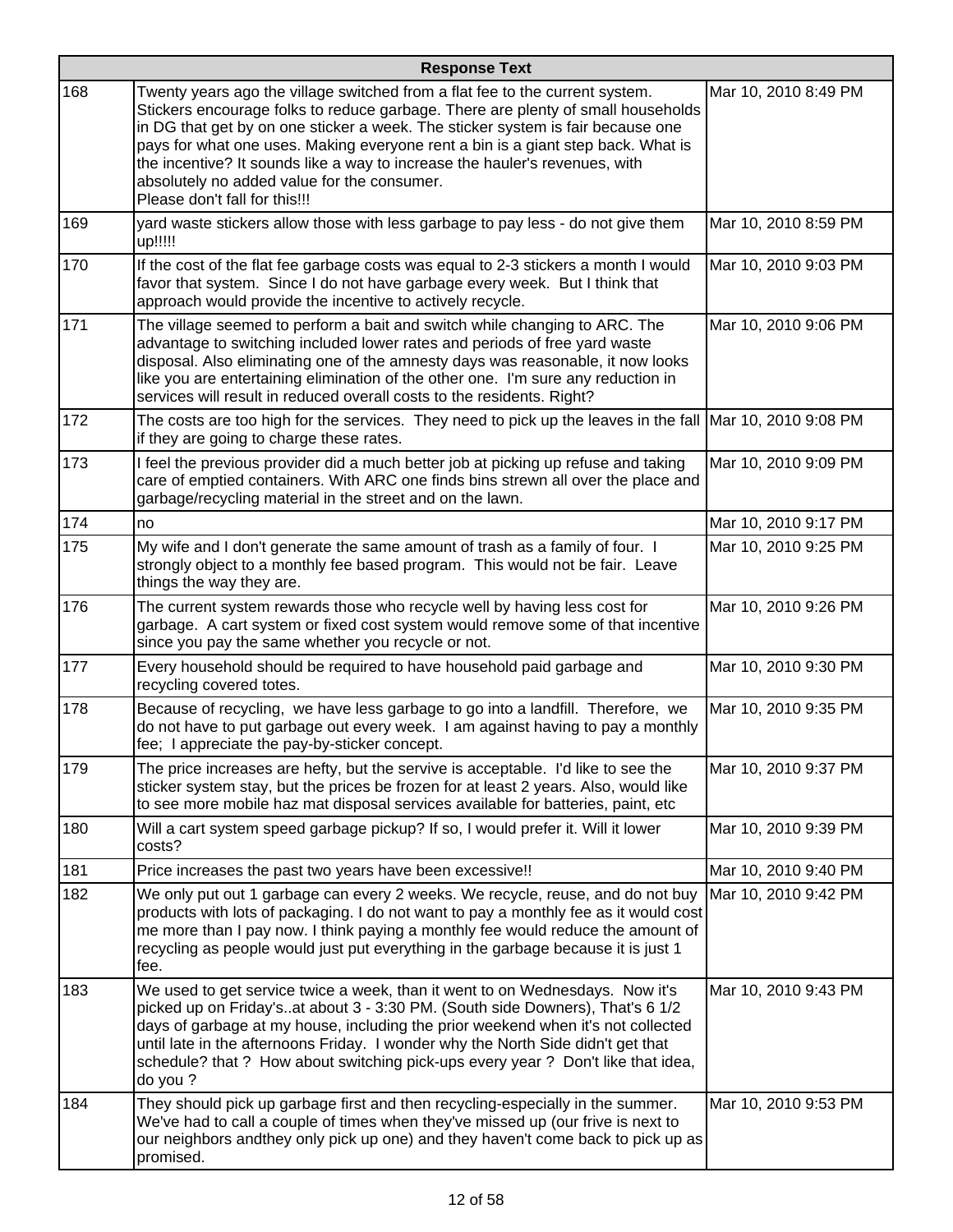| | Response Text | |
|---|---|---|
| 168 | Twenty years ago the village switched from a flat fee to the current system. Stickers encourage folks to reduce garbage. There are plenty of small households in DG that get by on one sticker a week. The sticker system is fair because one pays for what one uses. Making everyone rent a bin is a giant step back. What is the incentive? It sounds like a way to increase the hauler's revenues, with absolutely no added value for the consumer.<br>Please don't fall for this!!! | Mar 10, 2010 8:49 PM |
| 169 | yard waste stickers allow those with less garbage to pay less - do not give them up!!!!! | Mar 10, 2010 8:59 PM |
| 170 | If the cost of the flat fee garbage costs was equal to 2-3 stickers a month I would favor that system. Since I do not have garbage every week. But I think that approach would provide the incentive to actively recycle. | Mar 10, 2010 9:03 PM |
| 171 | The village seemed to perform a bait and switch while changing to ARC. The advantage to switching included lower rates and periods of free yard waste disposal. Also eliminating one of the amnesty days was reasonable, it now looks like you are entertaining elimination of the other one. I'm sure any reduction in services will result in reduced overall costs to the residents. Right? | Mar 10, 2010 9:06 PM |
| 172 | The costs are too high for the services. They need to pick up the leaves in the fall if they are going to charge these rates. | Mar 10, 2010 9:08 PM |
| 173 | I feel the previous provider did a much better job at picking up refuse and taking care of emptied containers. With ARC one finds bins strewn all over the place and garbage/recycling material in the street and on the lawn. | Mar 10, 2010 9:09 PM |
| 174 | no | Mar 10, 2010 9:17 PM |
| 175 | My wife and I don't generate the same amount of trash as a family of four. I strongly object to a monthly fee based program. This would not be fair. Leave things the way they are. | Mar 10, 2010 9:25 PM |
| 176 | The current system rewards those who recycle well by having less cost for garbage. A cart system or fixed cost system would remove some of that incentive since you pay the same whether you recycle or not. | Mar 10, 2010 9:26 PM |
| 177 | Every household should be required to have household paid garbage and recycling covered totes. | Mar 10, 2010 9:30 PM |
| 178 | Because of recycling, we have less garbage to go into a landfill. Therefore, we do not have to put garbage out every week. I am against having to pay a monthly fee; I appreciate the pay-by-sticker concept. | Mar 10, 2010 9:35 PM |
| 179 | The price increases are hefty, but the servive is acceptable. I'd like to see the sticker system stay, but the prices be frozen for at least 2 years. Also, would like to see more mobile haz mat disposal services available for batteries, paint, etc | Mar 10, 2010 9:37 PM |
| 180 | Will a cart system speed garbage pickup? If so, I would prefer it. Will it lower costs? | Mar 10, 2010 9:39 PM |
| 181 | Price increases the past two years have been excessive!! | Mar 10, 2010 9:40 PM |
| 182 | We only put out 1 garbage can every 2 weeks. We recycle, reuse, and do not buy products with lots of packaging. I do not want to pay a monthly fee as it would cost me more than I pay now. I think paying a monthly fee would reduce the amount of recycling as people would just put everything in the garbage because it is just 1 fee. | Mar 10, 2010 9:42 PM |
| 183 | We used to get service twice a week, than it went to on Wednesdays. Now it's picked up on Friday's..at about 3 - 3:30 PM. (South side Downers), That's 6 1/2 days of garbage at my house, including the prior weekend when it's not collected until late in the afternoons Friday. I wonder why the North Side didn't get that schedule? that ? How about switching pick-ups every year ? Don't like that idea, do you ? | Mar 10, 2010 9:43 PM |
| 184 | They should pick up garbage first and then recycling-especially in the summer. We've had to call a couple of times when they've missed up (our frive is next to our neighbors andthey only pick up one) and they haven't come back to pick up as promised. | Mar 10, 2010 9:53 PM |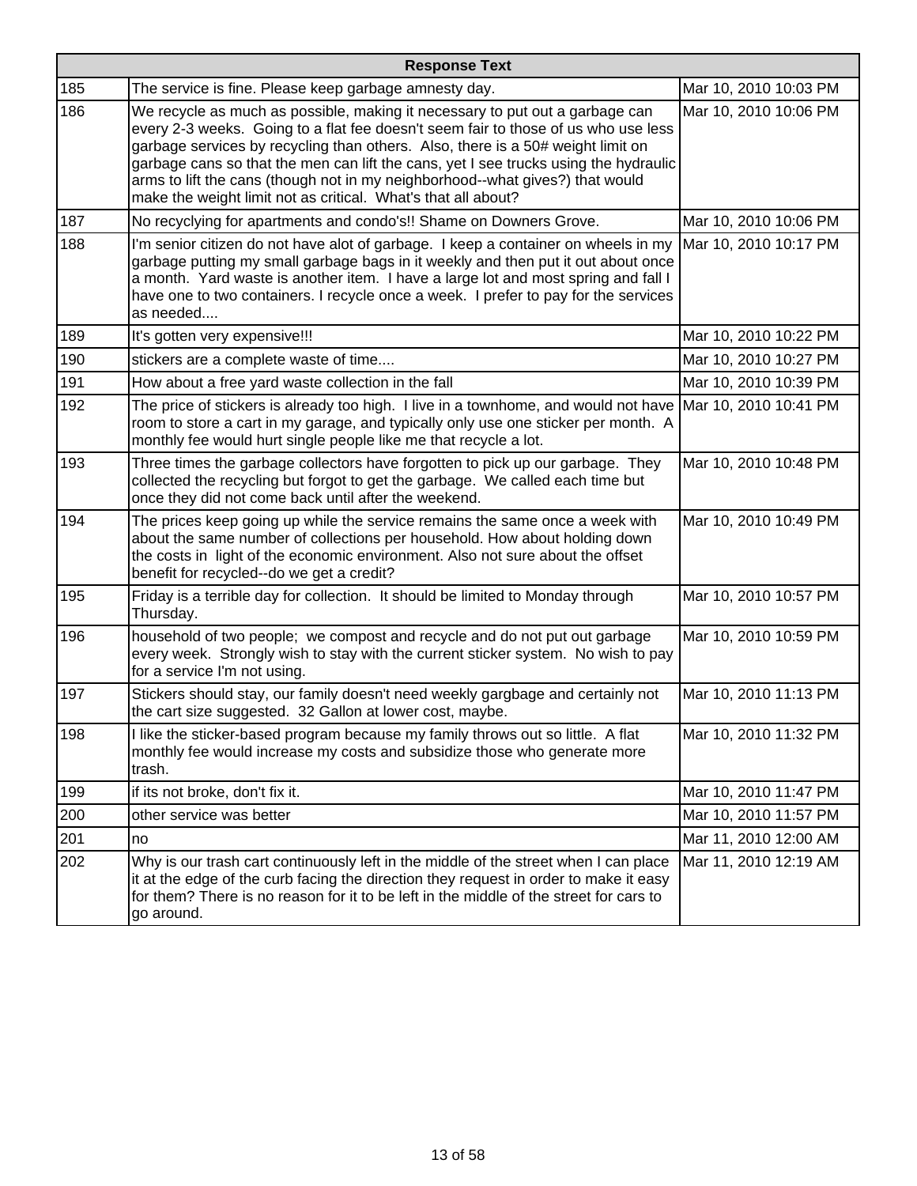| | Response Text | |
|---|---|---|
| 185 | The service is fine. Please keep garbage amnesty day. | Mar 10, 2010 10:03 PM |
| 186 | We recycle as much as possible, making it necessary to put out a garbage can every 2-3 weeks. Going to a flat fee doesn't seem fair to those of us who use less garbage services by recycling than others. Also, there is a 50# weight limit on garbage cans so that the men can lift the cans, yet I see trucks using the hydraulic arms to lift the cans (though not in my neighborhood--what gives?) that would make the weight limit not as critical. What's that all about? | Mar 10, 2010 10:06 PM |
| 187 | No recyclying for apartments and condo's!! Shame on Downers Grove. | Mar 10, 2010 10:06 PM |
| 188 | I'm senior citizen do not have alot of garbage. I keep a container on wheels in my garbage putting my small garbage bags in it weekly and then put it out about once a month. Yard waste is another item. I have a large lot and most spring and fall I have one to two containers. I recycle once a week. I prefer to pay for the services as needed.... | Mar 10, 2010 10:17 PM |
| 189 | It's gotten very expensive!!! | Mar 10, 2010 10:22 PM |
| 190 | stickers are a complete waste of time.... | Mar 10, 2010 10:27 PM |
| 191 | How about a free yard waste collection in the fall | Mar 10, 2010 10:39 PM |
| 192 | The price of stickers is already too high. I live in a townhome, and would not have room to store a cart in my garage, and typically only use one sticker per month. A monthly fee would hurt single people like me that recycle a lot. | Mar 10, 2010 10:41 PM |
| 193 | Three times the garbage collectors have forgotten to pick up our garbage. They collected the recycling but forgot to get the garbage. We called each time but once they did not come back until after the weekend. | Mar 10, 2010 10:48 PM |
| 194 | The prices keep going up while the service remains the same once a week with about the same number of collections per household. How about holding down the costs in light of the economic environment. Also not sure about the offset benefit for recycled--do we get a credit? | Mar 10, 2010 10:49 PM |
| 195 | Friday is a terrible day for collection. It should be limited to Monday through Thursday. | Mar 10, 2010 10:57 PM |
| 196 | household of two people; we compost and recycle and do not put out garbage every week. Strongly wish to stay with the current sticker system. No wish to pay for a service I'm not using. | Mar 10, 2010 10:59 PM |
| 197 | Stickers should stay, our family doesn't need weekly gargbage and certainly not the cart size suggested. 32 Gallon at lower cost, maybe. | Mar 10, 2010 11:13 PM |
| 198 | I like the sticker-based program because my family throws out so little. A flat monthly fee would increase my costs and subsidize those who generate more trash. | Mar 10, 2010 11:32 PM |
| 199 | if its not broke, don't fix it. | Mar 10, 2010 11:47 PM |
| 200 | other service was better | Mar 10, 2010 11:57 PM |
| 201 | no | Mar 11, 2010 12:00 AM |
| 202 | Why is our trash cart continuously left in the middle of the street when I can place it at the edge of the curb facing the direction they request in order to make it easy for them? There is no reason for it to be left in the middle of the street for cars to go around. | Mar 11, 2010 12:19 AM |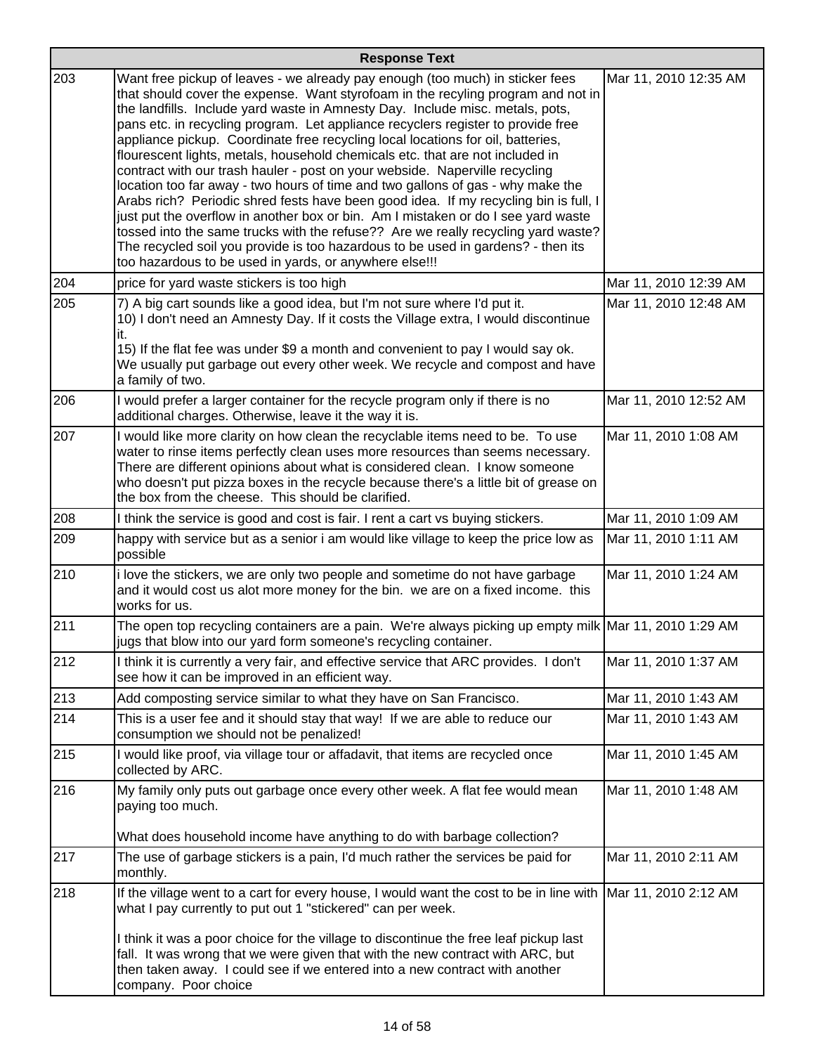| | Response Text | |
|---|---|---|
| 203 | Want free pickup of leaves - we already pay enough (too much) in sticker fees that should cover the expense. Want styrofoam in the recyling program and not in the landfills. Include yard waste in Amnesty Day. Include misc. metals, pots, pans etc. in recycling program. Let appliance recyclers register to provide free appliance pickup. Coordinate free recycling local locations for oil, batteries, flourescent lights, metals, household chemicals etc. that are not included in contract with our trash hauler - post on your webside. Naperville recycling location too far away - two hours of time and two gallons of gas - why make the Arabs rich? Periodic shred fests have been good idea. If my recycling bin is full, I just put the overflow in another box or bin. Am I mistaken or do I see yard waste tossed into the same trucks with the refuse?? Are we really recycling yard waste? The recycled soil you provide is too hazardous to be used in gardens? - then its too hazardous to be used in yards, or anywhere else!!! | Mar 11, 2010 12:35 AM |
| 204 | price for yard waste stickers is too high | Mar 11, 2010 12:39 AM |
| 205 | 7) A big cart sounds like a good idea, but I'm not sure where I'd put it.<br>10) I don't need an Amnesty Day. If it costs the Village extra, I would discontinue it.<br>15) If the flat fee was under $9 a month and convenient to pay I would say ok. We usually put garbage out every other week. We recycle and compost and have a family of two. | Mar 11, 2010 12:48 AM |
| 206 | I would prefer a larger container for the recycle program only if there is no additional charges. Otherwise, leave it the way it is. | Mar 11, 2010 12:52 AM |
| 207 | I would like more clarity on how clean the recyclable items need to be. To use water to rinse items perfectly clean uses more resources than seems necessary. There are different opinions about what is considered clean. I know someone who doesn't put pizza boxes in the recycle because there's a little bit of grease on the box from the cheese. This should be clarified. | Mar 11, 2010 1:08 AM |
| 208 | I think the service is good and cost is fair. I rent a cart vs buying stickers. | Mar 11, 2010 1:09 AM |
| 209 | happy with service but as a senior i am would like village to keep the price low as possible | Mar 11, 2010 1:11 AM |
| 210 | i love the stickers, we are only two people and sometime do not have garbage and it would cost us alot more money for the bin. we are on a fixed income. this works for us. | Mar 11, 2010 1:24 AM |
| 211 | The open top recycling containers are a pain. We're always picking up empty milk jugs that blow into our yard form someone's recycling container. | Mar 11, 2010 1:29 AM |
| 212 | I think it is currently a very fair, and effective service that ARC provides. I don't see how it can be improved in an efficient way. | Mar 11, 2010 1:37 AM |
| 213 | Add composting service similar to what they have on San Francisco. | Mar 11, 2010 1:43 AM |
| 214 | This is a user fee and it should stay that way! If we are able to reduce our consumption we should not be penalized! | Mar 11, 2010 1:43 AM |
| 215 | I would like proof, via village tour or affadavit, that items are recycled once collected by ARC. | Mar 11, 2010 1:45 AM |
| 216 | My family only puts out garbage once every other week. A flat fee would mean paying too much.<br><br>What does household income have anything to do with barbage collection? | Mar 11, 2010 1:48 AM |
| 217 | The use of garbage stickers is a pain, I'd much rather the services be paid for monthly. | Mar 11, 2010 2:11 AM |
| 218 | If the village went to a cart for every house, I would want the cost to be in line with what I pay currently to put out 1 "stickered" can per week.<br><br>I think it was a poor choice for the village to discontinue the free leaf pickup last fall. It was wrong that we were given that with the new contract with ARC, but then taken away. I could see if we entered into a new contract with another company. Poor choice | Mar 11, 2010 2:12 AM |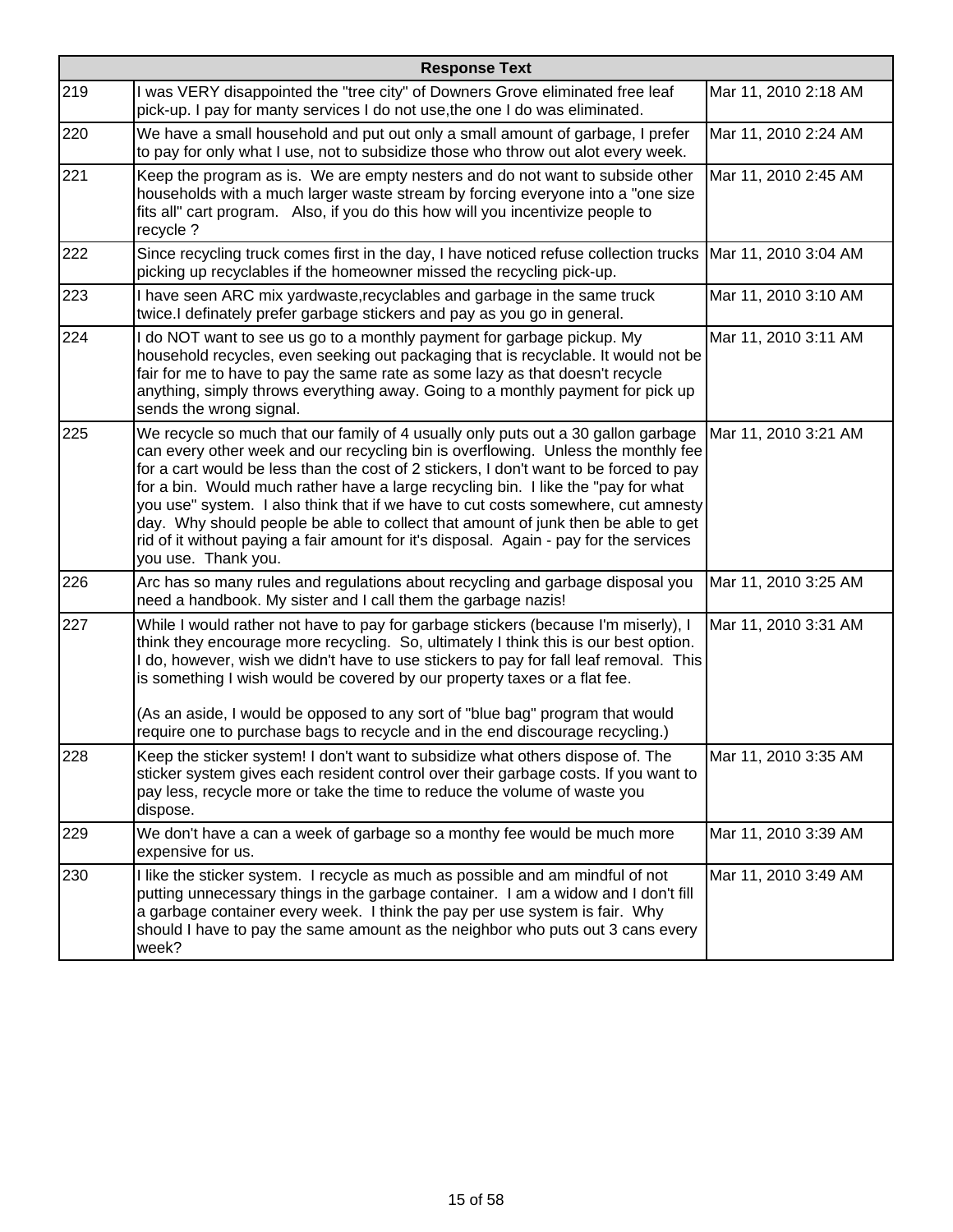| | Response Text | |
|---|---|---|
| 219 | I was VERY disappointed the "tree city" of Downers Grove eliminated free leaf pick-up. I pay for manty services I do not use,the one I do was eliminated. | Mar 11, 2010 2:18 AM |
| 220 | We have a small household and put out only a small amount of garbage, I prefer to pay for only what I use, not to subsidize those who throw out alot every week. | Mar 11, 2010 2:24 AM |
| 221 | Keep the program as is. We are empty nesters and do not want to subside other households with a much larger waste stream by forcing everyone into a "one size fits all" cart program. Also, if you do this how will you incentivize people to recycle ? | Mar 11, 2010 2:45 AM |
| 222 | Since recycling truck comes first in the day, I have noticed refuse collection trucks picking up recyclables if the homeowner missed the recycling pick-up. | Mar 11, 2010 3:04 AM |
| 223 | I have seen ARC mix yardwaste,recyclables and garbage in the same truck twice.I definately prefer garbage stickers and pay as you go in general. | Mar 11, 2010 3:10 AM |
| 224 | I do NOT want to see us go to a monthly payment for garbage pickup. My household recycles, even seeking out packaging that is recyclable. It would not be fair for me to have to pay the same rate as some lazy as that doesn't recycle anything, simply throws everything away. Going to a monthly payment for pick up sends the wrong signal. | Mar 11, 2010 3:11 AM |
| 225 | We recycle so much that our family of 4 usually only puts out a 30 gallon garbage can every other week and our recycling bin is overflowing. Unless the monthly fee for a cart would be less than the cost of 2 stickers, I don't want to be forced to pay for a bin. Would much rather have a large recycling bin. I like the "pay for what you use" system. I also think that if we have to cut costs somewhere, cut amnesty day. Why should people be able to collect that amount of junk then be able to get rid of it without paying a fair amount for it's disposal. Again - pay for the services you use. Thank you. | Mar 11, 2010 3:21 AM |
| 226 | Arc has so many rules and regulations about recycling and garbage disposal you need a handbook. My sister and I call them the garbage nazis! | Mar 11, 2010 3:25 AM |
| 227 | While I would rather not have to pay for garbage stickers (because I'm miserly), I think they encourage more recycling. So, ultimately I think this is our best option. I do, however, wish we didn't have to use stickers to pay for fall leaf removal. This is something I wish would be covered by our property taxes or a flat fee.<br><br>(As an aside, I would be opposed to any sort of "blue bag" program that would require one to purchase bags to recycle and in the end discourage recycling.) | Mar 11, 2010 3:31 AM |
| 228 | Keep the sticker system! I don't want to subsidize what others dispose of. The sticker system gives each resident control over their garbage costs. If you want to pay less, recycle more or take the time to reduce the volume of waste you dispose. | Mar 11, 2010 3:35 AM |
| 229 | We don't have a can a week of garbage so a monthy fee would be much more expensive for us. | Mar 11, 2010 3:39 AM |
| 230 | I like the sticker system. I recycle as much as possible and am mindful of not putting unnecessary things in the garbage container. I am a widow and I don't fill a garbage container every week. I think the pay per use system is fair. Why should I have to pay the same amount as the neighbor who puts out 3 cans every week? | Mar 11, 2010 3:49 AM |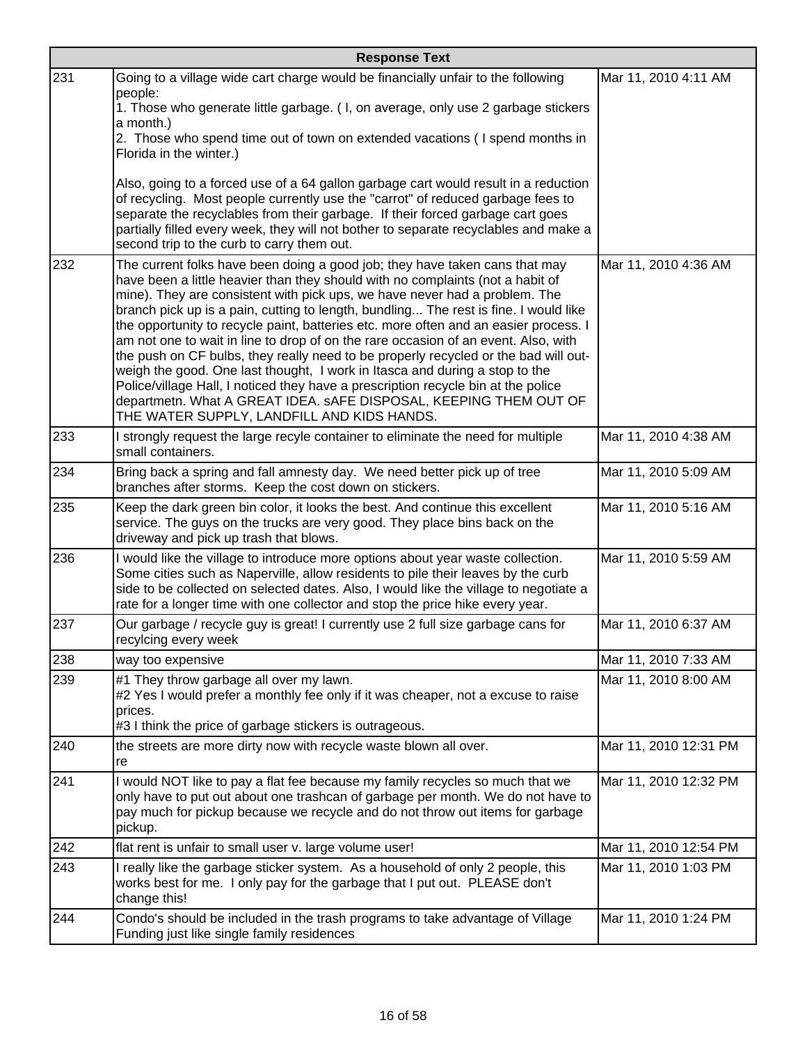| | Response Text | |
|---|---|---|
| 231 | Going to a village wide cart charge would be financially unfair to the following people:<br>1. Those who generate little garbage. ( I, on average, only use 2 garbage stickers a month.)<br>2. Those who spend time out of town on extended vacations ( I spend months in Florida in the winter.)<br><br>Also, going to a forced use of a 64 gallon garbage cart would result in a reduction of recycling. Most people currently use the "carrot" of reduced garbage fees to separate the recyclables from their garbage. If their forced garbage cart goes partially filled every week, they will not bother to separate recyclables and make a second trip to the curb to carry them out. | Mar 11, 2010 4:11 AM |
| 232 | The current folks have been doing a good job; they have taken cans that may have been a little heavier than they should with no complaints (not a habit of mine). They are consistent with pick ups, we have never had a problem. The branch pick up is a pain, cutting to length, bundling... The rest is fine. I would like the opportunity to recycle paint, batteries etc. more often and an easier process. I am not one to wait in line to drop of on the rare occasion of an event. Also, with the push on CF bulbs, they really need to be properly recycled or the bad will out-weigh the good. One last thought, I work in Itasca and during a stop to the Police/village Hall, I noticed they have a prescription recycle bin at the police departmetn. What A GREAT IDEA. sAFE DISPOSAL, KEEPING THEM OUT OF THE WATER SUPPLY, LANDFILL AND KIDS HANDS. | Mar 11, 2010 4:36 AM |
| 233 | I strongly request the large recyle container to eliminate the need for multiple small containers. | Mar 11, 2010 4:38 AM |
| 234 | Bring back a spring and fall amnesty day. We need better pick up of tree branches after storms. Keep the cost down on stickers. | Mar 11, 2010 5:09 AM |
| 235 | Keep the dark green bin color, it looks the best. And continue this excellent service. The guys on the trucks are very good. They place bins back on the driveway and pick up trash that blows. | Mar 11, 2010 5:16 AM |
| 236 | I would like the village to introduce more options about year waste collection. Some cities such as Naperville, allow residents to pile their leaves by the curb side to be collected on selected dates. Also, I would like the village to negotiate a rate for a longer time with one collector and stop the price hike every year. | Mar 11, 2010 5:59 AM |
| 237 | Our garbage / recycle guy is great! I currently use 2 full size garbage cans for recylcing every week | Mar 11, 2010 6:37 AM |
| 238 | way too expensive | Mar 11, 2010 7:33 AM |
| 239 | #1 They throw garbage all over my lawn.<br>#2 Yes I would prefer a monthly fee only if it was cheaper, not a excuse to raise prices.<br>#3 I think the price of garbage stickers is outrageous. | Mar 11, 2010 8:00 AM |
| 240 | the streets are more dirty now with recycle waste blown all over.<br>re | Mar 11, 2010 12:31 PM |
| 241 | I would NOT like to pay a flat fee because my family recycles so much that we only have to put out about one trashcan of garbage per month. We do not have to pay much for pickup because we recycle and do not throw out items for garbage pickup. | Mar 11, 2010 12:32 PM |
| 242 | flat rent is unfair to small user v. large volume user! | Mar 11, 2010 12:54 PM |
| 243 | I really like the garbage sticker system. As a household of only 2 people, this works best for me. I only pay for the garbage that I put out. PLEASE don't change this! | Mar 11, 2010 1:03 PM |
| 244 | Condo's should be included in the trash programs to take advantage of Village Funding just like single family residences | Mar 11, 2010 1:24 PM |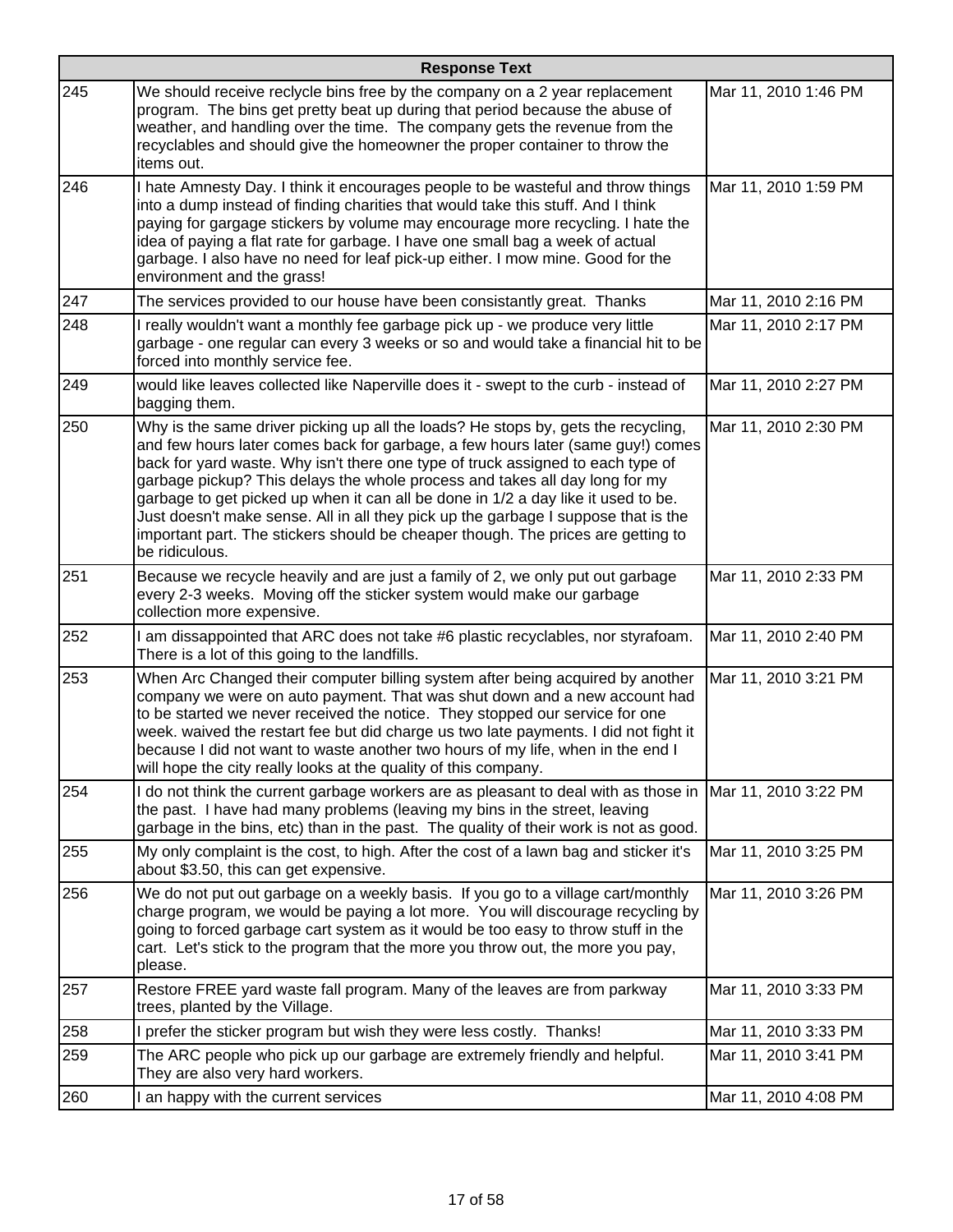| | Response Text | |
|---|---|---|
| 245 | We should receive reclycle bins free by the company on a 2 year replacement program. The bins get pretty beat up during that period because the abuse of weather, and handling over the time. The company gets the revenue from the recyclables and should give the homeowner the proper container to throw the items out. | Mar 11, 2010 1:46 PM |
| 246 | I hate Amnesty Day. I think it encourages people to be wasteful and throw things into a dump instead of finding charities that would take this stuff. And I think paying for gargage stickers by volume may encourage more recycling. I hate the idea of paying a flat rate for garbage. I have one small bag a week of actual garbage. I also have no need for leaf pick-up either. I mow mine. Good for the environment and the grass! | Mar 11, 2010 1:59 PM |
| 247 | The services provided to our house have been consistantly great. Thanks | Mar 11, 2010 2:16 PM |
| 248 | I really wouldn't want a monthly fee garbage pick up - we produce very little garbage - one regular can every 3 weeks or so and would take a financial hit to be forced into monthly service fee. | Mar 11, 2010 2:17 PM |
| 249 | would like leaves collected like Naperville does it - swept to the curb - instead of bagging them. | Mar 11, 2010 2:27 PM |
| 250 | Why is the same driver picking up all the loads? He stops by, gets the recycling, and few hours later comes back for garbage, a few hours later (same guy!) comes back for yard waste. Why isn't there one type of truck assigned to each type of garbage pickup? This delays the whole process and takes all day long for my garbage to get picked up when it can all be done in 1/2 a day like it used to be. Just doesn't make sense. All in all they pick up the garbage I suppose that is the important part. The stickers should be cheaper though. The prices are getting to be ridiculous. | Mar 11, 2010 2:30 PM |
| 251 | Because we recycle heavily and are just a family of 2, we only put out garbage every 2-3 weeks. Moving off the sticker system would make our garbage collection more expensive. | Mar 11, 2010 2:33 PM |
| 252 | I am dissappointed that ARC does not take #6 plastic recyclables, nor styrafoam. There is a lot of this going to the landfills. | Mar 11, 2010 2:40 PM |
| 253 | When Arc Changed their computer billing system after being acquired by another company we were on auto payment. That was shut down and a new account had to be started we never received the notice. They stopped our service for one week. waived the restart fee but did charge us two late payments. I did not fight it because I did not want to waste another two hours of my life, when in the end I will hope the city really looks at the quality of this company. | Mar 11, 2010 3:21 PM |
| 254 | I do not think the current garbage workers are as pleasant to deal with as those in the past. I have had many problems (leaving my bins in the street, leaving garbage in the bins, etc) than in the past. The quality of their work is not as good. | Mar 11, 2010 3:22 PM |
| 255 | My only complaint is the cost, to high. After the cost of a lawn bag and sticker it's about $3.50, this can get expensive. | Mar 11, 2010 3:25 PM |
| 256 | We do not put out garbage on a weekly basis. If you go to a village cart/monthly charge program, we would be paying a lot more. You will discourage recycling by going to forced garbage cart system as it would be too easy to throw stuff in the cart. Let's stick to the program that the more you throw out, the more you pay, please. | Mar 11, 2010 3:26 PM |
| 257 | Restore FREE yard waste fall program. Many of the leaves are from parkway trees, planted by the Village. | Mar 11, 2010 3:33 PM |
| 258 | I prefer the sticker program but wish they were less costly. Thanks! | Mar 11, 2010 3:33 PM |
| 259 | The ARC people who pick up our garbage are extremely friendly and helpful. They are also very hard workers. | Mar 11, 2010 3:41 PM |
| 260 | I an happy with the current services | Mar 11, 2010 4:08 PM |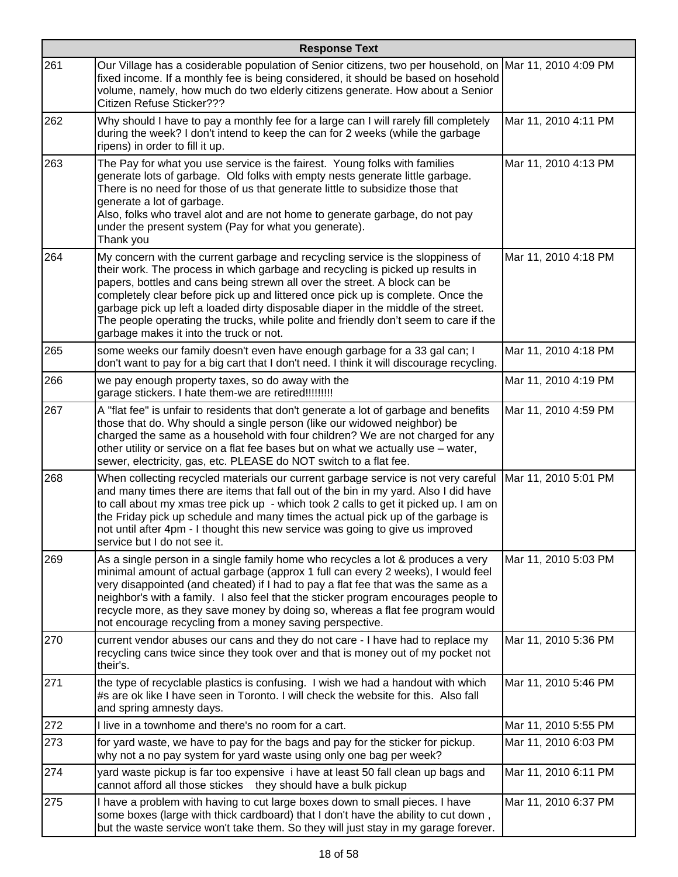| | Response Text | |
|---|---|---|
| 261 | Our Village has a cosiderable population of Senior citizens, two per household, on fixed income. If a monthly fee is being considered, it should be based on hosehold volume, namely, how much do two elderly citizens generate. How about a Senior Citizen Refuse Sticker??? | Mar 11, 2010 4:09 PM |
| 262 | Why should I have to pay a monthly fee for a large can I will rarely fill completely during the week? I don't intend to keep the can for 2 weeks (while the garbage ripens) in order to fill it up. | Mar 11, 2010 4:11 PM |
| 263 | The Pay for what you use service is the fairest. Young folks with families generate lots of garbage. Old folks with empty nests generate little garbage. There is no need for those of us that generate little to subsidize those that generate a lot of garbage.<br>Also, folks who travel alot and are not home to generate garbage, do not pay under the present system (Pay for what you generate).<br>Thank you | Mar 11, 2010 4:13 PM |
| 264 | My concern with the current garbage and recycling service is the sloppiness of their work. The process in which garbage and recycling is picked up results in papers, bottles and cans being strewn all over the street. A block can be completely clear before pick up and littered once pick up is complete. Once the garbage pick up left a loaded dirty disposable diaper in the middle of the street. The people operating the trucks, while polite and friendly don't seem to care if the garbage makes it into the truck or not. | Mar 11, 2010 4:18 PM |
| 265 | some weeks our family doesn't even have enough garbage for a 33 gal can; I don't want to pay for a big cart that I don't need. I think it will discourage recycling. | Mar 11, 2010 4:18 PM |
| 266 | we pay enough property taxes, so do away with the<br>garage stickers. I hate them-we are retired!!!!!!!!! | Mar 11, 2010 4:19 PM |
| 267 | A "flat fee" is unfair to residents that don't generate a lot of garbage and benefits those that do. Why should a single person (like our widowed neighbor) be charged the same as a household with four children? We are not charged for any other utility or service on a flat fee bases but on what we actually use – water, sewer, electricity, gas, etc. PLEASE do NOT switch to a flat fee. | Mar 11, 2010 4:59 PM |
| 268 | When collecting recycled materials our current garbage service is not very careful and many times there are items that fall out of the bin in my yard. Also I did have to call about my xmas tree pick up - which took 2 calls to get it picked up. I am on the Friday pick up schedule and many times the actual pick up of the garbage is not until after 4pm - I thought this new service was going to give us improved service but I do not see it. | Mar 11, 2010 5:01 PM |
| 269 | As a single person in a single family home who recycles a lot & produces a very minimal amount of actual garbage (approx 1 full can every 2 weeks), I would feel very disappointed (and cheated) if I had to pay a flat fee that was the same as a neighbor's with a family. I also feel that the sticker program encourages people to recycle more, as they save money by doing so, whereas a flat fee program would not encourage recycling from a money saving perspective. | Mar 11, 2010 5:03 PM |
| 270 | current vendor abuses our cans and they do not care - I have had to replace my recycling cans twice since they took over and that is money out of my pocket not their's. | Mar 11, 2010 5:36 PM |
| 271 | the type of recyclable plastics is confusing. I wish we had a handout with which #s are ok like I have seen in Toronto. I will check the website for this. Also fall and spring amnesty days. | Mar 11, 2010 5:46 PM |
| 272 | I live in a townhome and there's no room for a cart. | Mar 11, 2010 5:55 PM |
| 273 | for yard waste, we have to pay for the bags and pay for the sticker for pickup. why not a no pay system for yard waste using only one bag per week? | Mar 11, 2010 6:03 PM |
| 274 | yard waste pickup is far too expensive i have at least 50 fall clean up bags and cannot afford all those stickes they should have a bulk pickup | Mar 11, 2010 6:11 PM |
| 275 | I have a problem with having to cut large boxes down to small pieces. I have some boxes (large with thick cardboard) that I don't have the ability to cut down , but the waste service won't take them. So they will just stay in my garage forever. | Mar 11, 2010 6:37 PM |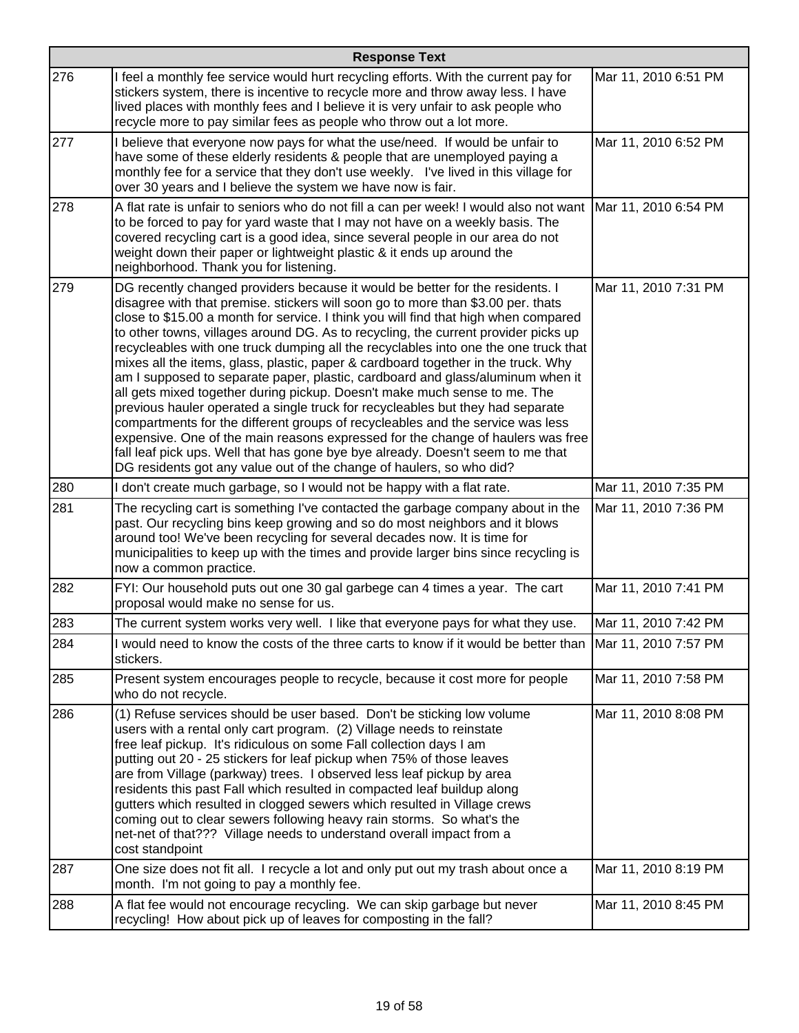| | Response Text | |
|---|---|---|
| 276 | I feel a monthly fee service would hurt recycling efforts. With the current pay for stickers system, there is incentive to recycle more and throw away less. I have lived places with monthly fees and I believe it is very unfair to ask people who recycle more to pay similar fees as people who throw out a lot more. | Mar 11, 2010 6:51 PM |
| 277 | I believe that everyone now pays for what the use/need. If would be unfair to have some of these elderly residents & people that are unemployed paying a monthly fee for a service that they don't use weekly. I've lived in this village for over 30 years and I believe the system we have now is fair. | Mar 11, 2010 6:52 PM |
| 278 | A flat rate is unfair to seniors who do not fill a can per week! I would also not want to be forced to pay for yard waste that I may not have on a weekly basis. The covered recycling cart is a good idea, since several people in our area do not weight down their paper or lightweight plastic & it ends up around the neighborhood. Thank you for listening. | Mar 11, 2010 6:54 PM |
| 279 | DG recently changed providers because it would be better for the residents. I disagree with that premise. stickers will soon go to more than $3.00 per. thats close to $15.00 a month for service. I think you will find that high when compared to other towns, villages around DG. As to recycling, the current provider picks up recycleables with one truck dumping all the recyclables into one the one truck that mixes all the items, glass, plastic, paper & cardboard together in the truck. Why am I supposed to separate paper, plastic, cardboard and glass/aluminum when it all gets mixed together during pickup. Doesn't make much sense to me. The previous hauler operated a single truck for recycleables but they had separate compartments for the different groups of recycleables and the service was less expensive. One of the main reasons expressed for the change of haulers was free fall leaf pick ups. Well that has gone bye bye already. Doesn't seem to me that DG residents got any value out of the change of haulers, so who did? | Mar 11, 2010 7:31 PM |
| 280 | I don't create much garbage, so I would not be happy with a flat rate. | Mar 11, 2010 7:35 PM |
| 281 | The recycling cart is something I've contacted the garbage company about in the past. Our recycling bins keep growing and so do most neighbors and it blows around too! We've been recycling for several decades now. It is time for municipalities to keep up with the times and provide larger bins since recycling is now a common practice. | Mar 11, 2010 7:36 PM |
| 282 | FYI: Our household puts out one 30 gal garbege can 4 times a year. The cart proposal would make no sense for us. | Mar 11, 2010 7:41 PM |
| 283 | The current system works very well. I like that everyone pays for what they use. | Mar 11, 2010 7:42 PM |
| 284 | I would need to know the costs of the three carts to know if it would be better than stickers. | Mar 11, 2010 7:57 PM |
| 285 | Present system encourages people to recycle, because it cost more for people who do not recycle. | Mar 11, 2010 7:58 PM |
| 286 | (1) Refuse services should be user based. Don't be sticking low volume users with a rental only cart program. (2) Village needs to reinstate free leaf pickup. It's ridiculous on some Fall collection days I am putting out 20 - 25 stickers for leaf pickup when 75% of those leaves are from Village (parkway) trees. I observed less leaf pickup by area residents this past Fall which resulted in compacted leaf buildup along gutters which resulted in clogged sewers which resulted in Village crews coming out to clear sewers following heavy rain storms. So what's the net-net of that??? Village needs to understand overall impact from a cost standpoint | Mar 11, 2010 8:08 PM |
| 287 | One size does not fit all. I recycle a lot and only put out my trash about once a month. I'm not going to pay a monthly fee. | Mar 11, 2010 8:19 PM |
| 288 | A flat fee would not encourage recycling. We can skip garbage but never recycling! How about pick up of leaves for composting in the fall? | Mar 11, 2010 8:45 PM |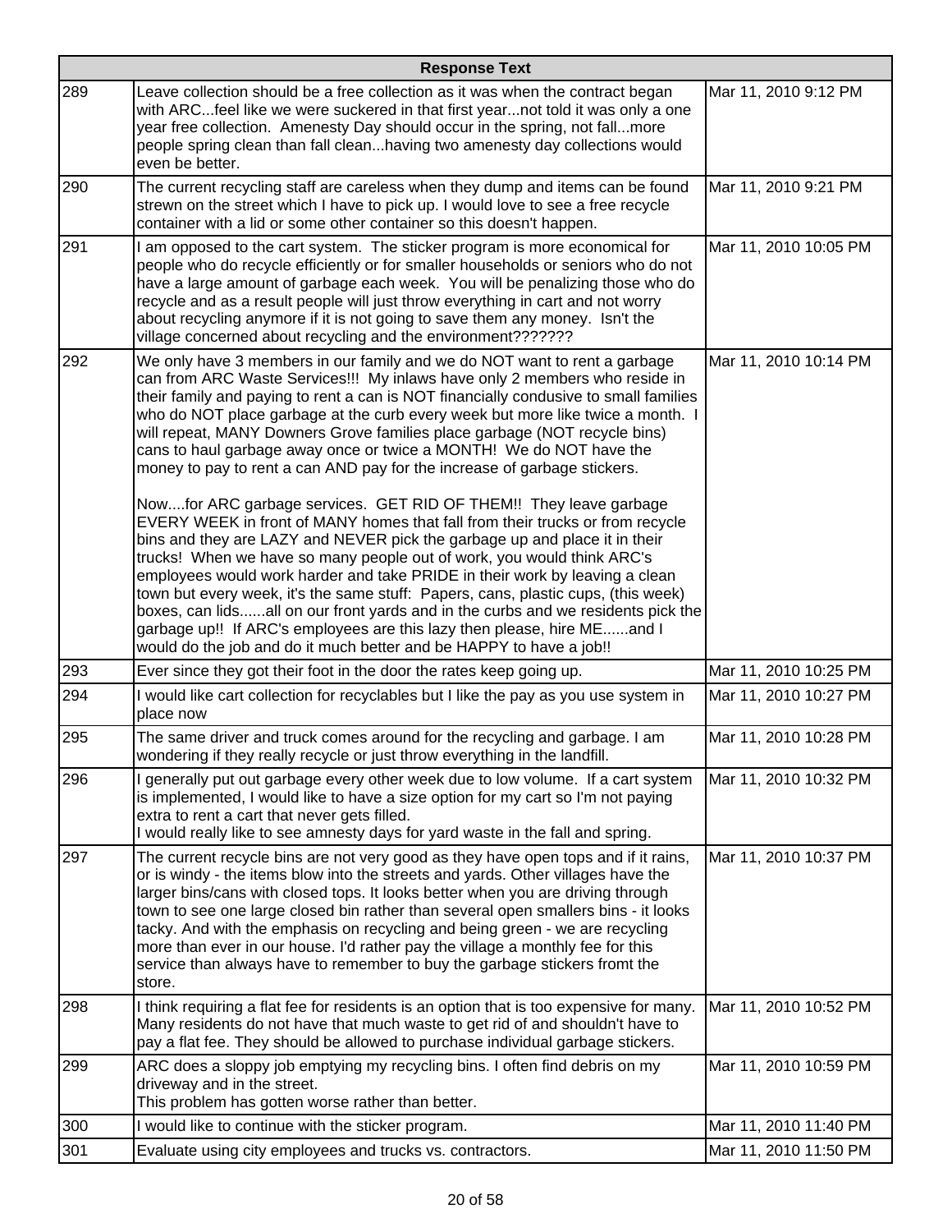| | Response Text | |
|---|---|---|
| 289 | Leave collection should be a free collection as it was when the contract began with ARC...feel like we were suckered in that first year...not told it was only a one year free collection. Amenesty Day should occur in the spring, not fall...more people spring clean than fall clean...having two amenesty day collections would even be better. | Mar 11, 2010 9:12 PM |
| 290 | The current recycling staff are careless when they dump and items can be found strewn on the street which I have to pick up. I would love to see a free recycle container with a lid or some other container so this doesn't happen. | Mar 11, 2010 9:21 PM |
| 291 | I am opposed to the cart system. The sticker program is more economical for people who do recycle efficiently or for smaller households or seniors who do not have a large amount of garbage each week. You will be penalizing those who do recycle and as a result people will just throw everything in cart and not worry about recycling anymore if it is not going to save them any money. Isn't the village concerned about recycling and the environment??????? | Mar 11, 2010 10:05 PM |
| 292 | We only have 3 members in our family and we do NOT want to rent a garbage can from ARC Waste Services!!! My inlaws have only 2 members who reside in their family and paying to rent a can is NOT financially condusive to small families who do NOT place garbage at the curb every week but more like twice a month. I will repeat, MANY Downers Grove families place garbage (NOT recycle bins) cans to haul garbage away once or twice a MONTH! We do NOT have the money to pay to rent a can AND pay for the increase of garbage stickers.<br><br>Now....for ARC garbage services. GET RID OF THEM!! They leave garbage EVERY WEEK in front of MANY homes that fall from their trucks or from recycle bins and they are LAZY and NEVER pick the garbage up and place it in their trucks! When we have so many people out of work, you would think ARC's employees would work harder and take PRIDE in their work by leaving a clean town but every week, it's the same stuff: Papers, cans, plastic cups, (this week) boxes, can lids......all on our front yards and in the curbs and we residents pick the garbage up!! If ARC's employees are this lazy then please, hire ME......and I would do the job and do it much better and be HAPPY to have a job!! | Mar 11, 2010 10:14 PM |
| 293 | Ever since they got their foot in the door the rates keep going up. | Mar 11, 2010 10:25 PM |
| 294 | I would like cart collection for recyclables but I like the pay as you use system in place now | Mar 11, 2010 10:27 PM |
| 295 | The same driver and truck comes around for the recycling and garbage. I am wondering if they really recycle or just throw everything in the landfill. | Mar 11, 2010 10:28 PM |
| 296 | I generally put out garbage every other week due to low volume. If a cart system is implemented, I would like to have a size option for my cart so I'm not paying extra to rent a cart that never gets filled.<br>I would really like to see amnesty days for yard waste in the fall and spring. | Mar 11, 2010 10:32 PM |
| 297 | The current recycle bins are not very good as they have open tops and if it rains, or is windy - the items blow into the streets and yards. Other villages have the larger bins/cans with closed tops. It looks better when you are driving through town to see one large closed bin rather than several open smallers bins - it looks tacky. And with the emphasis on recycling and being green - we are recycling more than ever in our house. I'd rather pay the village a monthly fee for this service than always have to remember to buy the garbage stickers fromt the store. | Mar 11, 2010 10:37 PM |
| 298 | I think requiring a flat fee for residents is an option that is too expensive for many. Many residents do not have that much waste to get rid of and shouldn't have to pay a flat fee. They should be allowed to purchase individual garbage stickers. | Mar 11, 2010 10:52 PM |
| 299 | ARC does a sloppy job emptying my recycling bins. I often find debris on my driveway and in the street.<br>This problem has gotten worse rather than better. | Mar 11, 2010 10:59 PM |
| 300 | I would like to continue with the sticker program. | Mar 11, 2010 11:40 PM |
| 301 | Evaluate using city employees and trucks vs. contractors. | Mar 11, 2010 11:50 PM |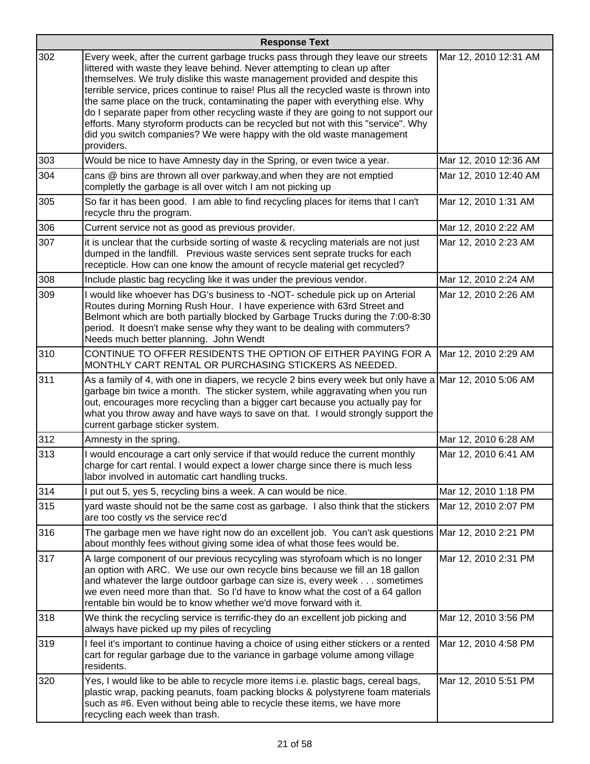| | Response Text | |
|---|---|---|
| 302 | Every week, after the current garbage trucks pass through they leave our streets littered with waste they leave behind. Never attempting to clean up after themselves. We truly dislike this waste management provided and despite this terrible service, prices continue to raise! Plus all the recycled waste is thrown into the same place on the truck, contaminating the paper with everything else. Why do I separate paper from other recycling waste if they are going to not support our efforts. Many styroform products can be recycled but not with this "service". Why did you switch companies? We were happy with the old waste management providers. | Mar 12, 2010 12:31 AM |
| 303 | Would be nice to have Amnesty day in the Spring, or even twice a year. | Mar 12, 2010 12:36 AM |
| 304 | cans @ bins are thrown all over parkway,and when they are not emptied completly the garbage is all over witch I am not picking up | Mar 12, 2010 12:40 AM |
| 305 | So far it has been good. I am able to find recycling places for items that I can't recycle thru the program. | Mar 12, 2010 1:31 AM |
| 306 | Current service not as good as previous provider. | Mar 12, 2010 2:22 AM |
| 307 | it is unclear that the curbside sorting of waste & recycling materials are not just dumped in the landfill. Previous waste services sent seprate trucks for each recepticle. How can one know the amount of recycle material get recycled? | Mar 12, 2010 2:23 AM |
| 308 | Include plastic bag recycling like it was under the previous vendor. | Mar 12, 2010 2:24 AM |
| 309 | I would like whoever has DG's business to -NOT- schedule pick up on Arterial Routes during Morning Rush Hour. I have experience with 63rd Street and Belmont which are both partially blocked by Garbage Trucks during the 7:00-8:30 period. It doesn't make sense why they want to be dealing with commuters? Needs much better planning. John Wendt | Mar 12, 2010 2:26 AM |
| 310 | CONTINUE TO OFFER RESIDENTS THE OPTION OF EITHER PAYING FOR A MONTHLY CART RENTAL OR PURCHASING STICKERS AS NEEDED. | Mar 12, 2010 2:29 AM |
| 311 | As a family of 4, with one in diapers, we recycle 2 bins every week but only have a garbage bin twice a month. The sticker system, while aggravating when you run out, encourages more recycling than a bigger cart because you actually pay for what you throw away and have ways to save on that. I would strongly support the current garbage sticker system. | Mar 12, 2010 5:06 AM |
| 312 | Amnesty in the spring. | Mar 12, 2010 6:28 AM |
| 313 | I would encourage a cart only service if that would reduce the current monthly charge for cart rental. I would expect a lower charge since there is much less labor involved in automatic cart handling trucks. | Mar 12, 2010 6:41 AM |
| 314 | I put out 5, yes 5, recycling bins a week. A can would be nice. | Mar 12, 2010 1:18 PM |
| 315 | yard waste should not be the same cost as garbage. I also think that the stickers are too costly vs the service rec'd | Mar 12, 2010 2:07 PM |
| 316 | The garbage men we have right now do an excellent job. You can't ask questions about monthly fees without giving some idea of what those fees would be. | Mar 12, 2010 2:21 PM |
| 317 | A large component of our previous recycyling was styrofoam which is no longer an option with ARC. We use our own recycle bins because we fill an 18 gallon and whatever the large outdoor garbage can size is, every week . . . sometimes we even need more than that. So I'd have to know what the cost of a 64 gallon rentable bin would be to know whether we'd move forward with it. | Mar 12, 2010 2:31 PM |
| 318 | We think the recycling service is terrific-they do an excellent job picking and always have picked up my piles of recycling | Mar 12, 2010 3:56 PM |
| 319 | I feel it's important to continue having a choice of using either stickers or a rented cart for regular garbage due to the variance in garbage volume among village residents. | Mar 12, 2010 4:58 PM |
| 320 | Yes, I would like to be able to recycle more items i.e. plastic bags, cereal bags, plastic wrap, packing peanuts, foam packing blocks & polystyrene foam materials such as #6. Even without being able to recycle these items, we have more recycling each week than trash. | Mar 12, 2010 5:51 PM |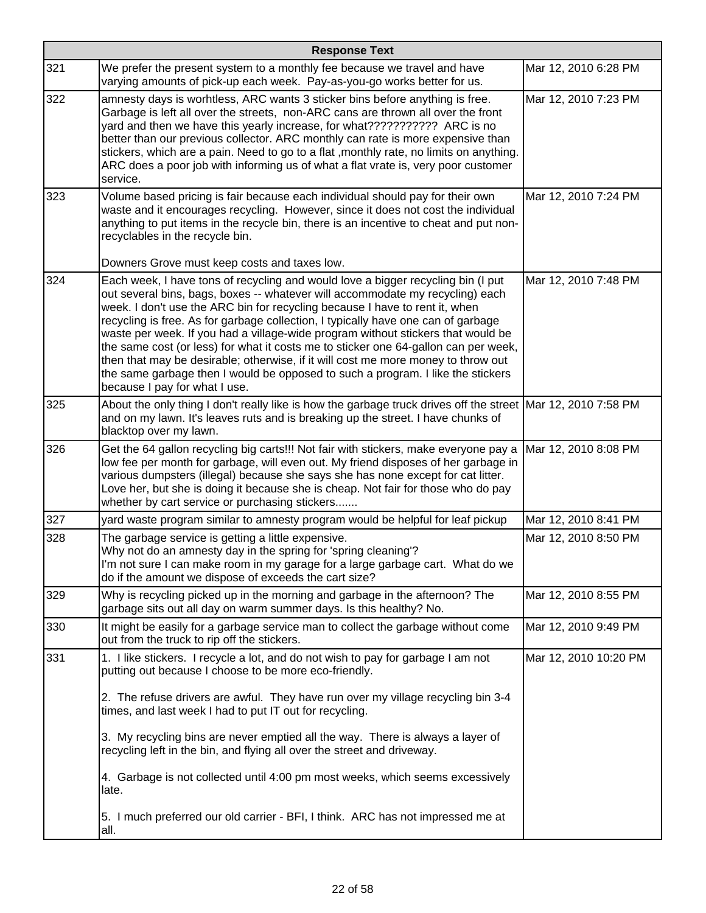| Response Text | | |
|---|---|---|
| 321 | We prefer the present system to a monthly fee because we travel and have varying amounts of pick-up each week. Pay-as-you-go works better for us. | Mar 12, 2010 6:28 PM |
| 322 | amnesty days is worhtless, ARC wants 3 sticker bins before anything is free. Garbage is left all over the streets, non-ARC cans are thrown all over the front yard and then we have this yearly increase, for what??????????? ARC is no better than our previous collector. ARC monthly can rate is more expensive than stickers, which are a pain. Need to go to a flat ,monthly rate, no limits on anything. ARC does a poor job with informing us of what a flat vrate is, very poor customer service. | Mar 12, 2010 7:23 PM |
| 323 | Volume based pricing is fair because each individual should pay for their own waste and it encourages recycling. However, since it does not cost the individual anything to put items in the recycle bin, there is an incentive to cheat and put non-recyclables in the recycle bin.<br><br>Downers Grove must keep costs and taxes low. | Mar 12, 2010 7:24 PM |
| 324 | Each week, I have tons of recycling and would love a bigger recycling bin (I put out several bins, bags, boxes -- whatever will accommodate my recycling) each week. I don't use the ARC bin for recycling because I have to rent it, when recycling is free. As for garbage collection, I typically have one can of garbage waste per week. If you had a village-wide program without stickers that would be the same cost (or less) for what it costs me to sticker one 64-gallon can per week, then that may be desirable; otherwise, if it will cost me more money to throw out the same garbage then I would be opposed to such a program. I like the stickers because I pay for what I use. | Mar 12, 2010 7:48 PM |
| 325 | About the only thing I don't really like is how the garbage truck drives off the street and on my lawn. It's leaves ruts and is breaking up the street. I have chunks of blacktop over my lawn. | Mar 12, 2010 7:58 PM |
| 326 | Get the 64 gallon recycling big carts!!! Not fair with stickers, make everyone pay a low fee per month for garbage, will even out. My friend disposes of her garbage in various dumpsters (illegal) because she says she has none except for cat litter. Love her, but she is doing it because she is cheap. Not fair for those who do pay whether by cart service or purchasing stickers....... | Mar 12, 2010 8:08 PM |
| 327 | yard waste program similar to amnesty program would be helpful for leaf pickup | Mar 12, 2010 8:41 PM |
| 328 | The garbage service is getting a little expensive.<br>Why not do an amnesty day in the spring for 'spring cleaning'?<br>I'm not sure I can make room in my garage for a large garbage cart. What do we do if the amount we dispose of exceeds the cart size? | Mar 12, 2010 8:50 PM |
| 329 | Why is recycling picked up in the morning and garbage in the afternoon? The garbage sits out all day on warm summer days. Is this healthy? No. | Mar 12, 2010 8:55 PM |
| 330 | It might be easily for a garbage service man to collect the garbage without come out from the truck to rip off the stickers. | Mar 12, 2010 9:49 PM |
| 331 | 1. I like stickers. I recycle a lot, and do not wish to pay for garbage I am not putting out because I choose to be more eco-friendly.<br><br>2. The refuse drivers are awful. They have run over my village recycling bin 3-4 times, and last week I had to put IT out for recycling.<br><br>3. My recycling bins are never emptied all the way. There is always a layer of recycling left in the bin, and flying all over the street and driveway.<br><br>4. Garbage is not collected until 4:00 pm most weeks, which seems excessively late.<br><br>5. I much preferred our old carrier - BFI, I think. ARC has not impressed me at all. | Mar 12, 2010 10:20 PM |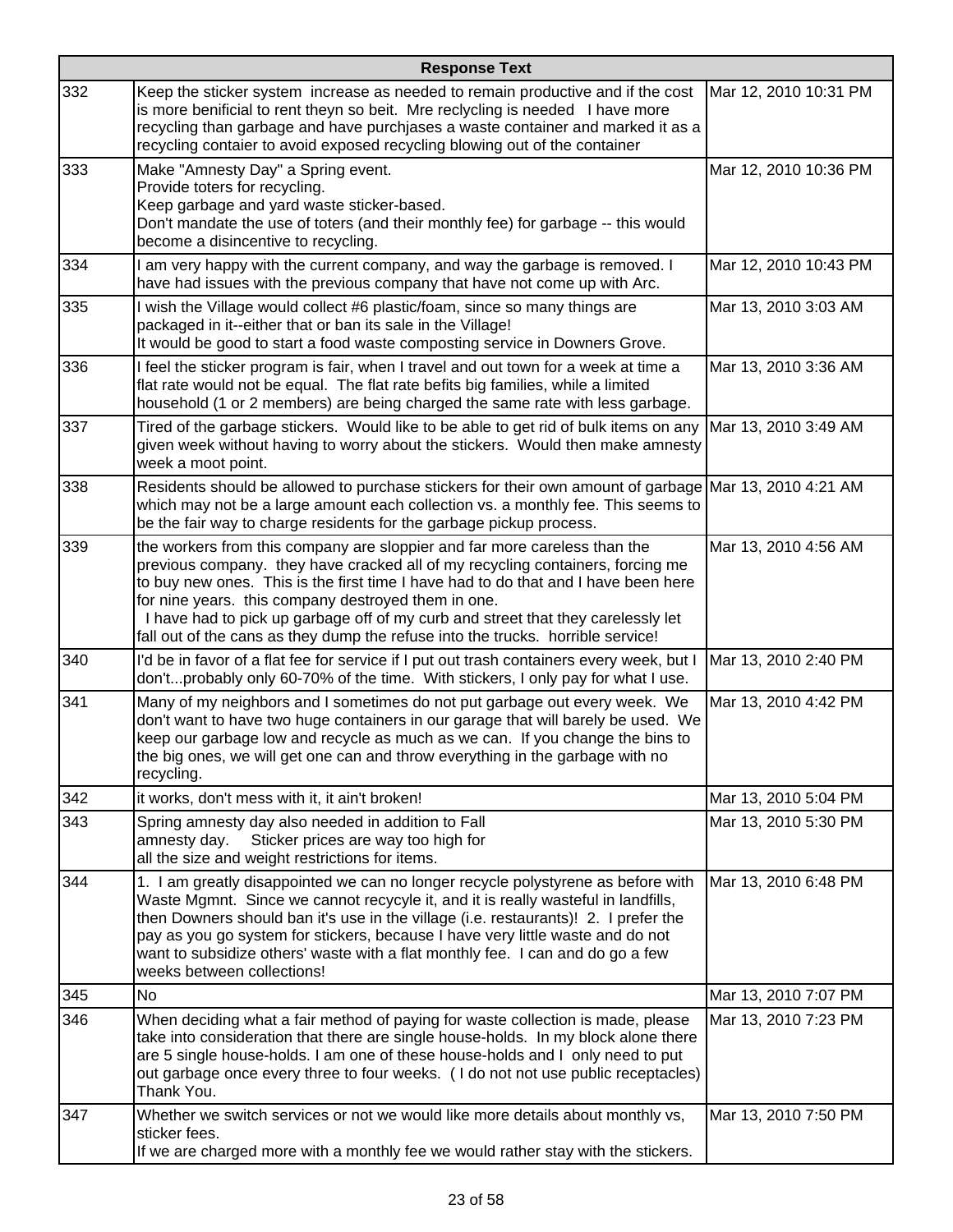| | Response Text | |
|---|---|---|
| 332 | Keep the sticker system increase as needed to remain productive and if the cost is more benificial to rent theyn so beit. Mre reclycling is needed I have more recycling than garbage and have purchjases a waste container and marked it as a recycling contaier to avoid exposed recycling blowing out of the container | Mar 12, 2010 10:31 PM |
| 333 | Make "Amnesty Day" a Spring event.<br>Provide toters for recycling.<br>Keep garbage and yard waste sticker-based.<br>Don't mandate the use of toters (and their monthly fee) for garbage -- this would become a disincentive to recycling. | Mar 12, 2010 10:36 PM |
| 334 | I am very happy with the current company, and way the garbage is removed. I have had issues with the previous company that have not come up with Arc. | Mar 12, 2010 10:43 PM |
| 335 | I wish the Village would collect #6 plastic/foam, since so many things are packaged in it--either that or ban its sale in the Village!<br>It would be good to start a food waste composting service in Downers Grove. | Mar 13, 2010 3:03 AM |
| 336 | I feel the sticker program is fair, when I travel and out town for a week at time a flat rate would not be equal. The flat rate befits big families, while a limited household (1 or 2 members) are being charged the same rate with less garbage. | Mar 13, 2010 3:36 AM |
| 337 | Tired of the garbage stickers. Would like to be able to get rid of bulk items on any given week without having to worry about the stickers. Would then make amnesty week a moot point. | Mar 13, 2010 3:49 AM |
| 338 | Residents should be allowed to purchase stickers for their own amount of garbage which may not be a large amount each collection vs. a monthly fee. This seems to be the fair way to charge residents for the garbage pickup process. | Mar 13, 2010 4:21 AM |
| 339 | the workers from this company are sloppier and far more careless than the previous company. they have cracked all of my recycling containers, forcing me to buy new ones. This is the first time I have had to do that and I have been here for nine years. this company destroyed them in one.<br>I have had to pick up garbage off of my curb and street that they carelessly let fall out of the cans as they dump the refuse into the trucks. horrible service! | Mar 13, 2010 4:56 AM |
| 340 | I'd be in favor of a flat fee for service if I put out trash containers every week, but I don't...probably only 60-70% of the time. With stickers, I only pay for what I use. | Mar 13, 2010 2:40 PM |
| 341 | Many of my neighbors and I sometimes do not put garbage out every week. We don't want to have two huge containers in our garage that will barely be used. We keep our garbage low and recycle as much as we can. If you change the bins to the big ones, we will get one can and throw everything in the garbage with no recycling. | Mar 13, 2010 4:42 PM |
| 342 | it works, don't mess with it, it ain't broken! | Mar 13, 2010 5:04 PM |
| 343 | Spring amnesty day also needed in addition to Fall amnesty day. Sticker prices are way too high for all the size and weight restrictions for items. | Mar 13, 2010 5:30 PM |
| 344 | 1. I am greatly disappointed we can no longer recycle polystyrene as before with Waste Mgmnt. Since we cannot recycyle it, and it is really wasteful in landfills, then Downers should ban it's use in the village (i.e. restaurants)! 2. I prefer the pay as you go system for stickers, because I have very little waste and do not want to subsidize others' waste with a flat monthly fee. I can and do go a few weeks between collections! | Mar 13, 2010 6:48 PM |
| 345 | No | Mar 13, 2010 7:07 PM |
| 346 | When deciding what a fair method of paying for waste collection is made, please take into consideration that there are single house-holds. In my block alone there are 5 single house-holds. I am one of these house-holds and I only need to put out garbage once every three to four weeks. ( I do not not use public receptacles) Thank You. | Mar 13, 2010 7:23 PM |
| 347 | Whether we switch services or not we would like more details about monthly vs, sticker fees.<br>If we are charged more with a monthly fee we would rather stay with the stickers. | Mar 13, 2010 7:50 PM |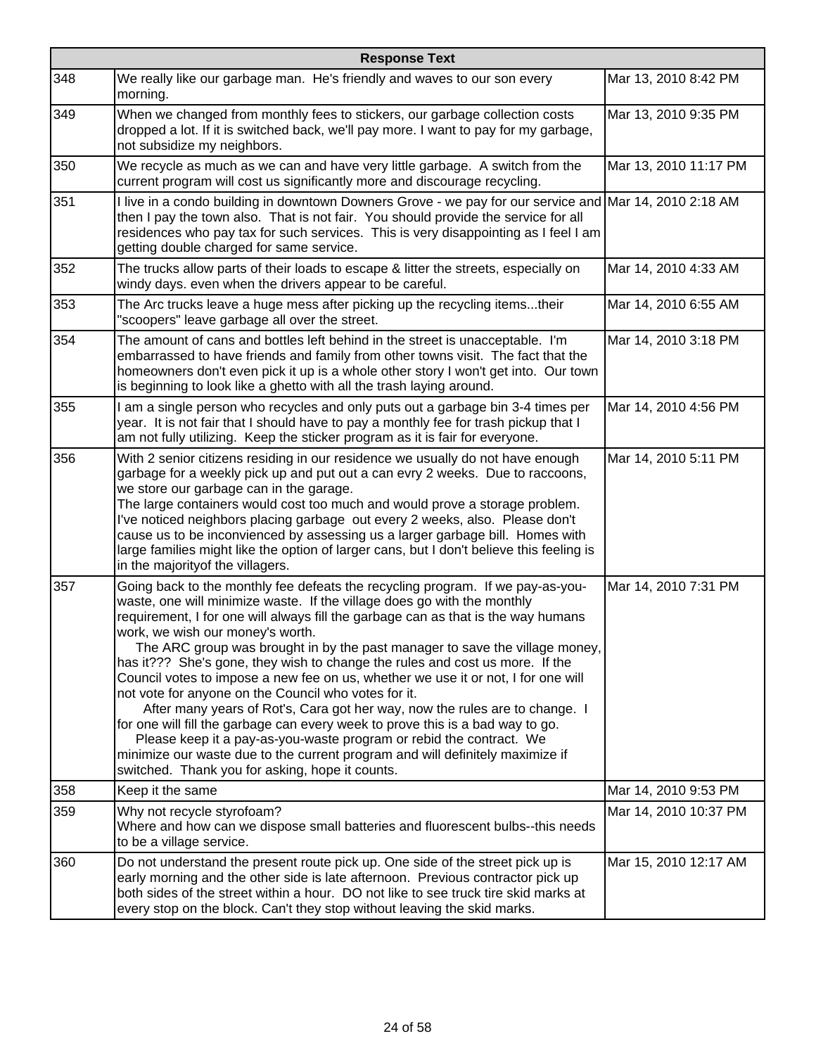| | Response Text | |
|---|---|---|
| 348 | We really like our garbage man. He's friendly and waves to our son every morning. | Mar 13, 2010 8:42 PM |
| 349 | When we changed from monthly fees to stickers, our garbage collection costs dropped a lot. If it is switched back, we'll pay more. I want to pay for my garbage, not subsidize my neighbors. | Mar 13, 2010 9:35 PM |
| 350 | We recycle as much as we can and have very little garbage. A switch from the current program will cost us significantly more and discourage recycling. | Mar 13, 2010 11:17 PM |
| 351 | I live in a condo building in downtown Downers Grove - we pay for our service and then I pay the town also. That is not fair. You should provide the service for all residences who pay tax for such services. This is very disappointing as I feel I am getting double charged for same service. | Mar 14, 2010 2:18 AM |
| 352 | The trucks allow parts of their loads to escape & litter the streets, especially on windy days. even when the drivers appear to be careful. | Mar 14, 2010 4:33 AM |
| 353 | The Arc trucks leave a huge mess after picking up the recycling items...their "scoopers" leave garbage all over the street. | Mar 14, 2010 6:55 AM |
| 354 | The amount of cans and bottles left behind in the street is unacceptable. I'm embarrassed to have friends and family from other towns visit. The fact that the homeowners don't even pick it up is a whole other story I won't get into. Our town is beginning to look like a ghetto with all the trash laying around. | Mar 14, 2010 3:18 PM |
| 355 | I am a single person who recycles and only puts out a garbage bin 3-4 times per year. It is not fair that I should have to pay a monthly fee for trash pickup that I am not fully utilizing. Keep the sticker program as it is fair for everyone. | Mar 14, 2010 4:56 PM |
| 356 | With 2 senior citizens residing in our residence we usually do not have enough garbage for a weekly pick up and put out a can evry 2 weeks. Due to raccoons, we store our garbage can in the garage.<br>The large containers would cost too much and would prove a storage problem. I've noticed neighbors placing garbage out every 2 weeks, also. Please don't cause us to be inconvienced by assessing us a larger garbage bill. Homes with large families might like the option of larger cans, but I don't believe this feeling is in the majorityof the villagers. | Mar 14, 2010 5:11 PM |
| 357 | Going back to the monthly fee defeats the recycling program. If we pay-as-you-waste, one will minimize waste. If the village does go with the monthly requirement, I for one will always fill the garbage can as that is the way humans work, we wish our money's worth.<br>The ARC group was brought in by the past manager to save the village money, has it??? She's gone, they wish to change the rules and cost us more. If the Council votes to impose a new fee on us, whether we use it or not, I for one will not vote for anyone on the Council who votes for it.<br>After many years of Rot's, Cara got her way, now the rules are to change. I for one will fill the garbage can every week to prove this is a bad way to go.<br>Please keep it a pay-as-you-waste program or rebid the contract. We minimize our waste due to the current program and will definitely maximize if switched. Thank you for asking, hope it counts. | Mar 14, 2010 7:31 PM |
| 358 | Keep it the same | Mar 14, 2010 9:53 PM |
| 359 | Why not recycle styrofoam?<br>Where and how can we dispose small batteries and fluorescent bulbs--this needs to be a village service. | Mar 14, 2010 10:37 PM |
| 360 | Do not understand the present route pick up. One side of the street pick up is early morning and the other side is late afternoon. Previous contractor pick up both sides of the street within a hour. DO not like to see truck tire skid marks at every stop on the block. Can't they stop without leaving the skid marks. | Mar 15, 2010 12:17 AM |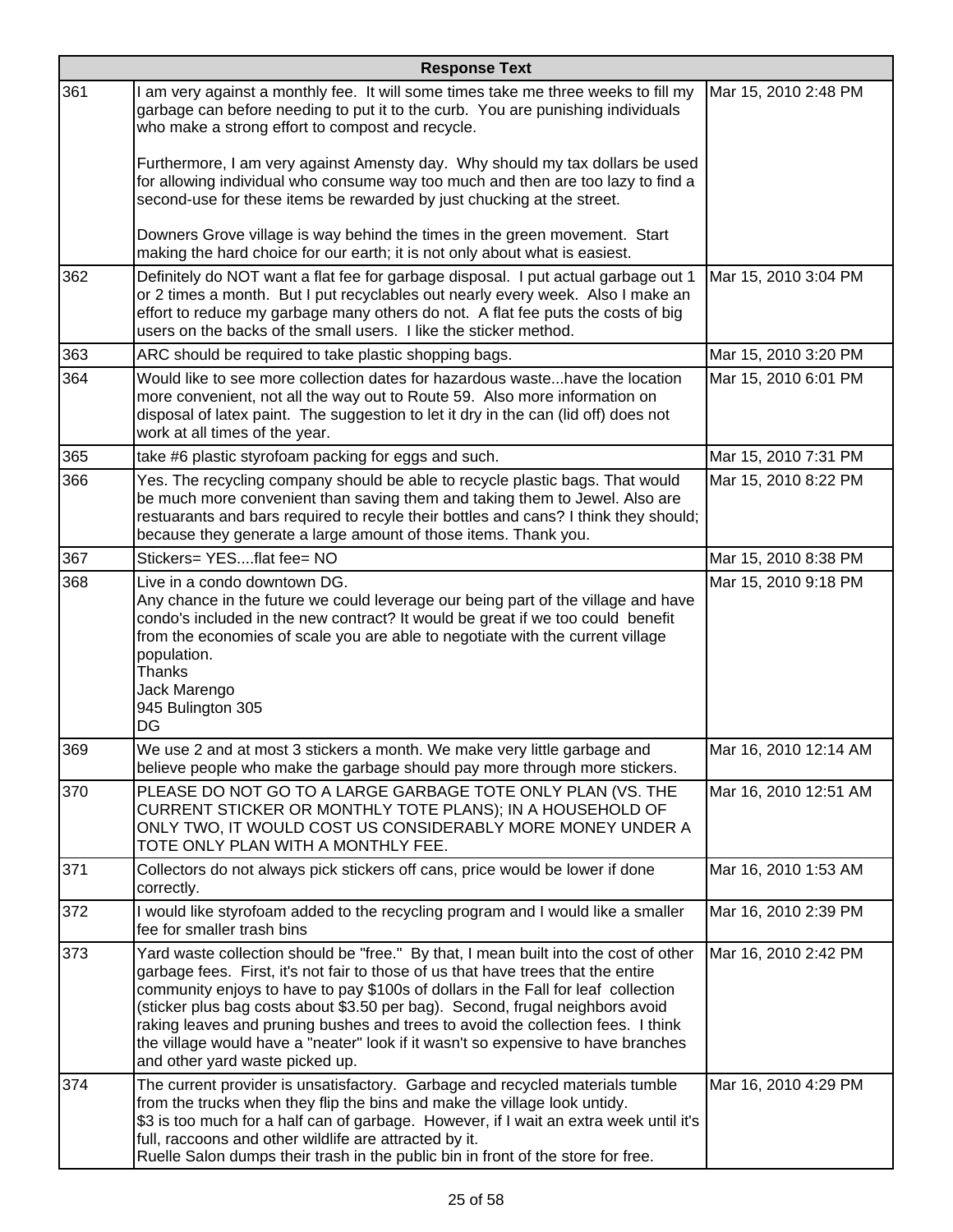| Response Text | | |
|---|---|---|
| 361 | I am very against a monthly fee. It will some times take me three weeks to fill my garbage can before needing to put it to the curb. You are punishing individuals who make a strong effort to compost and recycle.<br><br>Furthermore, I am very against Amensty day. Why should my tax dollars be used for allowing individual who consume way too much and then are too lazy to find a second-use for these items be rewarded by just chucking at the street.<br><br>Downers Grove village is way behind the times in the green movement. Start making the hard choice for our earth; it is not only about what is easiest. | Mar 15, 2010 2:48 PM |
| 362 | Definitely do NOT want a flat fee for garbage disposal. I put actual garbage out 1 or 2 times a month. But I put recyclables out nearly every week. Also I make an effort to reduce my garbage many others do not. A flat fee puts the costs of big users on the backs of the small users. I like the sticker method. | Mar 15, 2010 3:04 PM |
| 363 | ARC should be required to take plastic shopping bags. | Mar 15, 2010 3:20 PM |
| 364 | Would like to see more collection dates for hazardous waste...have the location more convenient, not all the way out to Route 59. Also more information on disposal of latex paint. The suggestion to let it dry in the can (lid off) does not work at all times of the year. | Mar 15, 2010 6:01 PM |
| 365 | take #6 plastic styrofoam packing for eggs and such. | Mar 15, 2010 7:31 PM |
| 366 | Yes. The recycling company should be able to recycle plastic bags. That would be much more convenient than saving them and taking them to Jewel. Also are restuarants and bars required to recyle their bottles and cans? I think they should; because they generate a large amount of those items. Thank you. | Mar 15, 2010 8:22 PM |
| 367 | Stickers= YES....flat fee= NO | Mar 15, 2010 8:38 PM |
| 368 | Live in a condo downtown DG.<br>Any chance in the future we could leverage our being part of the village and have condo's included in the new contract? It would be great if we too could benefit from the economies of scale you are able to negotiate with the current village population.<br>Thanks<br>Jack Marengo<br>945 Bulington 305<br>DG | Mar 15, 2010 9:18 PM |
| 369 | We use 2 and at most 3 stickers a month. We make very little garbage and believe people who make the garbage should pay more through more stickers. | Mar 16, 2010 12:14 AM |
| 370 | PLEASE DO NOT GO TO A LARGE GARBAGE TOTE ONLY PLAN (VS. THE CURRENT STICKER OR MONTHLY TOTE PLANS); IN A HOUSEHOLD OF ONLY TWO, IT WOULD COST US CONSIDERABLY MORE MONEY UNDER A TOTE ONLY PLAN WITH A MONTHLY FEE. | Mar 16, 2010 12:51 AM |
| 371 | Collectors do not always pick stickers off cans, price would be lower if done correctly. | Mar 16, 2010 1:53 AM |
| 372 | I would like styrofoam added to the recycling program and I would like a smaller fee for smaller trash bins | Mar 16, 2010 2:39 PM |
| 373 | Yard waste collection should be "free." By that, I mean built into the cost of other garbage fees. First, it's not fair to those of us that have trees that the entire community enjoys to have to pay $100s of dollars in the Fall for leaf collection (sticker plus bag costs about $3.50 per bag). Second, frugal neighbors avoid raking leaves and pruning bushes and trees to avoid the collection fees. I think the village would have a "neater" look if it wasn't so expensive to have branches and other yard waste picked up. | Mar 16, 2010 2:42 PM |
| 374 | The current provider is unsatisfactory. Garbage and recycled materials tumble from the trucks when they flip the bins and make the village look untidy.<br>$3 is too much for a half can of garbage. However, if I wait an extra week until it's full, raccoons and other wildlife are attracted by it.<br>Ruelle Salon dumps their trash in the public bin in front of the store for free. | Mar 16, 2010 4:29 PM |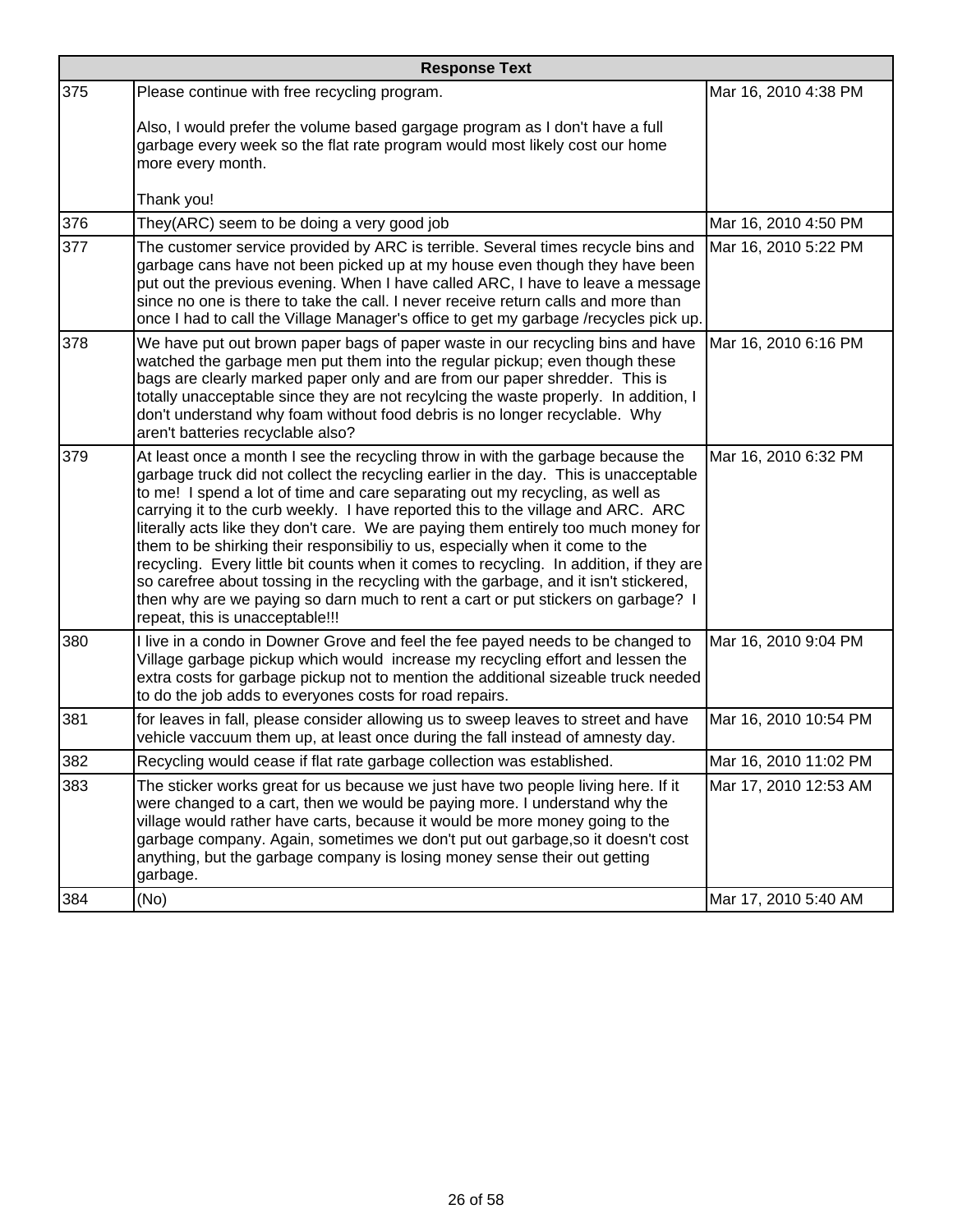| | Response Text | |
|---|---|---|
| 375 | Please continue with free recycling program.<br><br>Also, I would prefer the volume based gargage program as I don't have a full garbage every week so the flat rate program would most likely cost our home more every month.<br><br>Thank you! | Mar 16, 2010 4:38 PM |
| 376 | They(ARC) seem to be doing a very good job | Mar 16, 2010 4:50 PM |
| 377 | The customer service provided by ARC is terrible. Several times recycle bins and garbage cans have not been picked up at my house even though they have been put out the previous evening. When I have called ARC, I have to leave a message since no one is there to take the call. I never receive return calls and more than once I had to call the Village Manager's office to get my garbage /recycles pick up. | Mar 16, 2010 5:22 PM |
| 378 | We have put out brown paper bags of paper waste in our recycling bins and have watched the garbage men put them into the regular pickup; even though these bags are clearly marked paper only and are from our paper shredder. This is totally unacceptable since they are not recylcing the waste properly. In addition, I don't understand why foam without food debris is no longer recyclable. Why aren't batteries recyclable also? | Mar 16, 2010 6:16 PM |
| 379 | At least once a month I see the recycling throw in with the garbage because the garbage truck did not collect the recycling earlier in the day. This is unacceptable to me! I spend a lot of time and care separating out my recycling, as well as carrying it to the curb weekly. I have reported this to the village and ARC. ARC literally acts like they don't care. We are paying them entirely too much money for them to be shirking their responsibiliy to us, especially when it come to the recycling. Every little bit counts when it comes to recycling. In addition, if they are so carefree about tossing in the recycling with the garbage, and it isn't stickered, then why are we paying so darn much to rent a cart or put stickers on garbage? I repeat, this is unacceptable!!! | Mar 16, 2010 6:32 PM |
| 380 | I live in a condo in Downer Grove and feel the fee payed needs to be changed to Village garbage pickup which would increase my recycling effort and lessen the extra costs for garbage pickup not to mention the additional sizeable truck needed to do the job adds to everyones costs for road repairs. | Mar 16, 2010 9:04 PM |
| 381 | for leaves in fall, please consider allowing us to sweep leaves to street and have vehicle vaccuum them up, at least once during the fall instead of amnesty day. | Mar 16, 2010 10:54 PM |
| 382 | Recycling would cease if flat rate garbage collection was established. | Mar 16, 2010 11:02 PM |
| 383 | The sticker works great for us because we just have two people living here. If it were changed to a cart, then we would be paying more. I understand why the village would rather have carts, because it would be more money going to the garbage company. Again, sometimes we don't put out garbage,so it doesn't cost anything, but the garbage company is losing money sense their out getting garbage. | Mar 17, 2010 12:53 AM |
| 384 | (No) | Mar 17, 2010 5:40 AM |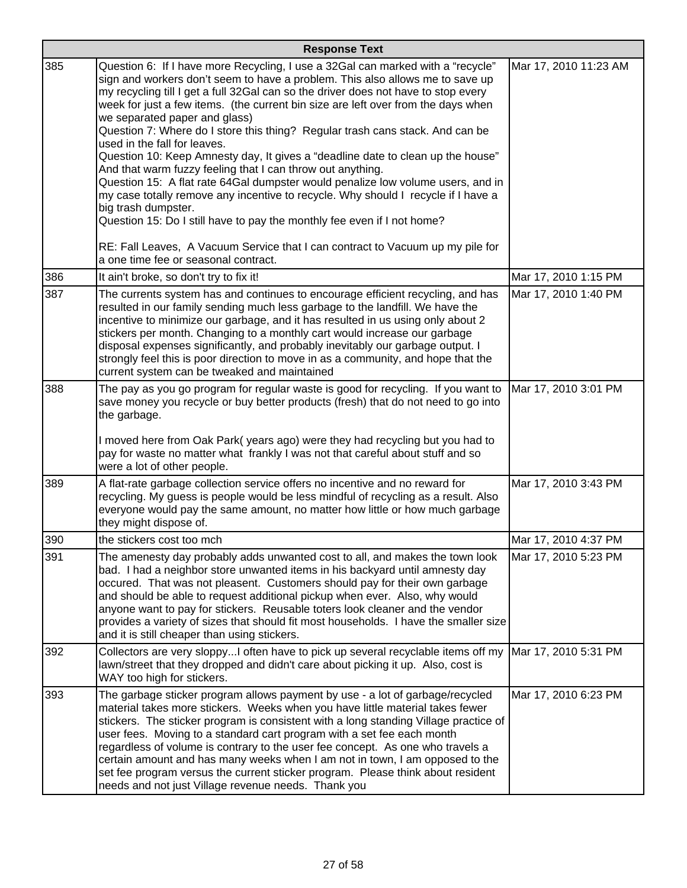| | Response Text | |
|---|---|---|
| 385 | Question 6: If I have more Recycling, I use a 32Gal can marked with a "recycle" sign and workers don't seem to have a problem. This also allows me to save up my recycling till I get a full 32Gal can so the driver does not have to stop every week for just a few items. (the current bin size are left over from the days when we separated paper and glass)<br>Question 7: Where do I store this thing? Regular trash cans stack. And can be used in the fall for leaves.<br>Question 10: Keep Amnesty day, It gives a "deadline date to clean up the house" And that warm fuzzy feeling that I can throw out anything.<br>Question 15: A flat rate 64Gal dumpster would penalize low volume users, and in my case totally remove any incentive to recycle. Why should I recycle if I have a big trash dumpster.<br>Question 15: Do I still have to pay the monthly fee even if I not home?<br><br>RE: Fall Leaves, A Vacuum Service that I can contract to Vacuum up my pile for a one time fee or seasonal contract. | Mar 17, 2010 11:23 AM |
| 386 | It ain't broke, so don't try to fix it! | Mar 17, 2010 1:15 PM |
| 387 | The currents system has and continues to encourage efficient recycling, and has resulted in our family sending much less garbage to the landfill. We have the incentive to minimize our garbage, and it has resulted in us using only about 2 stickers per month. Changing to a monthly cart would increase our garbage disposal expenses significantly, and probably inevitably our garbage output. I strongly feel this is poor direction to move in as a community, and hope that the current system can be tweaked and maintained | Mar 17, 2010 1:40 PM |
| 388 | The pay as you go program for regular waste is good for recycling. If you want to save money you recycle or buy better products (fresh) that do not need to go into the garbage.<br><br>I moved here from Oak Park( years ago) were they had recycling but you had to pay for waste no matter what frankly I was not that careful about stuff and so were a lot of other people. | Mar 17, 2010 3:01 PM |
| 389 | A flat-rate garbage collection service offers no incentive and no reward for recycling. My guess is people would be less mindful of recycling as a result. Also everyone would pay the same amount, no matter how little or how much garbage they might dispose of. | Mar 17, 2010 3:43 PM |
| 390 | the stickers cost too mch | Mar 17, 2010 4:37 PM |
| 391 | The amenesty day probably adds unwanted cost to all, and makes the town look bad. I had a neighbor store unwanted items in his backyard until amnesty day occured. That was not pleasent. Customers should pay for their own garbage and should be able to request additional pickup when ever. Also, why would anyone want to pay for stickers. Reusable toters look cleaner and the vendor provides a variety of sizes that should fit most households. I have the smaller size and it is still cheaper than using stickers. | Mar 17, 2010 5:23 PM |
| 392 | Collectors are very sloppy...I often have to pick up several recyclable items off my lawn/street that they dropped and didn't care about picking it up. Also, cost is WAY too high for stickers. | Mar 17, 2010 5:31 PM |
| 393 | The garbage sticker program allows payment by use - a lot of garbage/recycled material takes more stickers. Weeks when you have little material takes fewer stickers. The sticker program is consistent with a long standing Village practice of user fees. Moving to a standard cart program with a set fee each month regardless of volume is contrary to the user fee concept. As one who travels a certain amount and has many weeks when I am not in town, I am opposed to the set fee program versus the current sticker program. Please think about resident needs and not just Village revenue needs. Thank you | Mar 17, 2010 6:23 PM |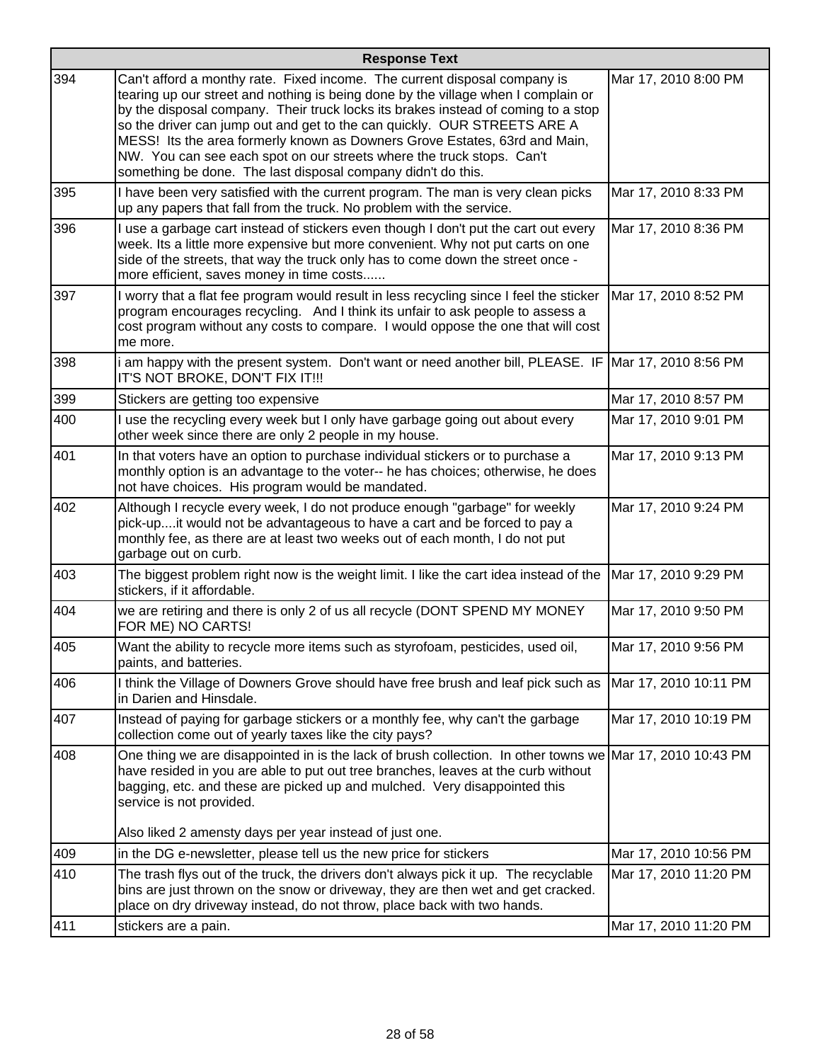| Response Text | | |
|---|---|---|
| 394 | Can't afford a monthy rate. Fixed income. The current disposal company is tearing up our street and nothing is being done by the village when I complain or by the disposal company. Their truck locks its brakes instead of coming to a stop so the driver can jump out and get to the can quickly. OUR STREETS ARE A MESS! Its the area formerly known as Downers Grove Estates, 63rd and Main, NW. You can see each spot on our streets where the truck stops. Can't something be done. The last disposal company didn't do this. | Mar 17, 2010 8:00 PM |
| 395 | I have been very satisfied with the current program. The man is very clean picks up any papers that fall from the truck. No problem with the service. | Mar 17, 2010 8:33 PM |
| 396 | I use a garbage cart instead of stickers even though I don't put the cart out every week. Its a little more expensive but more convenient. Why not put carts on one side of the streets, that way the truck only has to come down the street once - more efficient, saves money in time costs...... | Mar 17, 2010 8:36 PM |
| 397 | I worry that a flat fee program would result in less recycling since I feel the sticker program encourages recycling. And I think its unfair to ask people to assess a cost program without any costs to compare. I would oppose the one that will cost me more. | Mar 17, 2010 8:52 PM |
| 398 | i am happy with the present system. Don't want or need another bill, PLEASE. IF IT'S NOT BROKE, DON'T FIX IT!!! | Mar 17, 2010 8:56 PM |
| 399 | Stickers are getting too expensive | Mar 17, 2010 8:57 PM |
| 400 | I use the recycling every week but I only have garbage going out about every other week since there are only 2 people in my house. | Mar 17, 2010 9:01 PM |
| 401 | In that voters have an option to purchase individual stickers or to purchase a monthly option is an advantage to the voter-- he has choices; otherwise, he does not have choices. His program would be mandated. | Mar 17, 2010 9:13 PM |
| 402 | Although I recycle every week, I do not produce enough "garbage" for weekly pick-up....it would not be advantageous to have a cart and be forced to pay a monthly fee, as there are at least two weeks out of each month, I do not put garbage out on curb. | Mar 17, 2010 9:24 PM |
| 403 | The biggest problem right now is the weight limit. I like the cart idea instead of the stickers, if it affordable. | Mar 17, 2010 9:29 PM |
| 404 | we are retiring and there is only 2 of us all recycle (DONT SPEND MY MONEY FOR ME) NO CARTS! | Mar 17, 2010 9:50 PM |
| 405 | Want the ability to recycle more items such as styrofoam, pesticides, used oil, paints, and batteries. | Mar 17, 2010 9:56 PM |
| 406 | I think the Village of Downers Grove should have free brush and leaf pick such as in Darien and Hinsdale. | Mar 17, 2010 10:11 PM |
| 407 | Instead of paying for garbage stickers or a monthly fee, why can't the garbage collection come out of yearly taxes like the city pays? | Mar 17, 2010 10:19 PM |
| 408 | One thing we are disappointed in is the lack of brush collection. In other towns we have resided in you are able to put out tree branches, leaves at the curb without bagging, etc. and these are picked up and mulched. Very disappointed this service is not provided.<br><br>Also liked 2 amensty days per year instead of just one. | Mar 17, 2010 10:43 PM |
| 409 | in the DG e-newsletter, please tell us the new price for stickers | Mar 17, 2010 10:56 PM |
| 410 | The trash flys out of the truck, the drivers don't always pick it up. The recyclable bins are just thrown on the snow or driveway, they are then wet and get cracked. place on dry driveway instead, do not throw, place back with two hands. | Mar 17, 2010 11:20 PM |
| 411 | stickers are a pain. | Mar 17, 2010 11:20 PM |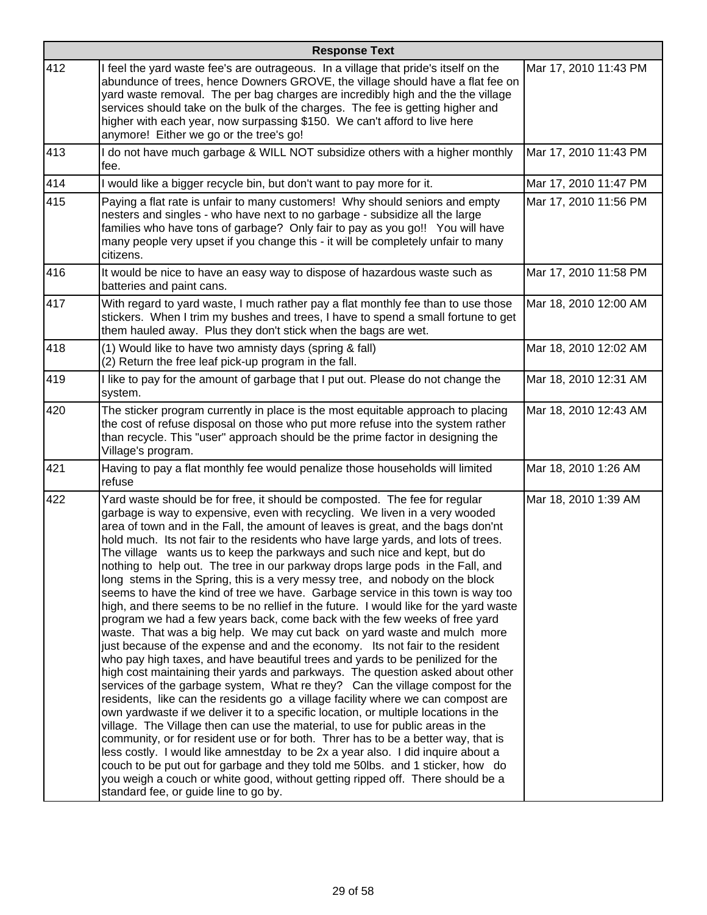| | Response Text | |
|---|---|---|
| 412 | I feel the yard waste fee's are outrageous. In a village that pride's itself on the abundunce of trees, hence Downers GROVE, the village should have a flat fee on yard waste removal. The per bag charges are incredibly high and the the village services should take on the bulk of the charges. The fee is getting higher and higher with each year, now surpassing $150. We can't afford to live here anymore! Either we go or the tree's go! | Mar 17, 2010 11:43 PM |
| 413 | I do not have much garbage & WILL NOT subsidize others with a higher monthly fee. | Mar 17, 2010 11:43 PM |
| 414 | I would like a bigger recycle bin, but don't want to pay more for it. | Mar 17, 2010 11:47 PM |
| 415 | Paying a flat rate is unfair to many customers! Why should seniors and empty nesters and singles - who have next to no garbage - subsidize all the large families who have tons of garbage? Only fair to pay as you go!! You will have many people very upset if you change this - it will be completely unfair to many citizens. | Mar 17, 2010 11:56 PM |
| 416 | It would be nice to have an easy way to dispose of hazardous waste such as batteries and paint cans. | Mar 17, 2010 11:58 PM |
| 417 | With regard to yard waste, I much rather pay a flat monthly fee than to use those stickers. When I trim my bushes and trees, I have to spend a small fortune to get them hauled away. Plus they don't stick when the bags are wet. | Mar 18, 2010 12:00 AM |
| 418 | (1) Would like to have two amnisty days (spring & fall)<br>(2) Return the free leaf pick-up program in the fall. | Mar 18, 2010 12:02 AM |
| 419 | I like to pay for the amount of garbage that I put out. Please do not change the system. | Mar 18, 2010 12:31 AM |
| 420 | The sticker program currently in place is the most equitable approach to placing the cost of refuse disposal on those who put more refuse into the system rather than recycle. This "user" approach should be the prime factor in designing the Village's program. | Mar 18, 2010 12:43 AM |
| 421 | Having to pay a flat monthly fee would penalize those households will limited refuse | Mar 18, 2010 1:26 AM |
| 422 | Yard waste should be for free, it should be composted. The fee for regular garbage is way to expensive, even with recycling. We liven in a very wooded area of town and in the Fall, the amount of leaves is great, and the bags don'nt hold much. Its not fair to the residents who have large yards, and lots of trees. The village wants us to keep the parkways and such nice and kept, but do nothing to help out. The tree in our parkway drops large pods in the Fall, and long stems in the Spring, this is a very messy tree, and nobody on the block seems to have the kind of tree we have. Garbage service in this town is way too high, and there seems to be no rellief in the future. I would like for the yard waste program we had a few years back, come back with the few weeks of free yard waste. That was a big help. We may cut back on yard waste and mulch more just because of the expense and and the economy. Its not fair to the resident who pay high taxes, and have beautiful trees and yards to be penilized for the high cost maintaining their yards and parkways. The question asked about other services of the garbage system, What re they? Can the village compost for the residents, like can the residents go a village facility where we can compost are own yardwaste if we deliver it to a specific location, or multiple locations in the village. The Village then can use the material, to use for public areas in the community, or for resident use or for both. Threr has to be a better way, that is less costly. I would like amnestday to be 2x a year also. I did inquire about a couch to be put out for garbage and they told me 50lbs. and 1 sticker, how do you weigh a couch or white good, without getting ripped off. There should be a standard fee, or guide line to go by. | Mar 18, 2010 1:39 AM |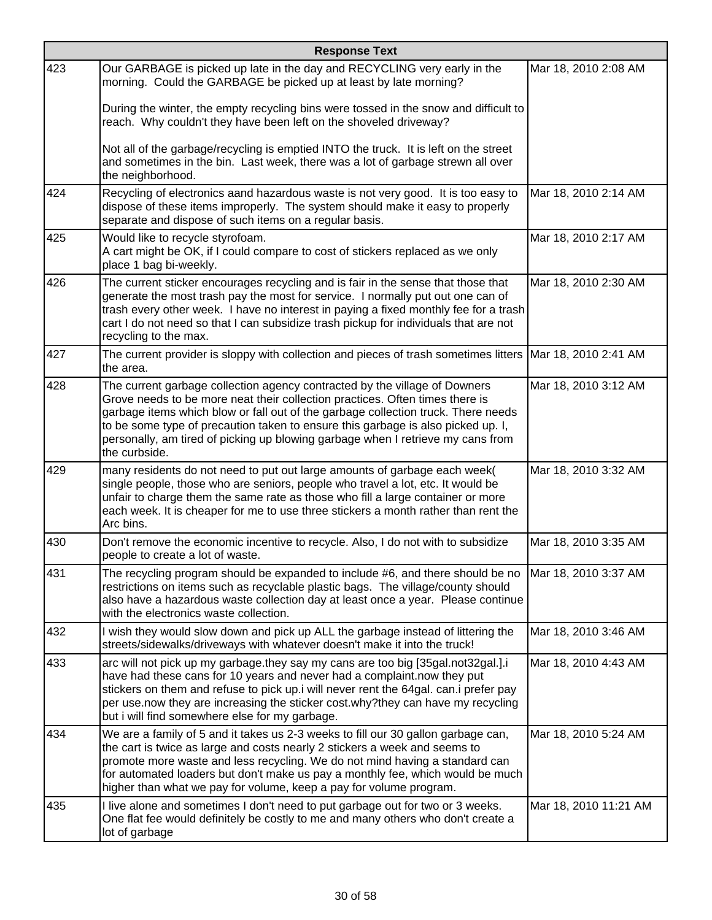| Response Text | | |
|---|---|---|
| 423 | Our GARBAGE is picked up late in the day and RECYCLING very early in the morning. Could the GARBAGE be picked up at least by late morning?<br><br>During the winter, the empty recycling bins were tossed in the snow and difficult to reach. Why couldn't they have been left on the shoveled driveway?<br><br>Not all of the garbage/recycling is emptied INTO the truck. It is left on the street and sometimes in the bin. Last week, there was a lot of garbage strewn all over the neighborhood. | Mar 18, 2010 2:08 AM |
| 424 | Recycling of electronics aand hazardous waste is not very good. It is too easy to dispose of these items improperly. The system should make it easy to properly separate and dispose of such items on a regular basis. | Mar 18, 2010 2:14 AM |
| 425 | Would like to recycle styrofoam.<br>A cart might be OK, if I could compare to cost of stickers replaced as we only place 1 bag bi-weekly. | Mar 18, 2010 2:17 AM |
| 426 | The current sticker encourages recycling and is fair in the sense that those that generate the most trash pay the most for service. I normally put out one can of trash every other week. I have no interest in paying a fixed monthly fee for a trash cart I do not need so that I can subsidize trash pickup for individuals that are not recycling to the max. | Mar 18, 2010 2:30 AM |
| 427 | The current provider is sloppy with collection and pieces of trash sometimes litters the area. | Mar 18, 2010 2:41 AM |
| 428 | The current garbage collection agency contracted by the village of Downers Grove needs to be more neat their collection practices. Often times there is garbage items which blow or fall out of the garbage collection truck. There needs to be some type of precaution taken to ensure this garbage is also picked up. I, personally, am tired of picking up blowing garbage when I retrieve my cans from the curbside. | Mar 18, 2010 3:12 AM |
| 429 | many residents do not need to put out large amounts of garbage each week( single people, those who are seniors, people who travel a lot, etc. It would be unfair to charge them the same rate as those who fill a large container or more each week. It is cheaper for me to use three stickers a month rather than rent the Arc bins. | Mar 18, 2010 3:32 AM |
| 430 | Don't remove the economic incentive to recycle. Also, I do not with to subsidize people to create a lot of waste. | Mar 18, 2010 3:35 AM |
| 431 | The recycling program should be expanded to include #6, and there should be no restrictions on items such as recyclable plastic bags. The village/county should also have a hazardous waste collection day at least once a year. Please continue with the electronics waste collection. | Mar 18, 2010 3:37 AM |
| 432 | I wish they would slow down and pick up ALL the garbage instead of littering the streets/sidewalks/driveways with whatever doesn't make it into the truck! | Mar 18, 2010 3:46 AM |
| 433 | arc will not pick up my garbage.they say my cans are too big [35gal.not32gal.].i have had these cans for 10 years and never had a complaint.now they put stickers on them and refuse to pick up.i will never rent the 64gal. can.i prefer pay per use.now they are increasing the sticker cost.why?they can have my recycling but i will find somewhere else for my garbage. | Mar 18, 2010 4:43 AM |
| 434 | We are a family of 5 and it takes us 2-3 weeks to fill our 30 gallon garbage can, the cart is twice as large and costs nearly 2 stickers a week and seems to promote more waste and less recycling. We do not mind having a standard can for automated loaders but don't make us pay a monthly fee, which would be much higher than what we pay for volume, keep a pay for volume program. | Mar 18, 2010 5:24 AM |
| 435 | I live alone and sometimes I don't need to put garbage out for two or 3 weeks. One flat fee would definitely be costly to me and many others who don't create a lot of garbage | Mar 18, 2010 11:21 AM |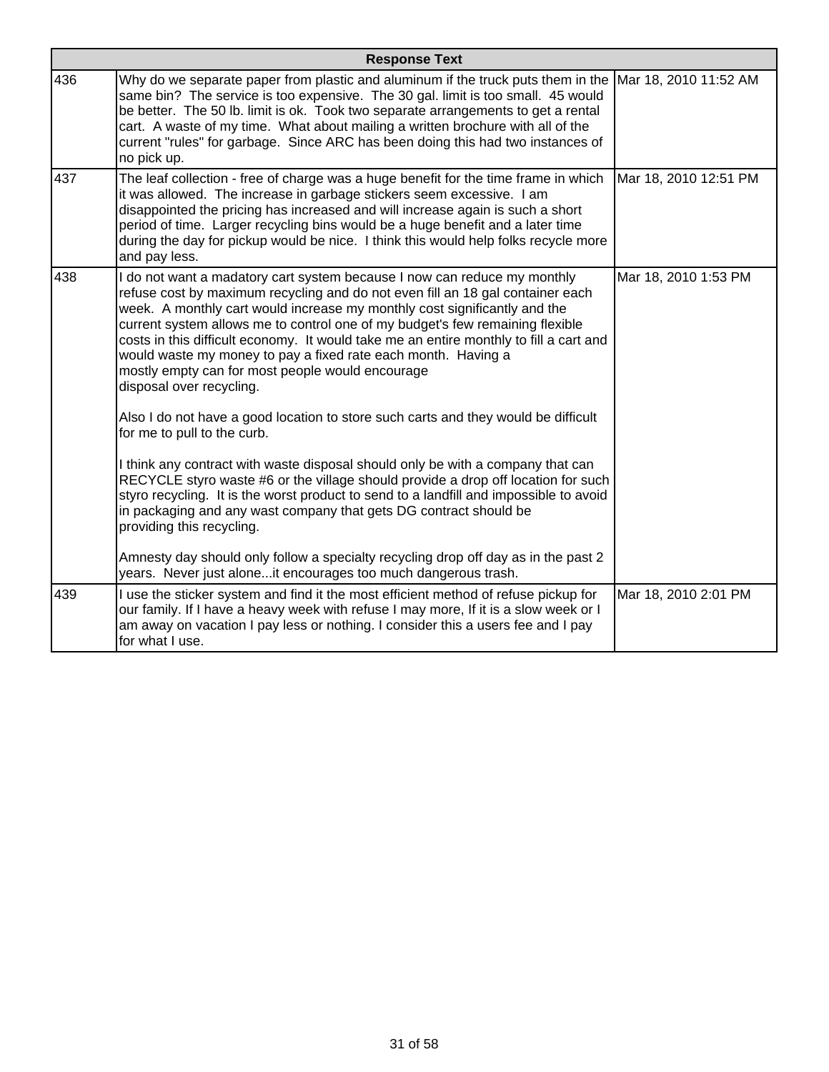| | Response Text | |
|---|---|---|
| 436 | Why do we separate paper from plastic and aluminum if the truck puts them in the same bin? The service is too expensive. The 30 gal. limit is too small. 45 would be better. The 50 lb. limit is ok. Took two separate arrangements to get a rental cart. A waste of my time. What about mailing a written brochure with all of the current "rules" for garbage. Since ARC has been doing this had two instances of no pick up. | Mar 18, 2010 11:52 AM |
| 437 | The leaf collection - free of charge was a huge benefit for the time frame in which it was allowed. The increase in garbage stickers seem excessive. I am disappointed the pricing has increased and will increase again is such a short period of time. Larger recycling bins would be a huge benefit and a later time during the day for pickup would be nice. I think this would help folks recycle more and pay less. | Mar 18, 2010 12:51 PM |
| 438 | I do not want a madatory cart system because I now can reduce my monthly refuse cost by maximum recycling and do not even fill an 18 gal container each week. A monthly cart would increase my monthly cost significantly and the current system allows me to control one of my budget's few remaining flexible costs in this difficult economy. It would take me an entire monthly to fill a cart and would waste my money to pay a fixed rate each month. Having a mostly empty can for most people would encourage disposal over recycling.<br><br>Also I do not have a good location to store such carts and they would be difficult for me to pull to the curb.<br><br>I think any contract with waste disposal should only be with a company that can RECYCLE styro waste #6 or the village should provide a drop off location for such styro recycling. It is the worst product to send to a landfill and impossible to avoid in packaging and any wast company that gets DG contract should be providing this recycling.<br><br>Amnesty day should only follow a specialty recycling drop off day as in the past 2 years. Never just alone...it encourages too much dangerous trash. | Mar 18, 2010 1:53 PM |
| 439 | I use the sticker system and find it the most efficient method of refuse pickup for our family. If I have a heavy week with refuse I may more, If it is a slow week or I am away on vacation I pay less or nothing. I consider this a users fee and I pay for what I use. | Mar 18, 2010 2:01 PM |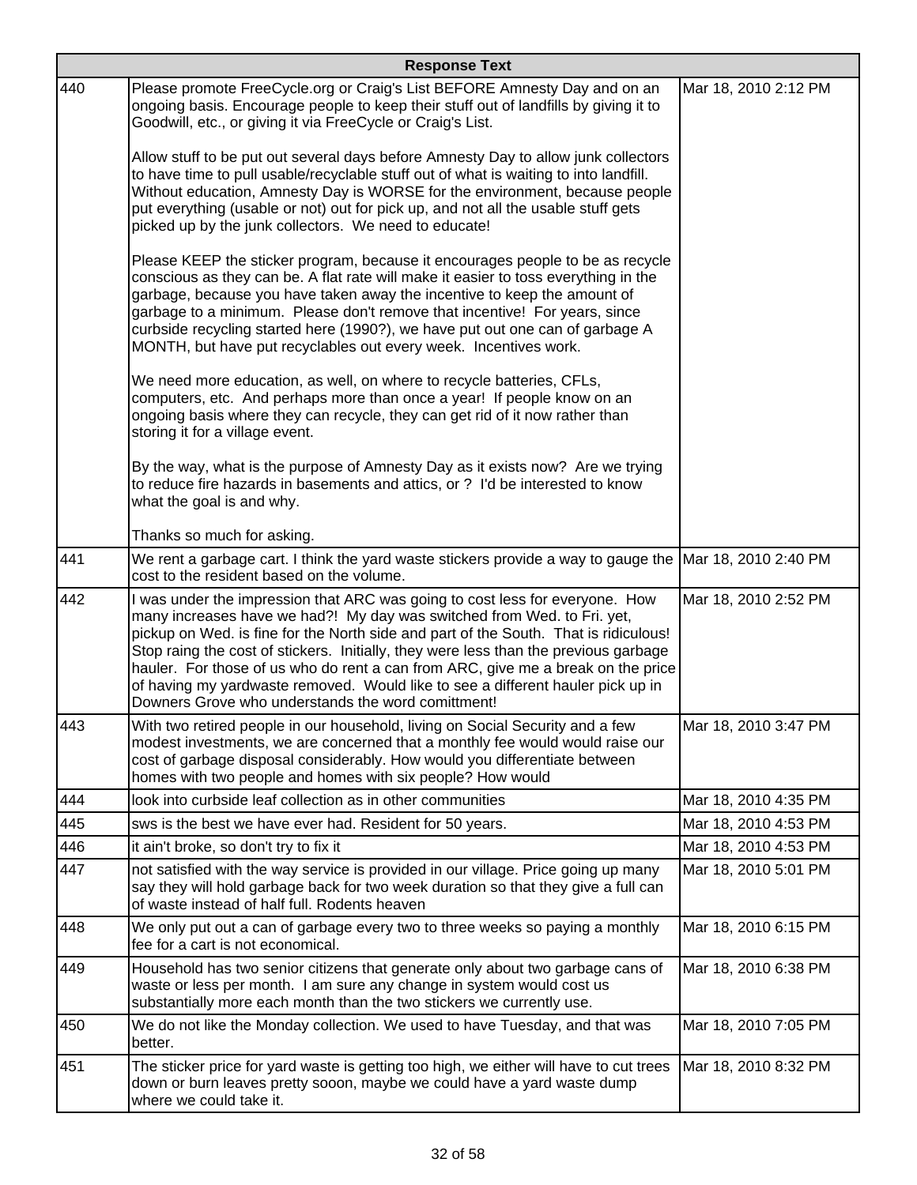| | Response Text | |
|---|---|---|
| 440 | Please promote FreeCycle.org or Craig's List BEFORE Amnesty Day and on an ongoing basis. Encourage people to keep their stuff out of landfills by giving it to Goodwill, etc., or giving it via FreeCycle or Craig's List.<br><br>Allow stuff to be put out several days before Amnesty Day to allow junk collectors to have time to pull usable/recyclable stuff out of what is waiting to into landfill. Without education, Amnesty Day is WORSE for the environment, because people put everything (usable or not) out for pick up, and not all the usable stuff gets picked up by the junk collectors. We need to educate!<br><br>Please KEEP the sticker program, because it encourages people to be as recycle conscious as they can be. A flat rate will make it easier to toss everything in the garbage, because you have taken away the incentive to keep the amount of garbage to a minimum. Please don't remove that incentive! For years, since curbside recycling started here (1990?), we have put out one can of garbage A MONTH, but have put recyclables out every week. Incentives work.<br><br>We need more education, as well, on where to recycle batteries, CFLs, computers, etc. And perhaps more than once a year! If people know on an ongoing basis where they can recycle, they can get rid of it now rather than storing it for a village event.<br><br>By the way, what is the purpose of Amnesty Day as it exists now? Are we trying to reduce fire hazards in basements and attics, or ? I'd be interested to know what the goal is and why.<br><br>Thanks so much for asking. | Mar 18, 2010 2:12 PM |
| 441 | We rent a garbage cart. I think the yard waste stickers provide a way to gauge the cost to the resident based on the volume. | Mar 18, 2010 2:40 PM |
| 442 | I was under the impression that ARC was going to cost less for everyone. How many increases have we had?! My day was switched from Wed. to Fri. yet, pickup on Wed. is fine for the North side and part of the South. That is ridiculous! Stop raing the cost of stickers. Initially, they were less than the previous garbage hauler. For those of us who do rent a can from ARC, give me a break on the price of having my yardwaste removed. Would like to see a different hauler pick up in Downers Grove who understands the word comittment! | Mar 18, 2010 2:52 PM |
| 443 | With two retired people in our household, living on Social Security and a few modest investments, we are concerned that a monthly fee would would raise our cost of garbage disposal considerably. How would you differentiate between homes with two people and homes with six people? How would | Mar 18, 2010 3:47 PM |
| 444 | look into curbside leaf collection as in other communities | Mar 18, 2010 4:35 PM |
| 445 | sws is the best we have ever had. Resident for 50 years. | Mar 18, 2010 4:53 PM |
| 446 | it ain't broke, so don't try to fix it | Mar 18, 2010 4:53 PM |
| 447 | not satisfied with the way service is provided in our village. Price going up many say they will hold garbage back for two week duration so that they give a full can of waste instead of half full. Rodents heaven | Mar 18, 2010 5:01 PM |
| 448 | We only put out a can of garbage every two to three weeks so paying a monthly fee for a cart is not economical. | Mar 18, 2010 6:15 PM |
| 449 | Household has two senior citizens that generate only about two garbage cans of waste or less per month. I am sure any change in system would cost us substantially more each month than the two stickers we currently use. | Mar 18, 2010 6:38 PM |
| 450 | We do not like the Monday collection. We used to have Tuesday, and that was better. | Mar 18, 2010 7:05 PM |
| 451 | The sticker price for yard waste is getting too high, we either will have to cut trees down or burn leaves pretty sooon, maybe we could have a yard waste dump where we could take it. | Mar 18, 2010 8:32 PM |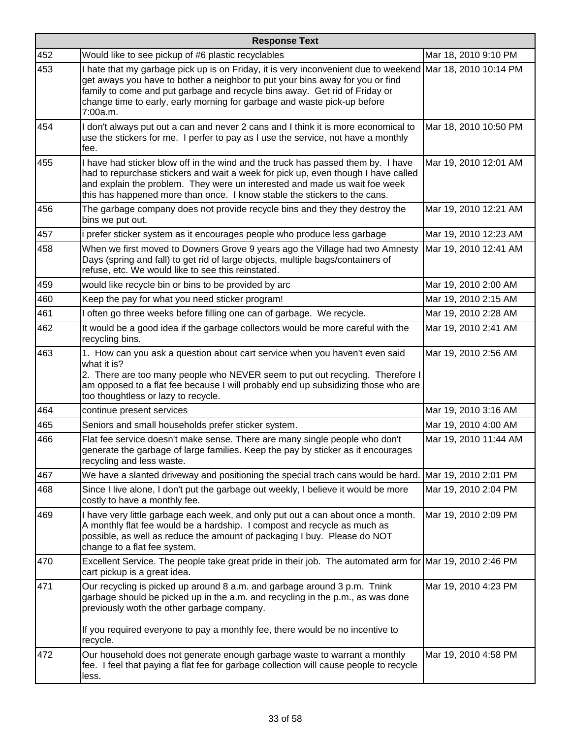| Response Text | | |
|---|---|---|
| 452 | Would like to see pickup of #6 plastic recyclables | Mar 18, 2010 9:10 PM |
| 453 | I hate that my garbage pick up is on Friday, it is very inconvenient due to weekend get aways you have to bother a neighbor to put your bins away for you or find family to come and put garbage and recycle bins away. Get rid of Friday or change time to early, early morning for garbage and waste pick-up before 7:00a.m. | Mar 18, 2010 10:14 PM |
| 454 | I don't always put out a can and never 2 cans and I think it is more economical to use the stickers for me. I perfer to pay as I use the service, not have a monthly fee. | Mar 18, 2010 10:50 PM |
| 455 | I have had sticker blow off in the wind and the truck has passed them by. I have had to repurchase stickers and wait a week for pick up, even though I have called and explain the problem. They were un interested and made us wait foe week this has happened more than once. I know stable the stickers to the cans. | Mar 19, 2010 12:01 AM |
| 456 | The garbage company does not provide recycle bins and they they destroy the bins we put out. | Mar 19, 2010 12:21 AM |
| 457 | i prefer sticker system as it encourages people who produce less garbage | Mar 19, 2010 12:23 AM |
| 458 | When we first moved to Downers Grove 9 years ago the Village had two Amnesty Days (spring and fall) to get rid of large objects, multiple bags/containers of refuse, etc. We would like to see this reinstated. | Mar 19, 2010 12:41 AM |
| 459 | would like recycle bin or bins to be provided by arc | Mar 19, 2010 2:00 AM |
| 460 | Keep the pay for what you need sticker program! | Mar 19, 2010 2:15 AM |
| 461 | I often go three weeks before filling one can of garbage. We recycle. | Mar 19, 2010 2:28 AM |
| 462 | It would be a good idea if the garbage collectors would be more careful with the recycling bins. | Mar 19, 2010 2:41 AM |
| 463 | 1. How can you ask a question about cart service when you haven't even said what it is?<br>2. There are too many people who NEVER seem to put out recycling. Therefore I am opposed to a flat fee because I will probably end up subsidizing those who are too thoughtless or lazy to recycle. | Mar 19, 2010 2:56 AM |
| 464 | continue present services | Mar 19, 2010 3:16 AM |
| 465 | Seniors and small households prefer sticker system. | Mar 19, 2010 4:00 AM |
| 466 | Flat fee service doesn't make sense. There are many single people who don't generate the garbage of large families. Keep the pay by sticker as it encourages recycling and less waste. | Mar 19, 2010 11:44 AM |
| 467 | We have a slanted driveway and positioning the special trach cans would be hard. | Mar 19, 2010 2:01 PM |
| 468 | Since I live alone, I don't put the garbage out weekly, I believe it would be more costly to have a monthly fee. | Mar 19, 2010 2:04 PM |
| 469 | I have very little garbage each week, and only put out a can about once a month. A monthly flat fee would be a hardship. I compost and recycle as much as possible, as well as reduce the amount of packaging I buy. Please do NOT change to a flat fee system. | Mar 19, 2010 2:09 PM |
| 470 | Excellent Service. The people take great pride in their job. The automated arm for cart pickup is a great idea. | Mar 19, 2010 2:46 PM |
| 471 | Our recycling is picked up around 8 a.m. and garbage around 3 p.m. Tnink garbage should be picked up in the a.m. and recycling in the p.m., as was done previously woth the other garbage company.<br><br>If you required everyone to pay a monthly fee, there would be no incentive to recycle. | Mar 19, 2010 4:23 PM |
| 472 | Our household does not generate enough garbage waste to warrant a monthly fee. I feel that paying a flat fee for garbage collection will cause people to recycle less. | Mar 19, 2010 4:58 PM |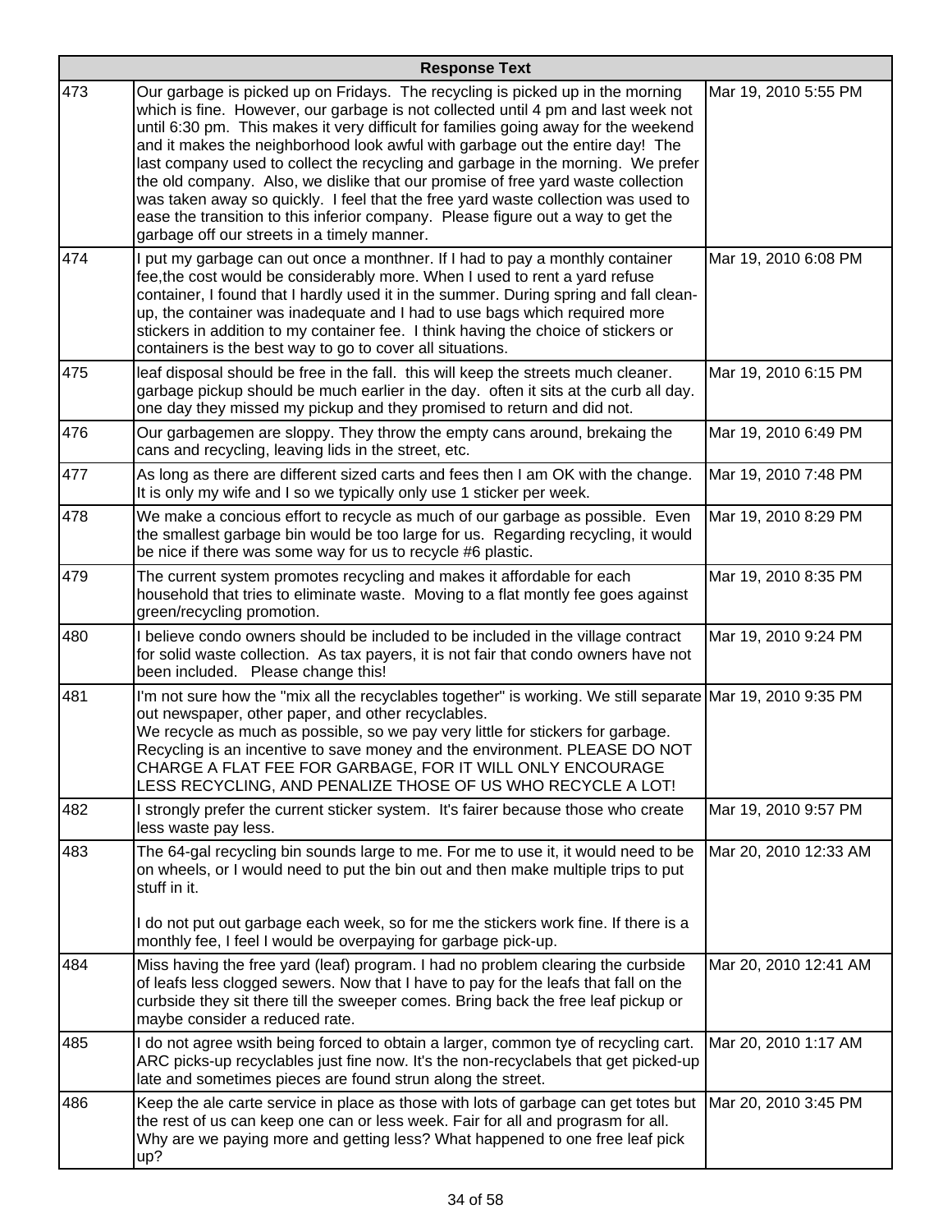| | Response Text | |
|---|---|---|
| 473 | Our garbage is picked up on Fridays. The recycling is picked up in the morning which is fine. However, our garbage is not collected until 4 pm and last week not until 6:30 pm. This makes it very difficult for families going away for the weekend and it makes the neighborhood look awful with garbage out the entire day! The last company used to collect the recycling and garbage in the morning. We prefer the old company. Also, we dislike that our promise of free yard waste collection was taken away so quickly. I feel that the free yard waste collection was used to ease the transition to this inferior company. Please figure out a way to get the garbage off our streets in a timely manner. | Mar 19, 2010 5:55 PM |
| 474 | I put my garbage can out once a monthner. If I had to pay a monthly container fee,the cost would be considerably more. When I used to rent a yard refuse container, I found that I hardly used it in the summer. During spring and fall clean-up, the container was inadequate and I had to use bags which required more stickers in addition to my container fee. I think having the choice of stickers or containers is the best way to go to cover all situations. | Mar 19, 2010 6:08 PM |
| 475 | leaf disposal should be free in the fall. this will keep the streets much cleaner. garbage pickup should be much earlier in the day. often it sits at the curb all day. one day they missed my pickup and they promised to return and did not. | Mar 19, 2010 6:15 PM |
| 476 | Our garbagemen are sloppy. They throw the empty cans around, brekaing the cans and recycling, leaving lids in the street, etc. | Mar 19, 2010 6:49 PM |
| 477 | As long as there are different sized carts and fees then I am OK with the change. It is only my wife and I so we typically only use 1 sticker per week. | Mar 19, 2010 7:48 PM |
| 478 | We make a concious effort to recycle as much of our garbage as possible. Even the smallest garbage bin would be too large for us. Regarding recycling, it would be nice if there was some way for us to recycle #6 plastic. | Mar 19, 2010 8:29 PM |
| 479 | The current system promotes recycling and makes it affordable for each household that tries to eliminate waste. Moving to a flat montly fee goes against green/recycling promotion. | Mar 19, 2010 8:35 PM |
| 480 | I believe condo owners should be included to be included in the village contract for solid waste collection. As tax payers, it is not fair that condo owners have not been included. Please change this! | Mar 19, 2010 9:24 PM |
| 481 | I'm not sure how the "mix all the recyclables together" is working. We still separate out newspaper, other paper, and other recyclables.<br>We recycle as much as possible, so we pay very little for stickers for garbage. Recycling is an incentive to save money and the environment. PLEASE DO NOT CHARGE A FLAT FEE FOR GARBAGE, FOR IT WILL ONLY ENCOURAGE LESS RECYCLING, AND PENALIZE THOSE OF US WHO RECYCLE A LOT! | Mar 19, 2010 9:35 PM |
| 482 | I strongly prefer the current sticker system. It's fairer because those who create less waste pay less. | Mar 19, 2010 9:57 PM |
| 483 | The 64-gal recycling bin sounds large to me. For me to use it, it would need to be on wheels, or I would need to put the bin out and then make multiple trips to put stuff in it.<br><br>I do not put out garbage each week, so for me the stickers work fine. If there is a monthly fee, I feel I would be overpaying for garbage pick-up. | Mar 20, 2010 12:33 AM |
| 484 | Miss having the free yard (leaf) program. I had no problem clearing the curbside of leafs less clogged sewers. Now that I have to pay for the leafs that fall on the curbside they sit there till the sweeper comes. Bring back the free leaf pickup or maybe consider a reduced rate. | Mar 20, 2010 12:41 AM |
| 485 | I do not agree wsith being forced to obtain a larger, common tye of recycling cart. ARC picks-up recyclables just fine now. It's the non-recyclabels that get picked-up late and sometimes pieces are found strun along the street. | Mar 20, 2010 1:17 AM |
| 486 | Keep the ale carte service in place as those with lots of garbage can get totes but the rest of us can keep one can or less week. Fair for all and prograsm for all. Why are we paying more and getting less? What happened to one free leaf pick up? | Mar 20, 2010 3:45 PM |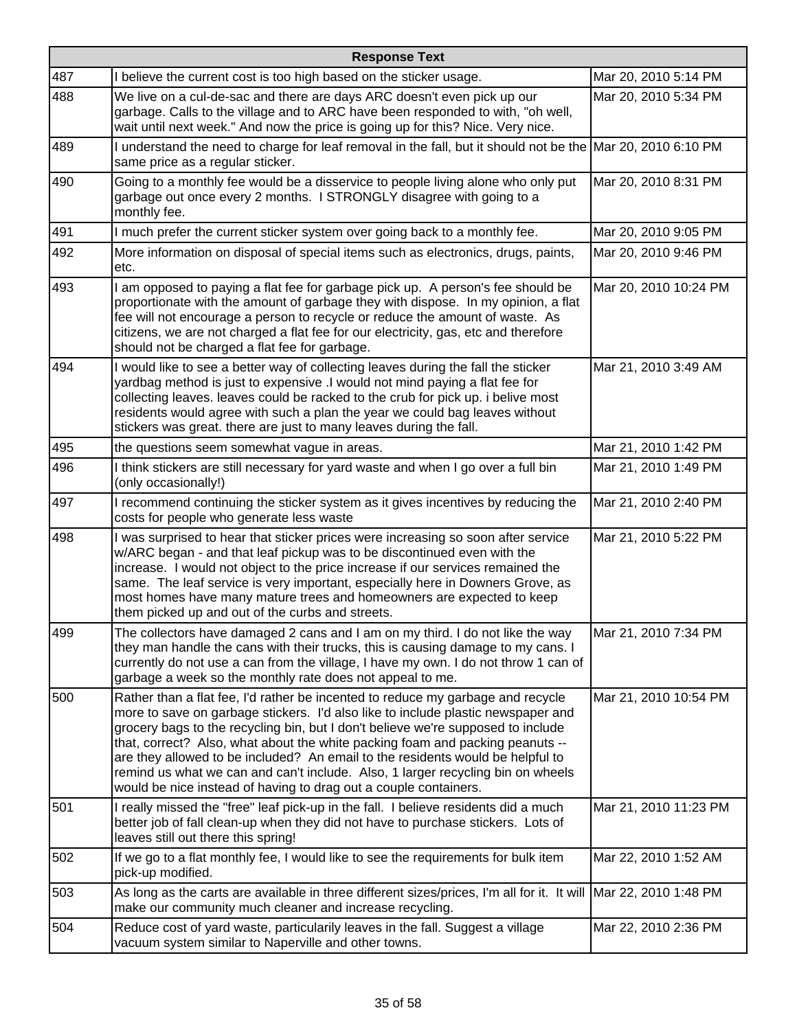| | Response Text | |
|---|---|---|
| 487 | I believe the current cost is too high based on the sticker usage. | Mar 20, 2010 5:14 PM |
| 488 | We live on a cul-de-sac and there are days ARC doesn't even pick up our garbage. Calls to the village and to ARC have been responded to with, "oh well, wait until next week." And now the price is going up for this? Nice. Very nice. | Mar 20, 2010 5:34 PM |
| 489 | I understand the need to charge for leaf removal in the fall, but it should not be the same price as a regular sticker. | Mar 20, 2010 6:10 PM |
| 490 | Going to a monthly fee would be a disservice to people living alone who only put garbage out once every 2 months. I STRONGLY disagree with going to a monthly fee. | Mar 20, 2010 8:31 PM |
| 491 | I much prefer the current sticker system over going back to a monthly fee. | Mar 20, 2010 9:05 PM |
| 492 | More information on disposal of special items such as electronics, drugs, paints, etc. | Mar 20, 2010 9:46 PM |
| 493 | I am opposed to paying a flat fee for garbage pick up. A person's fee should be proportionate with the amount of garbage they with dispose. In my opinion, a flat fee will not encourage a person to recycle or reduce the amount of waste. As citizens, we are not charged a flat fee for our electricity, gas, etc and therefore should not be charged a flat fee for garbage. | Mar 20, 2010 10:24 PM |
| 494 | I would like to see a better way of collecting leaves during the fall the sticker yardbag method is just to expensive .I would not mind paying a flat fee for collecting leaves. leaves could be racked to the crub for pick up. i belive most residents would agree with such a plan the year we could bag leaves without stickers was great. there are just to many leaves during the fall. | Mar 21, 2010 3:49 AM |
| 495 | the questions seem somewhat vague in areas. | Mar 21, 2010 1:42 PM |
| 496 | I think stickers are still necessary for yard waste and when I go over a full bin (only occasionally!) | Mar 21, 2010 1:49 PM |
| 497 | I recommend continuing the sticker system as it gives incentives by reducing the costs for people who generate less waste | Mar 21, 2010 2:40 PM |
| 498 | I was surprised to hear that sticker prices were increasing so soon after service w/ARC began - and that leaf pickup was to be discontinued even with the increase. I would not object to the price increase if our services remained the same. The leaf service is very important, especially here in Downers Grove, as most homes have many mature trees and homeowners are expected to keep them picked up and out of the curbs and streets. | Mar 21, 2010 5:22 PM |
| 499 | The collectors have damaged 2 cans and I am on my third. I do not like the way they man handle the cans with their trucks, this is causing damage to my cans. I currently do not use a can from the village, I have my own. I do not throw 1 can of garbage a week so the monthly rate does not appeal to me. | Mar 21, 2010 7:34 PM |
| 500 | Rather than a flat fee, I'd rather be incented to reduce my garbage and recycle more to save on garbage stickers. I'd also like to include plastic newspaper and grocery bags to the recycling bin, but I don't believe we're supposed to include that, correct? Also, what about the white packing foam and packing peanuts -- are they allowed to be included? An email to the residents would be helpful to remind us what we can and can't include. Also, 1 larger recycling bin on wheels would be nice instead of having to drag out a couple containers. | Mar 21, 2010 10:54 PM |
| 501 | I really missed the "free" leaf pick-up in the fall. I believe residents did a much better job of fall clean-up when they did not have to purchase stickers. Lots of leaves still out there this spring! | Mar 21, 2010 11:23 PM |
| 502 | If we go to a flat monthly fee, I would like to see the requirements for bulk item pick-up modified. | Mar 22, 2010 1:52 AM |
| 503 | As long as the carts are available in three different sizes/prices, I'm all for it. It will make our community much cleaner and increase recycling. | Mar 22, 2010 1:48 PM |
| 504 | Reduce cost of yard waste, particularily leaves in the fall. Suggest a village vacuum system similar to Naperville and other towns. | Mar 22, 2010 2:36 PM |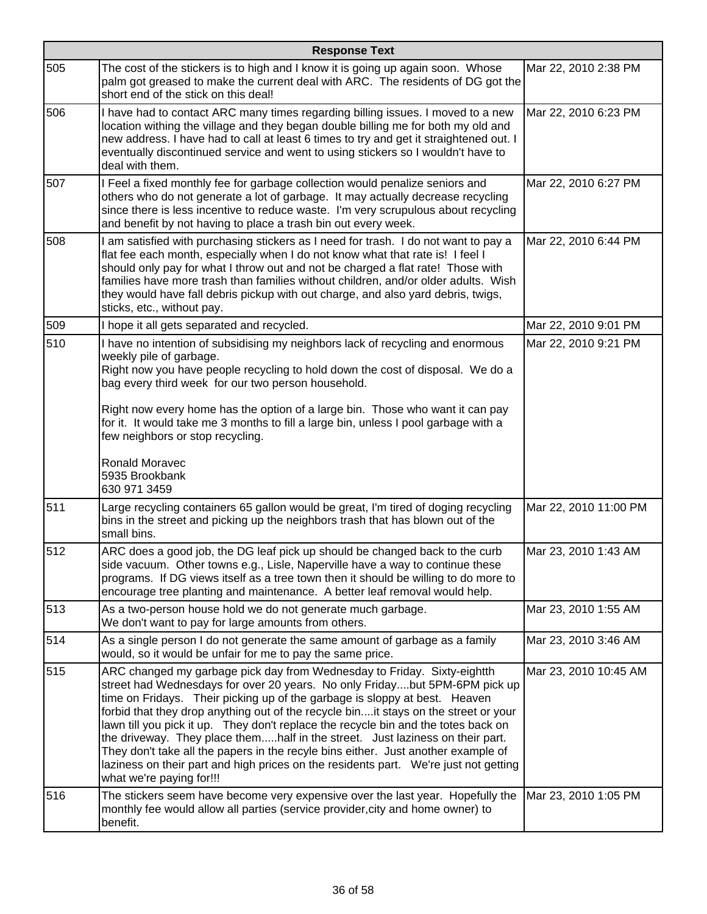| | Response Text | |
|---|---|---|
| 505 | The cost of the stickers is to high and I know it is going up again soon. Whose palm got greased to make the current deal with ARC. The residents of DG got the short end of the stick on this deal! | Mar 22, 2010 2:38 PM |
| 506 | I have had to contact ARC many times regarding billing issues. I moved to a new location withing the village and they began double billing me for both my old and new address. I have had to call at least 6 times to try and get it straightened out. I eventually discontinued service and went to using stickers so I wouldn't have to deal with them. | Mar 22, 2010 6:23 PM |
| 507 | I Feel a fixed monthly fee for garbage collection would penalize seniors and others who do not generate a lot of garbage. It may actually decrease recycling since there is less incentive to reduce waste. I'm very scrupulous about recycling and benefit by not having to place a trash bin out every week. | Mar 22, 2010 6:27 PM |
| 508 | I am satisfied with purchasing stickers as I need for trash. I do not want to pay a flat fee each month, especially when I do not know what that rate is! I feel I should only pay for what I throw out and not be charged a flat rate! Those with families have more trash than families without children, and/or older adults. Wish they would have fall debris pickup with out charge, and also yard debris, twigs, sticks, etc., without pay. | Mar 22, 2010 6:44 PM |
| 509 | I hope it all gets separated and recycled. | Mar 22, 2010 9:01 PM |
| 510 | I have no intention of subsidising my neighbors lack of recycling and enormous weekly pile of garbage.<br>Right now you have people recycling to hold down the cost of disposal. We do a bag every third week for our two person household.<br><br>Right now every home has the option of a large bin. Those who want it can pay for it. It would take me 3 months to fill a large bin, unless I pool garbage with a few neighbors or stop recycling.<br><br>Ronald Moravec<br>5935 Brookbank<br>630 971 3459 | Mar 22, 2010 9:21 PM |
| 511 | Large recycling containers 65 gallon would be great, I'm tired of doging recycling bins in the street and picking up the neighbors trash that has blown out of the small bins. | Mar 22, 2010 11:00 PM |
| 512 | ARC does a good job, the DG leaf pick up should be changed back to the curb side vacuum. Other towns e.g., Lisle, Naperville have a way to continue these programs. If DG views itself as a tree town then it should be willing to do more to encourage tree planting and maintenance. A better leaf removal would help. | Mar 23, 2010 1:43 AM |
| 513 | As a two-person house hold we do not generate much garbage.<br>We don't want to pay for large amounts from others. | Mar 23, 2010 1:55 AM |
| 514 | As a single person I do not generate the same amount of garbage as a family would, so it would be unfair for me to pay the same price. | Mar 23, 2010 3:46 AM |
| 515 | ARC changed my garbage pick day from Wednesday to Friday. Sixty-eightth street had Wednesdays for over 20 years. No only Friday....but 5PM-6PM pick up time on Fridays. Their picking up of the garbage is sloppy at best. Heaven forbid that they drop anything out of the recycle bin....it stays on the street or your lawn till you pick it up. They don't replace the recycle bin and the totes back on the driveway. They place them.....half in the street. Just laziness on their part. They don't take all the papers in the recyle bins either. Just another example of laziness on their part and high prices on the residents part. We're just not getting what we're paying for!!! | Mar 23, 2010 10:45 AM |
| 516 | The stickers seem have become very expensive over the last year. Hopefully the monthly fee would allow all parties (service provider,city and home owner) to benefit. | Mar 23, 2010 1:05 PM |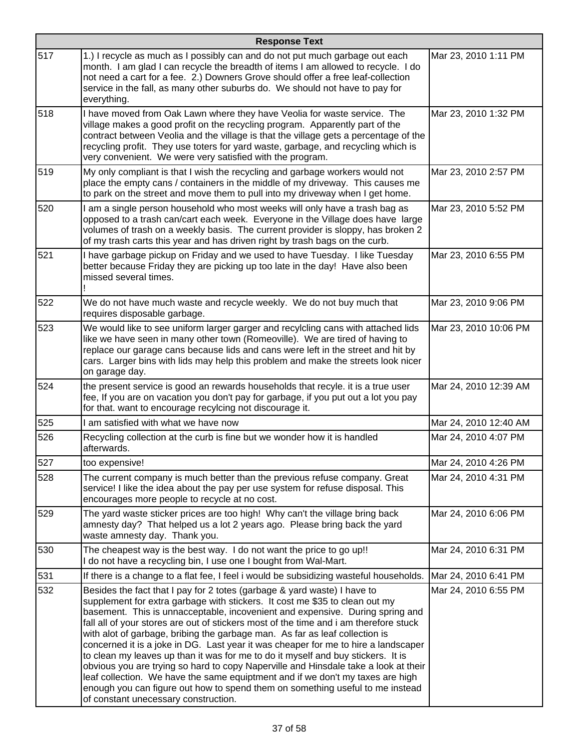| | Response Text | |
|---|---|---|
| 517 | 1.) I recycle as much as I possibly can and do not put much garbage out each month. I am glad I can recycle the breadth of items I am allowed to recycle. I do not need a cart for a fee. 2.) Downers Grove should offer a free leaf-collection service in the fall, as many other suburbs do. We should not have to pay for everything. | Mar 23, 2010 1:11 PM |
| 518 | I have moved from Oak Lawn where they have Veolia for waste service. The village makes a good profit on the recycling program. Apparently part of the contract between Veolia and the village is that the village gets a percentage of the recycling profit. They use toters for yard waste, garbage, and recycling which is very convenient. We were very satisfied with the program. | Mar 23, 2010 1:32 PM |
| 519 | My only compliant is that I wish the recycling and garbage workers would not place the empty cans / containers in the middle of my driveway. This causes me to park on the street and move them to pull into my driveway when I get home. | Mar 23, 2010 2:57 PM |
| 520 | I am a single person household who most weeks will only have a trash bag as opposed to a trash can/cart each week. Everyone in the Village does have large volumes of trash on a weekly basis. The current provider is sloppy, has broken 2 of my trash carts this year and has driven right by trash bags on the curb. | Mar 23, 2010 5:52 PM |
| 521 | I have garbage pickup on Friday and we used to have Tuesday. I like Tuesday better because Friday they are picking up too late in the day! Have also been missed several times. ! | Mar 23, 2010 6:55 PM |
| 522 | We do not have much waste and recycle weekly. We do not buy much that requires disposable garbage. | Mar 23, 2010 9:06 PM |
| 523 | We would like to see uniform larger garger and recylcling cans with attached lids like we have seen in many other town (Romeoville). We are tired of having to replace our garage cans because lids and cans were left in the street and hit by cars. Larger bins with lids may help this problem and make the streets look nicer on garage day. | Mar 23, 2010 10:06 PM |
| 524 | the present service is good an rewards households that recyle. it is a true user fee, If you are on vacation you don't pay for garbage, if you put out a lot you pay for that. want to encourage recylcing not discourage it. | Mar 24, 2010 12:39 AM |
| 525 | I am satisfied with what we have now | Mar 24, 2010 12:40 AM |
| 526 | Recycling collection at the curb is fine but we wonder how it is handled afterwards. | Mar 24, 2010 4:07 PM |
| 527 | too expensive! | Mar 24, 2010 4:26 PM |
| 528 | The current company is much better than the previous refuse company. Great service! I like the idea about the pay per use system for refuse disposal. This encourages more people to recycle at no cost. | Mar 24, 2010 4:31 PM |
| 529 | The yard waste sticker prices are too high! Why can't the village bring back amnesty day? That helped us a lot 2 years ago. Please bring back the yard waste amnesty day. Thank you. | Mar 24, 2010 6:06 PM |
| 530 | The cheapest way is the best way. I do not want the price to go up!! I do not have a recycling bin, I use one I bought from Wal-Mart. | Mar 24, 2010 6:31 PM |
| 531 | If there is a change to a flat fee, I feel i would be subsidizing wasteful households. | Mar 24, 2010 6:41 PM |
| 532 | Besides the fact that I pay for 2 totes (garbage & yard waste) I have to supplement for extra garbage with stickers. It cost me $35 to clean out my basement. This is unnacceptable, incovenient and expensive. During spring and fall all of your stores are out of stickers most of the time and i am therefore stuck with alot of garbage, bribing the garbage man. As far as leaf collection is concerned it is a joke in DG. Last year it was cheaper for me to hire a landscaper to clean my leaves up than it was for me to do it myself and buy stickers. It is obvious you are trying so hard to copy Naperville and Hinsdale take a look at their leaf collection. We have the same equiptment and if we don't my taxes are high enough you can figure out how to spend them on something useful to me instead of constant unecessary construction. | Mar 24, 2010 6:55 PM |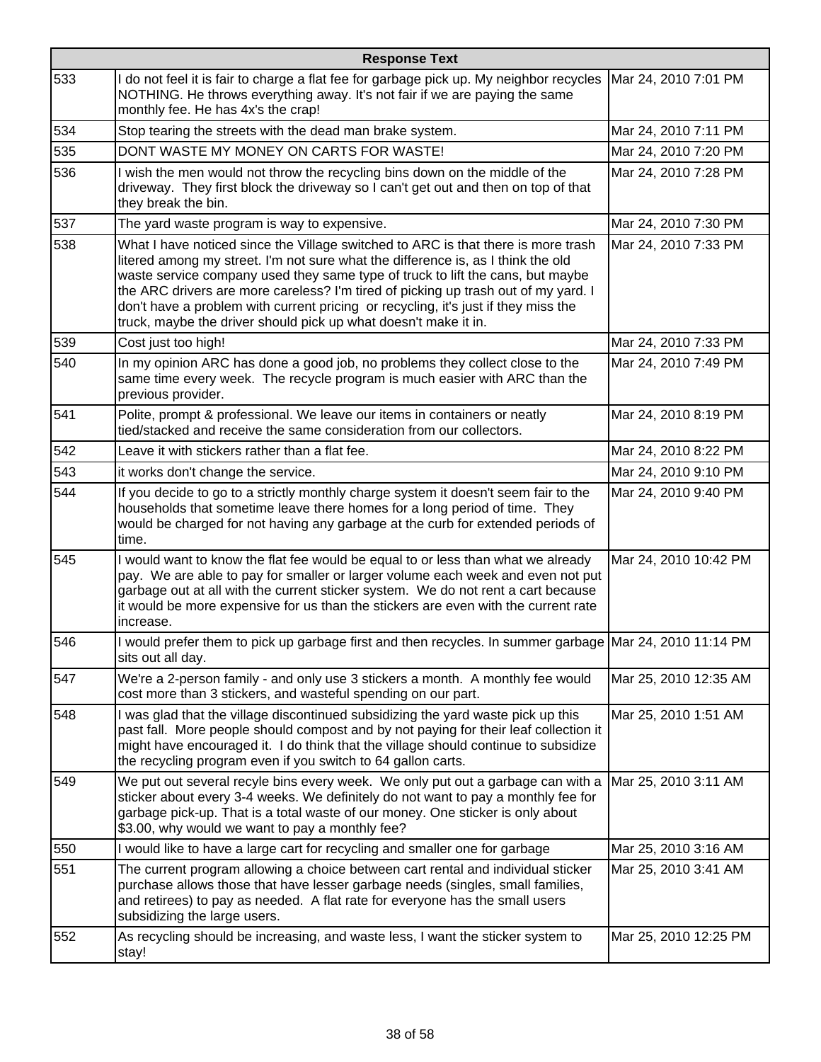| | Response Text | |
|---|---|---|
| 533 | I do not feel it is fair to charge a flat fee for garbage pick up. My neighbor recycles NOTHING. He throws everything away. It's not fair if we are paying the same monthly fee. He has 4x's the crap! | Mar 24, 2010 7:01 PM |
| 534 | Stop tearing the streets with the dead man brake system. | Mar 24, 2010 7:11 PM |
| 535 | DONT WASTE MY MONEY ON CARTS FOR WASTE! | Mar 24, 2010 7:20 PM |
| 536 | I wish the men would not throw the recycling bins down on the middle of the driveway. They first block the driveway so I can't get out and then on top of that they break the bin. | Mar 24, 2010 7:28 PM |
| 537 | The yard waste program is way to expensive. | Mar 24, 2010 7:30 PM |
| 538 | What I have noticed since the Village switched to ARC is that there is more trash litered among my street. I'm not sure what the difference is, as I think the old waste service company used they same type of truck to lift the cans, but maybe the ARC drivers are more careless? I'm tired of picking up trash out of my yard. I don't have a problem with current pricing or recycling, it's just if they miss the truck, maybe the driver should pick up what doesn't make it in. | Mar 24, 2010 7:33 PM |
| 539 | Cost just too high! | Mar 24, 2010 7:33 PM |
| 540 | In my opinion ARC has done a good job, no problems they collect close to the same time every week. The recycle program is much easier with ARC than the previous provider. | Mar 24, 2010 7:49 PM |
| 541 | Polite, prompt & professional. We leave our items in containers or neatly tied/stacked and receive the same consideration from our collectors. | Mar 24, 2010 8:19 PM |
| 542 | Leave it with stickers rather than a flat fee. | Mar 24, 2010 8:22 PM |
| 543 | it works don't change the service. | Mar 24, 2010 9:10 PM |
| 544 | If you decide to go to a strictly monthly charge system it doesn't seem fair to the households that sometime leave there homes for a long period of time. They would be charged for not having any garbage at the curb for extended periods of time. | Mar 24, 2010 9:40 PM |
| 545 | I would want to know the flat fee would be equal to or less than what we already pay. We are able to pay for smaller or larger volume each week and even not put garbage out at all with the current sticker system. We do not rent a cart because it would be more expensive for us than the stickers are even with the current rate increase. | Mar 24, 2010 10:42 PM |
| 546 | I would prefer them to pick up garbage first and then recycles. In summer garbage sits out all day. | Mar 24, 2010 11:14 PM |
| 547 | We're a 2-person family - and only use 3 stickers a month. A monthly fee would cost more than 3 stickers, and wasteful spending on our part. | Mar 25, 2010 12:35 AM |
| 548 | I was glad that the village discontinued subsidizing the yard waste pick up this past fall. More people should compost and by not paying for their leaf collection it might have encouraged it. I do think that the village should continue to subsidize the recycling program even if you switch to 64 gallon carts. | Mar 25, 2010 1:51 AM |
| 549 | We put out several recyle bins every week. We only put out a garbage can with a sticker about every 3-4 weeks. We definitely do not want to pay a monthly fee for garbage pick-up. That is a total waste of our money. One sticker is only about $3.00, why would we want to pay a monthly fee? | Mar 25, 2010 3:11 AM |
| 550 | I would like to have a large cart for recycling and smaller one for garbage | Mar 25, 2010 3:16 AM |
| 551 | The current program allowing a choice between cart rental and individual sticker purchase allows those that have lesser garbage needs (singles, small families, and retirees) to pay as needed. A flat rate for everyone has the small users subsidizing the large users. | Mar 25, 2010 3:41 AM |
| 552 | As recycling should be increasing, and waste less, I want the sticker system to stay! | Mar 25, 2010 12:25 PM |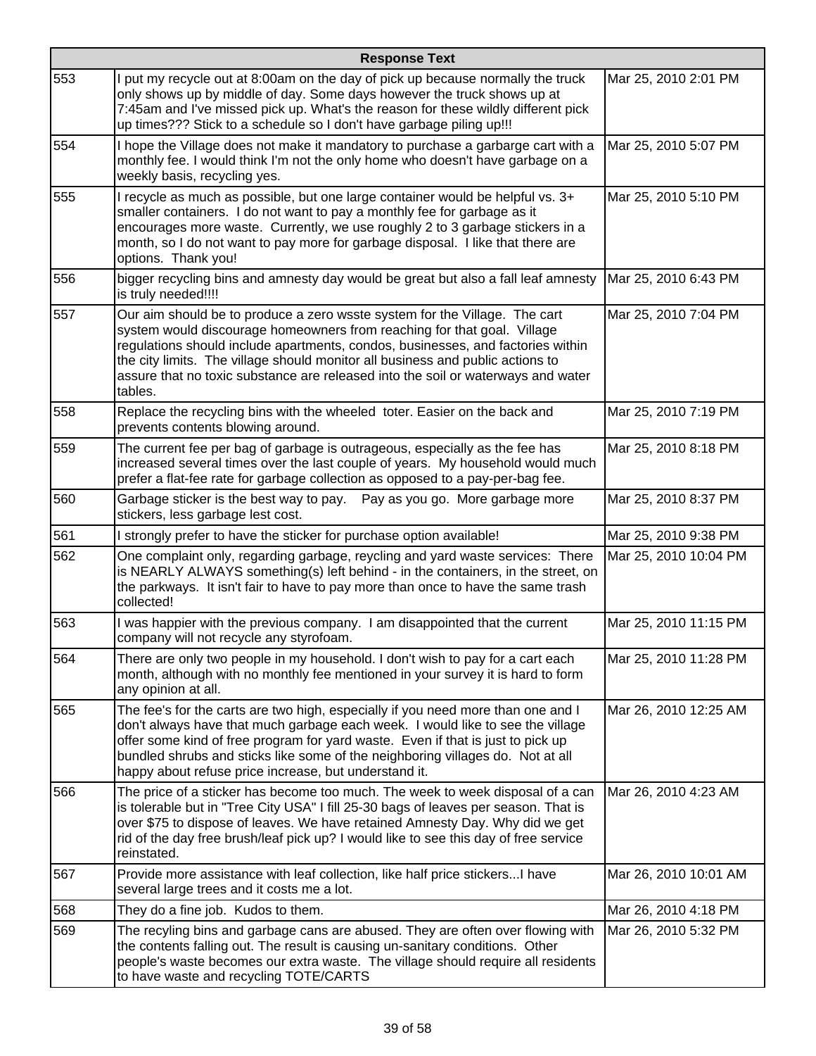| | Response Text | |
|---|---|---|
| 553 | I put my recycle out at 8:00am on the day of pick up because normally the truck only shows up by middle of day. Some days however the truck shows up at 7:45am and I've missed pick up. What's the reason for these wildly different pick up times??? Stick to a schedule so I don't have garbage piling up!!! | Mar 25, 2010 2:01 PM |
| 554 | I hope the Village does not make it mandatory to purchase a garbarge cart with a monthly fee. I would think I'm not the only home who doesn't have garbage on a weekly basis, recycling yes. | Mar 25, 2010 5:07 PM |
| 555 | I recycle as much as possible, but one large container would be helpful vs. 3+ smaller containers. I do not want to pay a monthly fee for garbage as it encourages more waste. Currently, we use roughly 2 to 3 garbage stickers in a month, so I do not want to pay more for garbage disposal. I like that there are options. Thank you! | Mar 25, 2010 5:10 PM |
| 556 | bigger recycling bins and amnesty day would be great but also a fall leaf amnesty is truly needed!!!! | Mar 25, 2010 6:43 PM |
| 557 | Our aim should be to produce a zero wsste system for the Village. The cart system would discourage homeowners from reaching for that goal. Village regulations should include apartments, condos, businesses, and factories within the city limits. The village should monitor all business and public actions to assure that no toxic substance are released into the soil or waterways and water tables. | Mar 25, 2010 7:04 PM |
| 558 | Replace the recycling bins with the wheeled toter. Easier on the back and prevents contents blowing around. | Mar 25, 2010 7:19 PM |
| 559 | The current fee per bag of garbage is outrageous, especially as the fee has increased several times over the last couple of years. My household would much prefer a flat-fee rate for garbage collection as opposed to a pay-per-bag fee. | Mar 25, 2010 8:18 PM |
| 560 | Garbage sticker is the best way to pay. Pay as you go. More garbage more stickers, less garbage lest cost. | Mar 25, 2010 8:37 PM |
| 561 | I strongly prefer to have the sticker for purchase option available! | Mar 25, 2010 9:38 PM |
| 562 | One complaint only, regarding garbage, reycling and yard waste services: There is NEARLY ALWAYS something(s) left behind - in the containers, in the street, on the parkways. It isn't fair to have to pay more than once to have the same trash collected! | Mar 25, 2010 10:04 PM |
| 563 | I was happier with the previous company. I am disappointed that the current company will not recycle any styrofoam. | Mar 25, 2010 11:15 PM |
| 564 | There are only two people in my household. I don't wish to pay for a cart each month, although with no monthly fee mentioned in your survey it is hard to form any opinion at all. | Mar 25, 2010 11:28 PM |
| 565 | The fee's for the carts are two high, especially if you need more than one and I don't always have that much garbage each week. I would like to see the village offer some kind of free program for yard waste. Even if that is just to pick up bundled shrubs and sticks like some of the neighboring villages do. Not at all happy about refuse price increase, but understand it. | Mar 26, 2010 12:25 AM |
| 566 | The price of a sticker has become too much. The week to week disposal of a can is tolerable but in "Tree City USA" I fill 25-30 bags of leaves per season. That is over $75 to dispose of leaves. We have retained Amnesty Day. Why did we get rid of the day free brush/leaf pick up? I would like to see this day of free service reinstated. | Mar 26, 2010 4:23 AM |
| 567 | Provide more assistance with leaf collection, like half price stickers...I have several large trees and it costs me a lot. | Mar 26, 2010 10:01 AM |
| 568 | They do a fine job. Kudos to them. | Mar 26, 2010 4:18 PM |
| 569 | The recyling bins and garbage cans are abused. They are often over flowing with the contents falling out. The result is causing un-sanitary conditions. Other people's waste becomes our extra waste. The village should require all residents to have waste and recycling TOTE/CARTS | Mar 26, 2010 5:32 PM |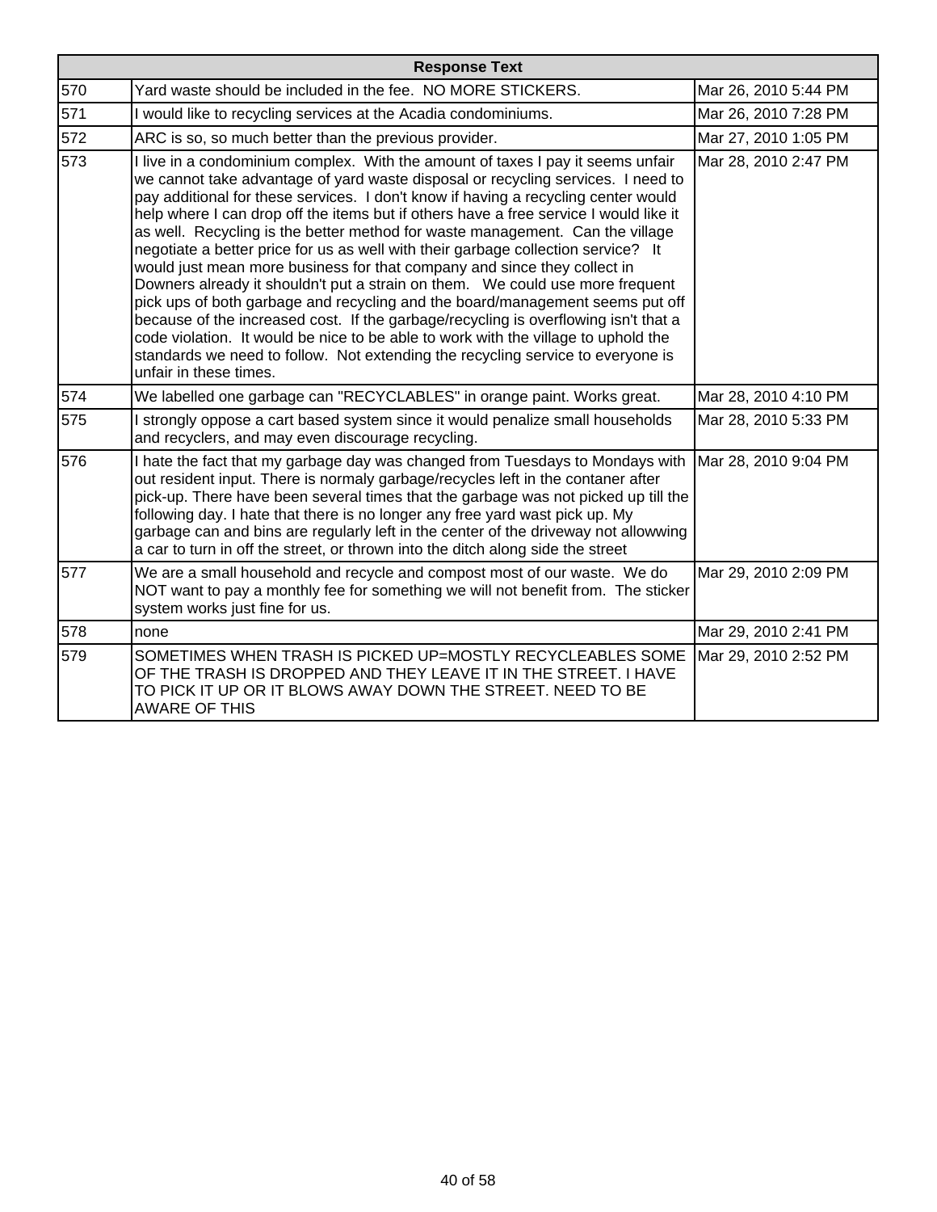| Response Text | | |
|---|---|---|
| 570 | Yard waste should be included in the fee.  NO MORE STICKERS. | Mar 26, 2010 5:44 PM |
| 571 | I would like to recycling services at the Acadia condominiums. | Mar 26, 2010 7:28 PM |
| 572 | ARC is so, so much better than the previous provider. | Mar 27, 2010 1:05 PM |
| 573 | I live in a condominium complex.  With the amount of taxes I pay it seems unfair we cannot take advantage of yard waste disposal or recycling services.  I need to pay additional for these services.  I don't know if having a recycling center would help where I can drop off the items but if others have a free service I would like it as well.  Recycling is the better method for waste management.  Can the village negotiate a better price for us as well with their garbage collection service?   It would just mean more business for that company and since they collect in Downers already it shouldn't put a strain on them.   We could use more frequent pick ups of both garbage and recycling and the board/management seems put off because of the increased cost.  If the garbage/recycling is overflowing isn't that a code violation.  It would be nice to be able to work with the village to uphold the standards we need to follow.  Not extending the recycling service to everyone is unfair in these times. | Mar 28, 2010 2:47 PM |
| 574 | We labelled one garbage can "RECYCLABLES" in orange paint. Works great. | Mar 28, 2010 4:10 PM |
| 575 | I strongly oppose a cart based system since it would penalize small households and recyclers, and may even discourage recycling. | Mar 28, 2010 5:33 PM |
| 576 | I hate the fact that my garbage day was changed from Tuesdays to Mondays with out resident input. There is normaly garbage/recycles left in the contaner after pick-up. There have been several times that the garbage was not picked up till the following day. I hate that there is no longer any free yard wast pick up. My garbage can and bins are regularly left in the center of the driveway not allowwing a car to turn in off the street, or thrown into the ditch along side the street | Mar 28, 2010 9:04 PM |
| 577 | We are a small household and recycle and compost most of our waste.  We do NOT want to pay a monthly fee for something we will not benefit from.  The sticker system works just fine for us. | Mar 29, 2010 2:09 PM |
| 578 | none | Mar 29, 2010 2:41 PM |
| 579 | SOMETIMES WHEN TRASH IS PICKED UP=MOSTLY RECYCLEABLES SOME OF THE TRASH IS DROPPED AND THEY LEAVE IT IN THE STREET. I HAVE TO PICK IT UP OR IT BLOWS AWAY DOWN THE STREET. NEED TO BE AWARE OF THIS | Mar 29, 2010 2:52 PM |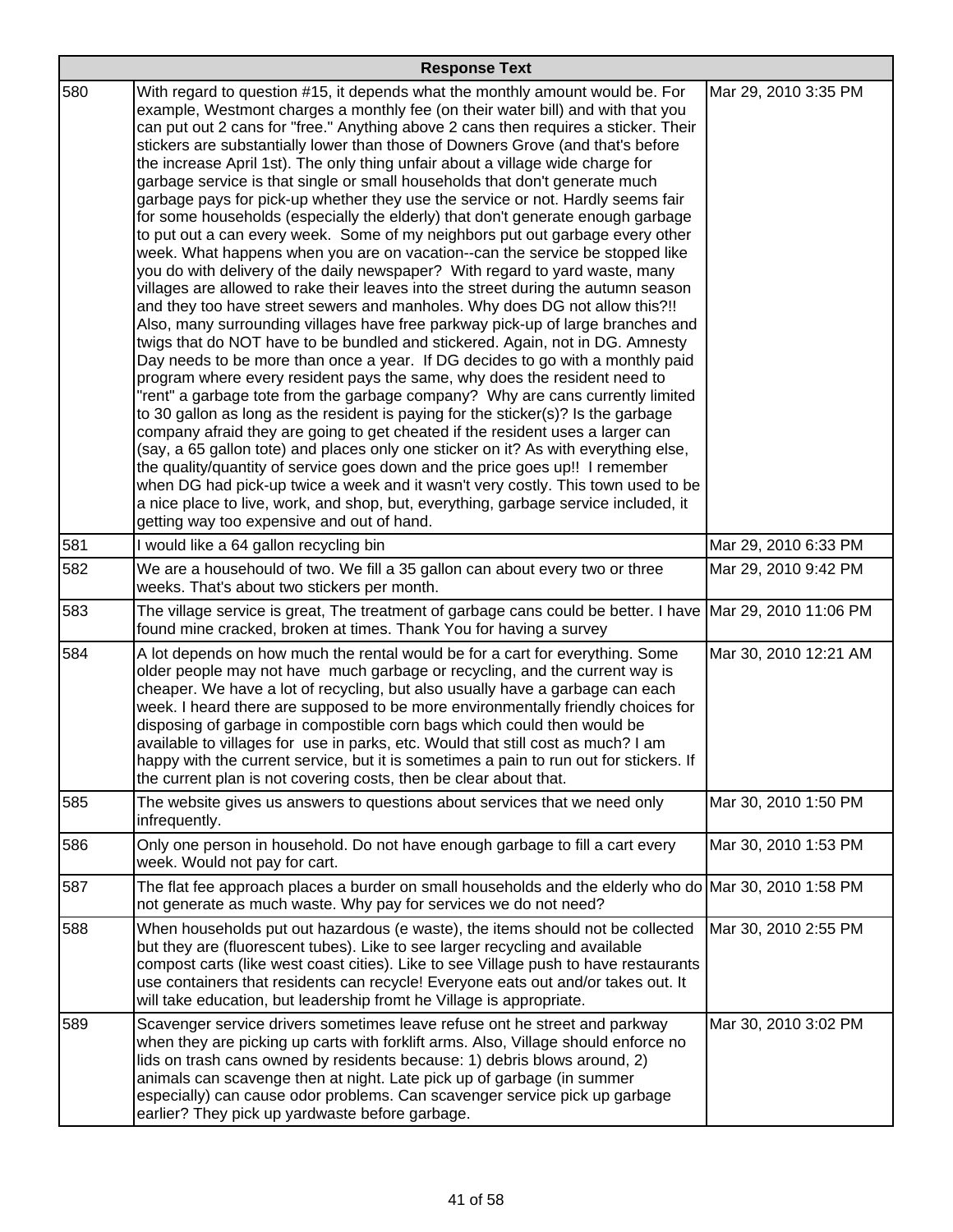| | Response Text | |
|---|---|---|
| 580 | With regard to question #15, it depends what the monthly amount would be. For example, Westmont charges a monthly fee (on their water bill) and with that you can put out 2 cans for "free." Anything above 2 cans then requires a sticker. Their stickers are substantially lower than those of Downers Grove (and that's before the increase April 1st). The only thing unfair about a village wide charge for garbage service is that single or small households that don't generate much garbage pays for pick-up whether they use the service or not. Hardly seems fair for some households (especially the elderly) that don't generate enough garbage to put out a can every week. Some of my neighbors put out garbage every other week. What happens when you are on vacation--can the service be stopped like you do with delivery of the daily newspaper? With regard to yard waste, many villages are allowed to rake their leaves into the street during the autumn season and they too have street sewers and manholes. Why does DG not allow this?!! Also, many surrounding villages have free parkway pick-up of large branches and twigs that do NOT have to be bundled and stickered. Again, not in DG. Amnesty Day needs to be more than once a year. If DG decides to go with a monthly paid program where every resident pays the same, why does the resident need to "rent" a garbage tote from the garbage company? Why are cans currently limited to 30 gallon as long as the resident is paying for the sticker(s)? Is the garbage company afraid they are going to get cheated if the resident uses a larger can (say, a 65 gallon tote) and places only one sticker on it? As with everything else, the quality/quantity of service goes down and the price goes up!! I remember when DG had pick-up twice a week and it wasn't very costly. This town used to be a nice place to live, work, and shop, but, everything, garbage service included, it getting way too expensive and out of hand. | Mar 29, 2010 3:35 PM |
| 581 | I would like a 64 gallon recycling bin | Mar 29, 2010 6:33 PM |
| 582 | We are a househould of two. We fill a 35 gallon can about every two or three weeks. That's about two stickers per month. | Mar 29, 2010 9:42 PM |
| 583 | The village service is great, The treatment of garbage cans could be better. I have found mine cracked, broken at times. Thank You for having a survey | Mar 29, 2010 11:06 PM |
| 584 | A lot depends on how much the rental would be for a cart for everything. Some older people may not have much garbage or recycling, and the current way is cheaper. We have a lot of recycling, but also usually have a garbage can each week. I heard there are supposed to be more environmentally friendly choices for disposing of garbage in compostible corn bags which could then would be available to villages for use in parks, etc. Would that still cost as much? I am happy with the current service, but it is sometimes a pain to run out for stickers. If the current plan is not covering costs, then be clear about that. | Mar 30, 2010 12:21 AM |
| 585 | The website gives us answers to questions about services that we need only infrequently. | Mar 30, 2010 1:50 PM |
| 586 | Only one person in household. Do not have enough garbage to fill a cart every week. Would not pay for cart. | Mar 30, 2010 1:53 PM |
| 587 | The flat fee approach places a burder on small households and the elderly who do not generate as much waste. Why pay for services we do not need? | Mar 30, 2010 1:58 PM |
| 588 | When households put out hazardous (e waste), the items should not be collected but they are (fluorescent tubes). Like to see larger recycling and available compost carts (like west coast cities). Like to see Village push to have restaurants use containers that residents can recycle! Everyone eats out and/or takes out. It will take education, but leadership fromt he Village is appropriate. | Mar 30, 2010 2:55 PM |
| 589 | Scavenger service drivers sometimes leave refuse ont he street and parkway when they are picking up carts with forklift arms. Also, Village should enforce no lids on trash cans owned by residents because: 1) debris blows around, 2) animals can scavenge then at night. Late pick up of garbage (in summer especially) can cause odor problems. Can scavenger service pick up garbage earlier? They pick up yardwaste before garbage. | Mar 30, 2010 3:02 PM |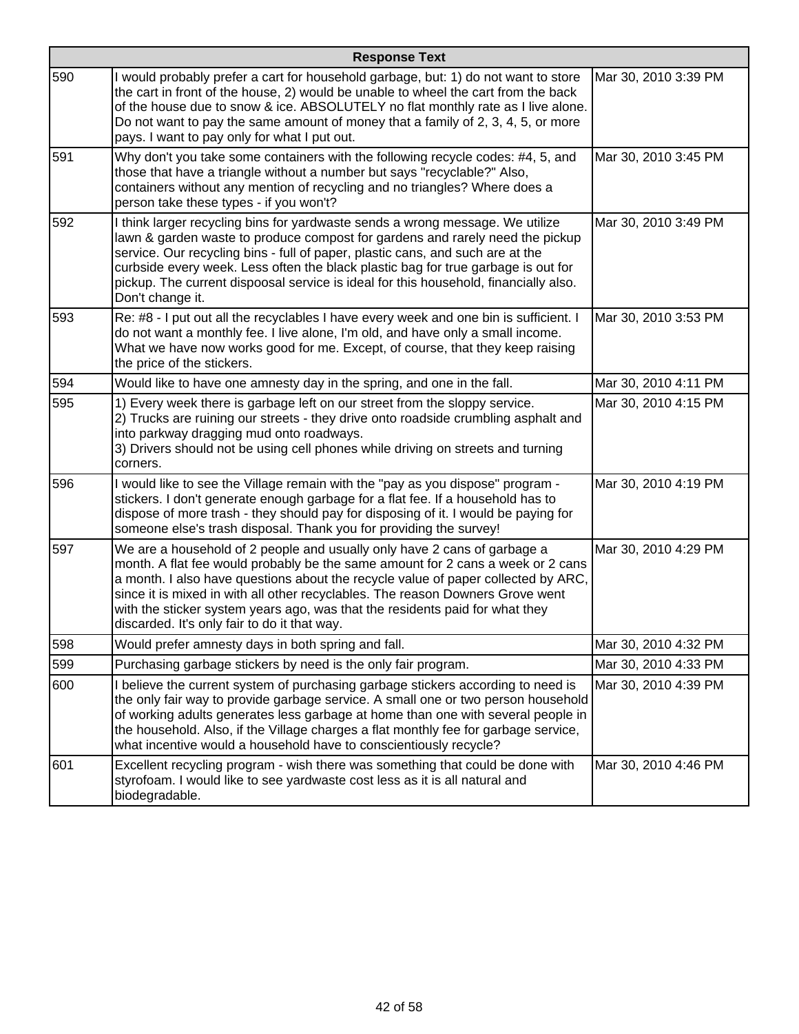| | Response Text | |
|---|---|---|
| 590 | I would probably prefer a cart for household garbage, but: 1) do not want to store the cart in front of the house, 2) would be unable to wheel the cart from the back of the house due to snow & ice. ABSOLUTELY no flat monthly rate as I live alone. Do not want to pay the same amount of money that a family of 2, 3, 4, 5, or more pays. I want to pay only for what I put out. | Mar 30, 2010 3:39 PM |
| 591 | Why don't you take some containers with the following recycle codes: #4, 5, and those that have a triangle without a number but says "recyclable?" Also, containers without any mention of recycling and no triangles? Where does a person take these types - if you won't? | Mar 30, 2010 3:45 PM |
| 592 | I think larger recycling bins for yardwaste sends a wrong message. We utilize lawn & garden waste to produce compost for gardens and rarely need the pickup service. Our recycling bins - full of paper, plastic cans, and such are at the curbside every week. Less often the black plastic bag for true garbage is out for pickup. The current dispoosal service is ideal for this household, financially also. Don't change it. | Mar 30, 2010 3:49 PM |
| 593 | Re: #8 - I put out all the recyclables I have every week and one bin is sufficient. I do not want a monthly fee. I live alone, I'm old, and have only a small income. What we have now works good for me. Except, of course, that they keep raising the price of the stickers. | Mar 30, 2010 3:53 PM |
| 594 | Would like to have one amnesty day in the spring, and one in the fall. | Mar 30, 2010 4:11 PM |
| 595 | 1) Every week there is garbage left on our street from the sloppy service.<br>2) Trucks are ruining our streets - they drive onto roadside crumbling asphalt and into parkway dragging mud onto roadways.<br>3) Drivers should not be using cell phones while driving on streets and turning corners. | Mar 30, 2010 4:15 PM |
| 596 | I would like to see the Village remain with the "pay as you dispose" program - stickers. I don't generate enough garbage for a flat fee. If a household has to dispose of more trash - they should pay for disposing of it. I would be paying for someone else's trash disposal. Thank you for providing the survey! | Mar 30, 2010 4:19 PM |
| 597 | We are a household of 2 people and usually only have 2 cans of garbage a month. A flat fee would probably be the same amount for 2 cans a week or 2 cans a month. I also have questions about the recycle value of paper collected by ARC, since it is mixed in with all other recyclables. The reason Downers Grove went with the sticker system years ago, was that the residents paid for what they discarded. It's only fair to do it that way. | Mar 30, 2010 4:29 PM |
| 598 | Would prefer amnesty days in both spring and fall. | Mar 30, 2010 4:32 PM |
| 599 | Purchasing garbage stickers by need is the only fair program. | Mar 30, 2010 4:33 PM |
| 600 | I believe the current system of purchasing garbage stickers according to need is the only fair way to provide garbage service. A small one or two person household of working adults generates less garbage at home than one with several people in the household. Also, if the Village charges a flat monthly fee for garbage service, what incentive would a household have to conscientiously recycle? | Mar 30, 2010 4:39 PM |
| 601 | Excellent recycling program - wish there was something that could be done with styrofoam. I would like to see yardwaste cost less as it is all natural and biodegradable. | Mar 30, 2010 4:46 PM |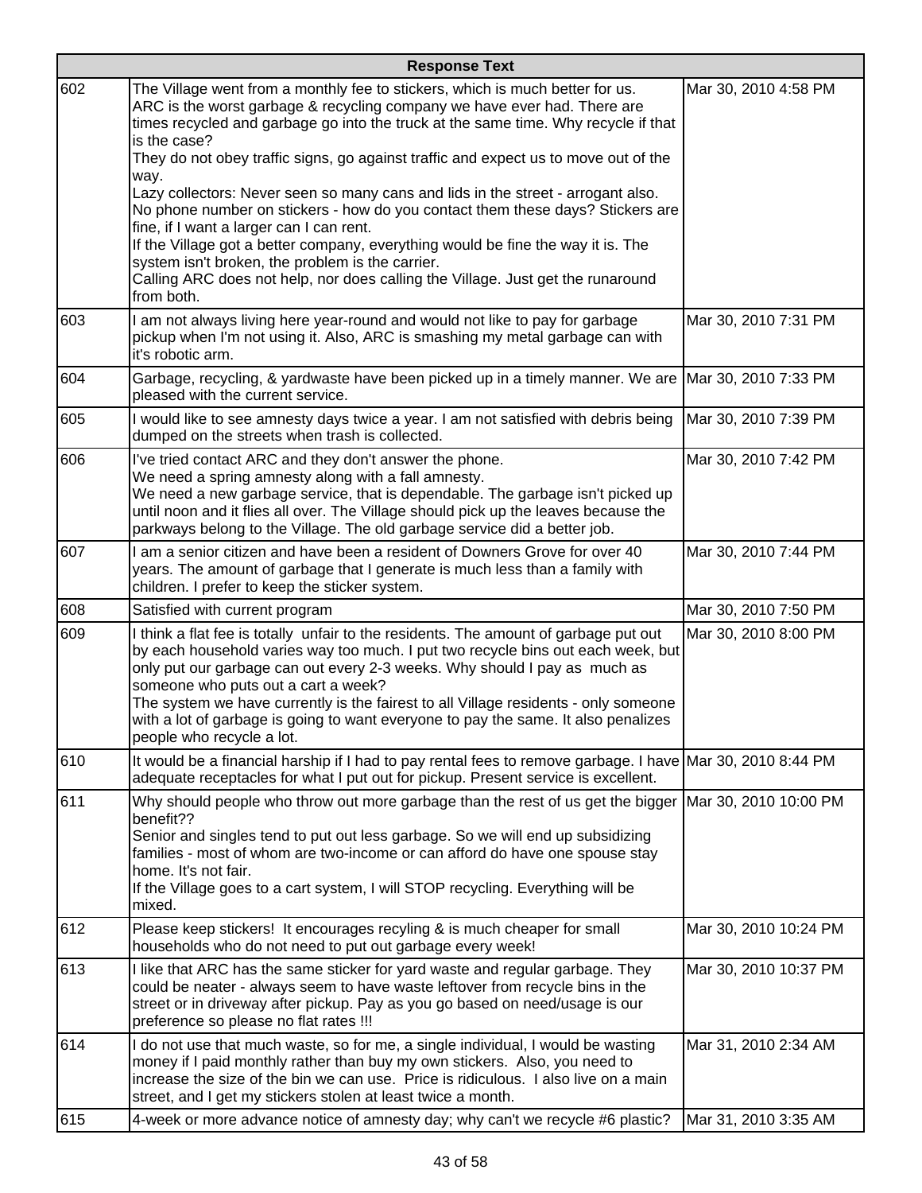| Response Text | | |
|---|---|---|
| 602 | The Village went from a monthly fee to stickers, which is much better for us. ARC is the worst garbage & recycling company we have ever had. There are times recycled and garbage go into the truck at the same time. Why recycle if that is the case?<br>They do not obey traffic signs, go against traffic and expect us to move out of the way.<br>Lazy collectors: Never seen so many cans and lids in the street - arrogant also. No phone number on stickers - how do you contact them these days? Stickers are fine, if I want a larger can I can rent.<br>If the Village got a better company, everything would be fine the way it is. The system isn't broken, the problem is the carrier.<br>Calling ARC does not help, nor does calling the Village. Just get the runaround from both. | Mar 30, 2010 4:58 PM |
| 603 | I am not always living here year-round and would not like to pay for garbage pickup when I'm not using it. Also, ARC is smashing my metal garbage can with it's robotic arm. | Mar 30, 2010 7:31 PM |
| 604 | Garbage, recycling, & yardwaste have been picked up in a timely manner. We are pleased with the current service. | Mar 30, 2010 7:33 PM |
| 605 | I would like to see amnesty days twice a year. I am not satisfied with debris being dumped on the streets when trash is collected. | Mar 30, 2010 7:39 PM |
| 606 | I've tried contact ARC and they don't answer the phone.<br>We need a spring amnesty along with a fall amnesty.<br>We need a new garbage service, that is dependable. The garbage isn't picked up until noon and it flies all over. The Village should pick up the leaves because the parkways belong to the Village. The old garbage service did a better job. | Mar 30, 2010 7:42 PM |
| 607 | I am a senior citizen and have been a resident of Downers Grove for over 40 years. The amount of garbage that I generate is much less than a family with children. I prefer to keep the sticker system. | Mar 30, 2010 7:44 PM |
| 608 | Satisfied with current program | Mar 30, 2010 7:50 PM |
| 609 | I think a flat fee is totally unfair to the residents. The amount of garbage put out by each household varies way too much. I put two recycle bins out each week, but only put our garbage can out every 2-3 weeks. Why should I pay as much as someone who puts out a cart a week?<br>The system we have currently is the fairest to all Village residents - only someone with a lot of garbage is going to want everyone to pay the same. It also penalizes people who recycle a lot. | Mar 30, 2010 8:00 PM |
| 610 | It would be a financial harship if I had to pay rental fees to remove garbage. I have adequate receptacles for what I put out for pickup. Present service is excellent. | Mar 30, 2010 8:44 PM |
| 611 | Why should people who throw out more garbage than the rest of us get the bigger benefit??<br>Senior and singles tend to put out less garbage. So we will end up subsidizing families - most of whom are two-income or can afford do have one spouse stay home. It's not fair.<br>If the Village goes to a cart system, I will STOP recycling. Everything will be mixed. | Mar 30, 2010 10:00 PM |
| 612 | Please keep stickers! It encourages recyling & is much cheaper for small households who do not need to put out garbage every week! | Mar 30, 2010 10:24 PM |
| 613 | I like that ARC has the same sticker for yard waste and regular garbage. They could be neater - always seem to have waste leftover from recycle bins in the street or in driveway after pickup. Pay as you go based on need/usage is our preference so please no flat rates !!! | Mar 30, 2010 10:37 PM |
| 614 | I do not use that much waste, so for me, a single individual, I would be wasting money if I paid monthly rather than buy my own stickers. Also, you need to increase the size of the bin we can use. Price is ridiculous. I also live on a main street, and I get my stickers stolen at least twice a month. | Mar 31, 2010 2:34 AM |
| 615 | 4-week or more advance notice of amnesty day; why can't we recycle #6 plastic? | Mar 31, 2010 3:35 AM |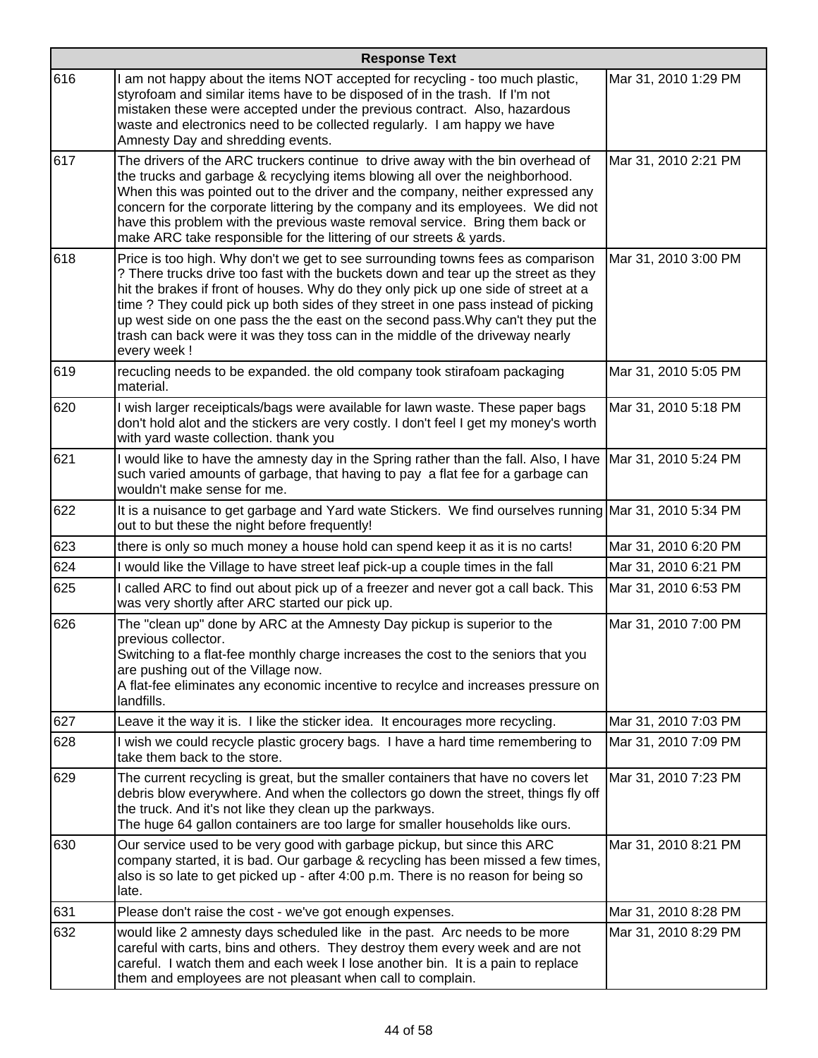| | Response Text | |
|---|---|---|
| 616 | I am not happy about the items NOT accepted for recycling - too much plastic, styrofoam and similar items have to be disposed of in the trash. If I'm not mistaken these were accepted under the previous contract. Also, hazardous waste and electronics need to be collected regularly. I am happy we have Amnesty Day and shredding events. | Mar 31, 2010 1:29 PM |
| 617 | The drivers of the ARC truckers continue to drive away with the bin overhead of the trucks and garbage & recyclying items blowing all over the neighborhood. When this was pointed out to the driver and the company, neither expressed any concern for the corporate littering by the company and its employees. We did not have this problem with the previous waste removal service. Bring them back or make ARC take responsible for the littering of our streets & yards. | Mar 31, 2010 2:21 PM |
| 618 | Price is too high. Why don't we get to see surrounding towns fees as comparison ? There trucks drive too fast with the buckets down and tear up the street as they hit the brakes if front of houses. Why do they only pick up one side of street at a time ? They could pick up both sides of they street in one pass instead of picking up west side on one pass the the east on the second pass.Why can't they put the trash can back were it was they toss can in the middle of the driveway nearly every week ! | Mar 31, 2010 3:00 PM |
| 619 | recucling needs to be expanded. the old company took stirafoam packaging material. | Mar 31, 2010 5:05 PM |
| 620 | I wish larger receipticals/bags were available for lawn waste. These paper bags don't hold alot and the stickers are very costly. I don't feel I get my money's worth with yard waste collection. thank you | Mar 31, 2010 5:18 PM |
| 621 | I would like to have the amnesty day in the Spring rather than the fall. Also, I have such varied amounts of garbage, that having to pay a flat fee for a garbage can wouldn't make sense for me. | Mar 31, 2010 5:24 PM |
| 622 | It is a nuisance to get garbage and Yard wate Stickers. We find ourselves running out to but these the night before frequently! | Mar 31, 2010 5:34 PM |
| 623 | there is only so much money a house hold can spend keep it as it is no carts! | Mar 31, 2010 6:20 PM |
| 624 | I would like the Village to have street leaf pick-up a couple times in the fall | Mar 31, 2010 6:21 PM |
| 625 | I called ARC to find out about pick up of a freezer and never got a call back. This was very shortly after ARC started our pick up. | Mar 31, 2010 6:53 PM |
| 626 | The "clean up" done by ARC at the Amnesty Day pickup is superior to the previous collector.<br>Switching to a flat-fee monthly charge increases the cost to the seniors that you are pushing out of the Village now.<br>A flat-fee eliminates any economic incentive to recylce and increases pressure on landfills. | Mar 31, 2010 7:00 PM |
| 627 | Leave it the way it is. I like the sticker idea. It encourages more recycling. | Mar 31, 2010 7:03 PM |
| 628 | I wish we could recycle plastic grocery bags. I have a hard time remembering to take them back to the store. | Mar 31, 2010 7:09 PM |
| 629 | The current recycling is great, but the smaller containers that have no covers let debris blow everywhere. And when the collectors go down the street, things fly off the truck. And it's not like they clean up the parkways.<br>The huge 64 gallon containers are too large for smaller households like ours. | Mar 31, 2010 7:23 PM |
| 630 | Our service used to be very good with garbage pickup, but since this ARC company started, it is bad. Our garbage & recycling has been missed a few times, also is so late to get picked up - after 4:00 p.m. There is no reason for being so late. | Mar 31, 2010 8:21 PM |
| 631 | Please don't raise the cost - we've got enough expenses. | Mar 31, 2010 8:28 PM |
| 632 | would like 2 amnesty days scheduled like in the past. Arc needs to be more careful with carts, bins and others. They destroy them every week and are not careful. I watch them and each week I lose another bin. It is a pain to replace them and employees are not pleasant when call to complain. | Mar 31, 2010 8:29 PM |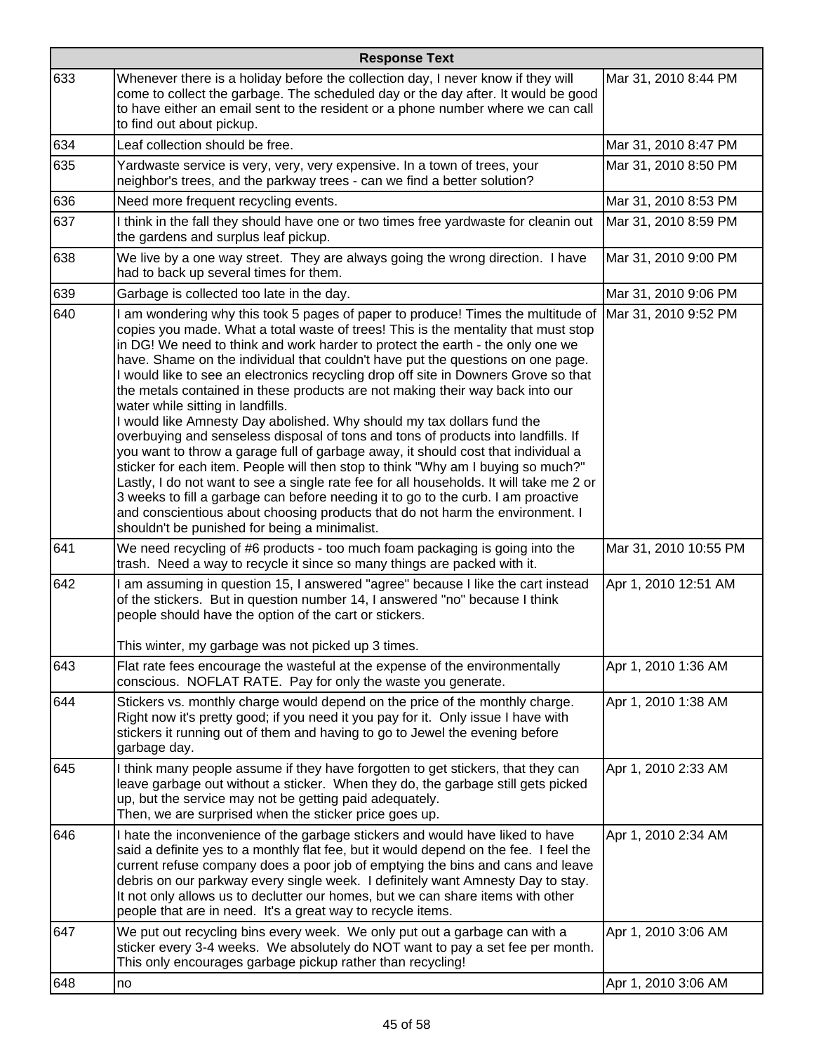| Response Text | | |
|---|---|---|
| 633 | Whenever there is a holiday before the collection day, I never know if they will come to collect the garbage. The scheduled day or the day after. It would be good to have either an email sent to the resident or a phone number where we can call to find out about pickup. | Mar 31, 2010 8:44 PM |
| 634 | Leaf collection should be free. | Mar 31, 2010 8:47 PM |
| 635 | Yardwaste service is very, very, very expensive. In a town of trees, your neighbor's trees, and the parkway trees - can we find a better solution? | Mar 31, 2010 8:50 PM |
| 636 | Need more frequent recycling events. | Mar 31, 2010 8:53 PM |
| 637 | I think in the fall they should have one or two times free yardwaste for cleanin out the gardens and surplus leaf pickup. | Mar 31, 2010 8:59 PM |
| 638 | We live by a one way street. They are always going the wrong direction. I have had to back up several times for them. | Mar 31, 2010 9:00 PM |
| 639 | Garbage is collected too late in the day. | Mar 31, 2010 9:06 PM |
| 640 | I am wondering why this took 5 pages of paper to produce! Times the multitude of copies you made. What a total waste of trees! This is the mentality that must stop in DG! We need to think and work harder to protect the earth - the only one we have. Shame on the individual that couldn't have put the questions on one page.<br>I would like to see an electronics recycling drop off site in Downers Grove so that the metals contained in these products are not making their way back into our water while sitting in landfills.<br>I would like Amnesty Day abolished. Why should my tax dollars fund the overbuying and senseless disposal of tons and tons of products into landfills. If you want to throw a garage full of garbage away, it should cost that individual a sticker for each item. People will then stop to think "Why am I buying so much?"<br>Lastly, I do not want to see a single rate fee for all households. It will take me 2 or 3 weeks to fill a garbage can before needing it to go to the curb. I am proactive and conscientious about choosing products that do not harm the environment. I shouldn't be punished for being a minimalist. | Mar 31, 2010 9:52 PM |
| 641 | We need recycling of #6 products - too much foam packaging is going into the trash. Need a way to recycle it since so many things are packed with it. | Mar 31, 2010 10:55 PM |
| 642 | I am assuming in question 15, I answered "agree" because I like the cart instead of the stickers. But in question number 14, I answered "no" because I think people should have the option of the cart or stickers.<br><br>This winter, my garbage was not picked up 3 times. | Apr 1, 2010 12:51 AM |
| 643 | Flat rate fees encourage the wasteful at the expense of the environmentally conscious. NOFLAT RATE. Pay for only the waste you generate. | Apr 1, 2010 1:36 AM |
| 644 | Stickers vs. monthly charge would depend on the price of the monthly charge. Right now it's pretty good; if you need it you pay for it. Only issue I have with stickers it running out of them and having to go to Jewel the evening before garbage day. | Apr 1, 2010 1:38 AM |
| 645 | I think many people assume if they have forgotten to get stickers, that they can leave garbage out without a sticker. When they do, the garbage still gets picked up, but the service may not be getting paid adequately.<br>Then, we are surprised when the sticker price goes up. | Apr 1, 2010 2:33 AM |
| 646 | I hate the inconvenience of the garbage stickers and would have liked to have said a definite yes to a monthly flat fee, but it would depend on the fee. I feel the current refuse company does a poor job of emptying the bins and cans and leave debris on our parkway every single week. I definitely want Amnesty Day to stay. It not only allows us to declutter our homes, but we can share items with other people that are in need. It's a great way to recycle items. | Apr 1, 2010 2:34 AM |
| 647 | We put out recycling bins every week. We only put out a garbage can with a sticker every 3-4 weeks. We absolutely do NOT want to pay a set fee per month. This only encourages garbage pickup rather than recycling! | Apr 1, 2010 3:06 AM |
| 648 | no | Apr 1, 2010 3:06 AM |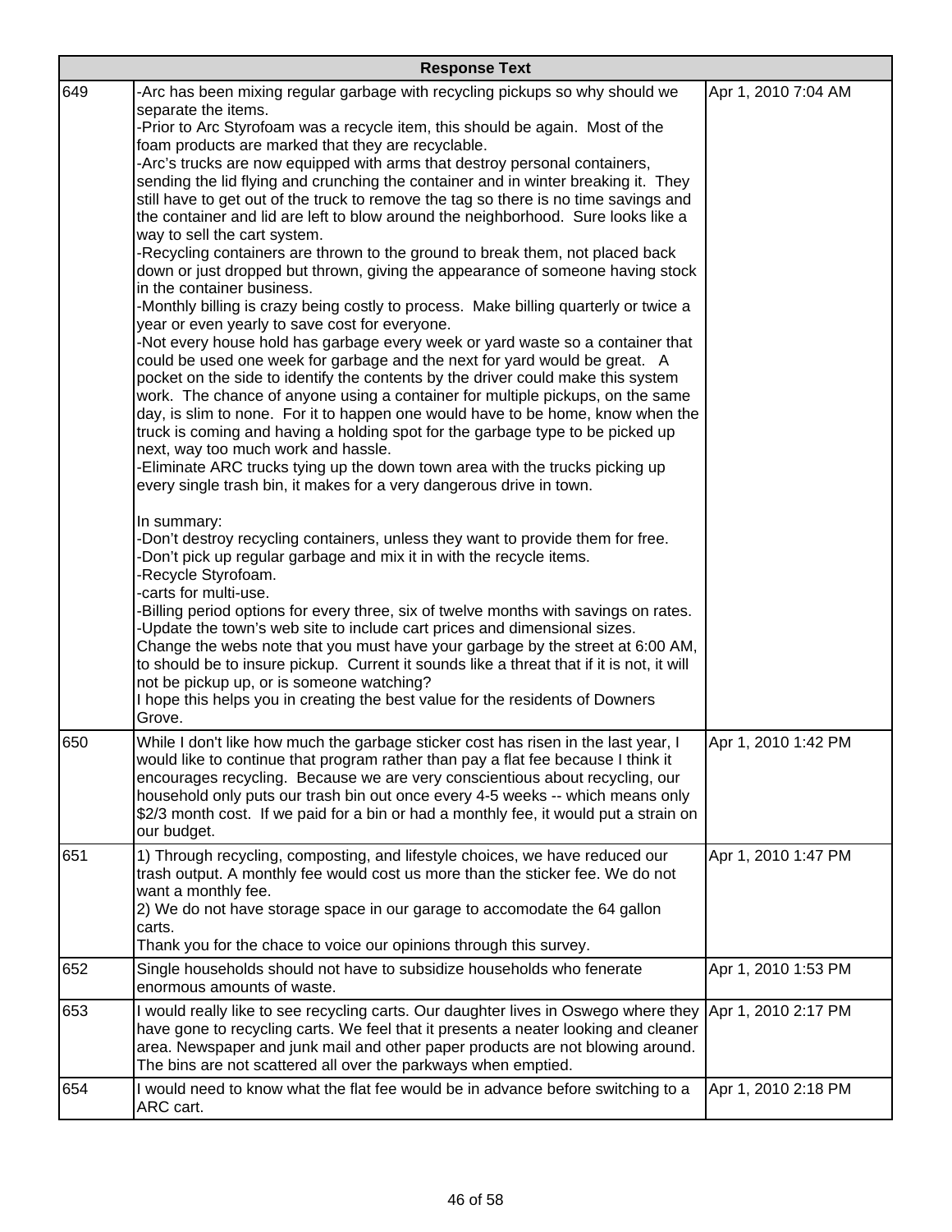| Response Text | | |
|---|---|---|
| 649 | -Arc has been mixing regular garbage with recycling pickups so why should we separate the items.<br>-Prior to Arc Styrofoam was a recycle item, this should be again. Most of the foam products are marked that they are recyclable.<br>-Arc's trucks are now equipped with arms that destroy personal containers, sending the lid flying and crunching the container and in winter breaking it. They still have to get out of the truck to remove the tag so there is no time savings and the container and lid are left to blow around the neighborhood. Sure looks like a way to sell the cart system.<br>-Recycling containers are thrown to the ground to break them, not placed back down or just dropped but thrown, giving the appearance of someone having stock in the container business.<br>-Monthly billing is crazy being costly to process. Make billing quarterly or twice a year or even yearly to save cost for everyone.<br>-Not every house hold has garbage every week or yard waste so a container that could be used one week for garbage and the next for yard would be great. A pocket on the side to identify the contents by the driver could make this system work. The chance of anyone using a container for multiple pickups, on the same day, is slim to none. For it to happen one would have to be home, know when the truck is coming and having a holding spot for the garbage type to be picked up next, way too much work and hassle.<br>-Eliminate ARC trucks tying up the down town area with the trucks picking up every single trash bin, it makes for a very dangerous drive in town.<br><br>In summary:<br>-Don't destroy recycling containers, unless they want to provide them for free.<br>-Don't pick up regular garbage and mix it in with the recycle items.<br>-Recycle Styrofoam.<br>-carts for multi-use.<br>-Billing period options for every three, six of twelve months with savings on rates.<br>-Update the town's web site to include cart prices and dimensional sizes.<br>Change the webs note that you must have your garbage by the street at 6:00 AM, to should be to insure pickup. Current it sounds like a threat that if it is not, it will not be pickup up, or is someone watching?<br>I hope this helps you in creating the best value for the residents of Downers Grove. | Apr 1, 2010 7:04 AM |
| 650 | While I don't like how much the garbage sticker cost has risen in the last year, I would like to continue that program rather than pay a flat fee because I think it encourages recycling. Because we are very conscientious about recycling, our household only puts our trash bin out once every 4-5 weeks -- which means only $2/3 month cost. If we paid for a bin or had a monthly fee, it would put a strain on our budget. | Apr 1, 2010 1:42 PM |
| 651 | 1) Through recycling, composting, and lifestyle choices, we have reduced our trash output. A monthly fee would cost us more than the sticker fee. We do not want a monthly fee.<br>2) We do not have storage space in our garage to accomodate the 64 gallon carts.<br>Thank you for the chace to voice our opinions through this survey. | Apr 1, 2010 1:47 PM |
| 652 | Single households should not have to subsidize households who fenerate enormous amounts of waste. | Apr 1, 2010 1:53 PM |
| 653 | I would really like to see recycling carts. Our daughter lives in Oswego where they have gone to recycling carts. We feel that it presents a neater looking and cleaner area. Newspaper and junk mail and other paper products are not blowing around. The bins are not scattered all over the parkways when emptied. | Apr 1, 2010 2:17 PM |
| 654 | I would need to know what the flat fee would be in advance before switching to a ARC cart. | Apr 1, 2010 2:18 PM |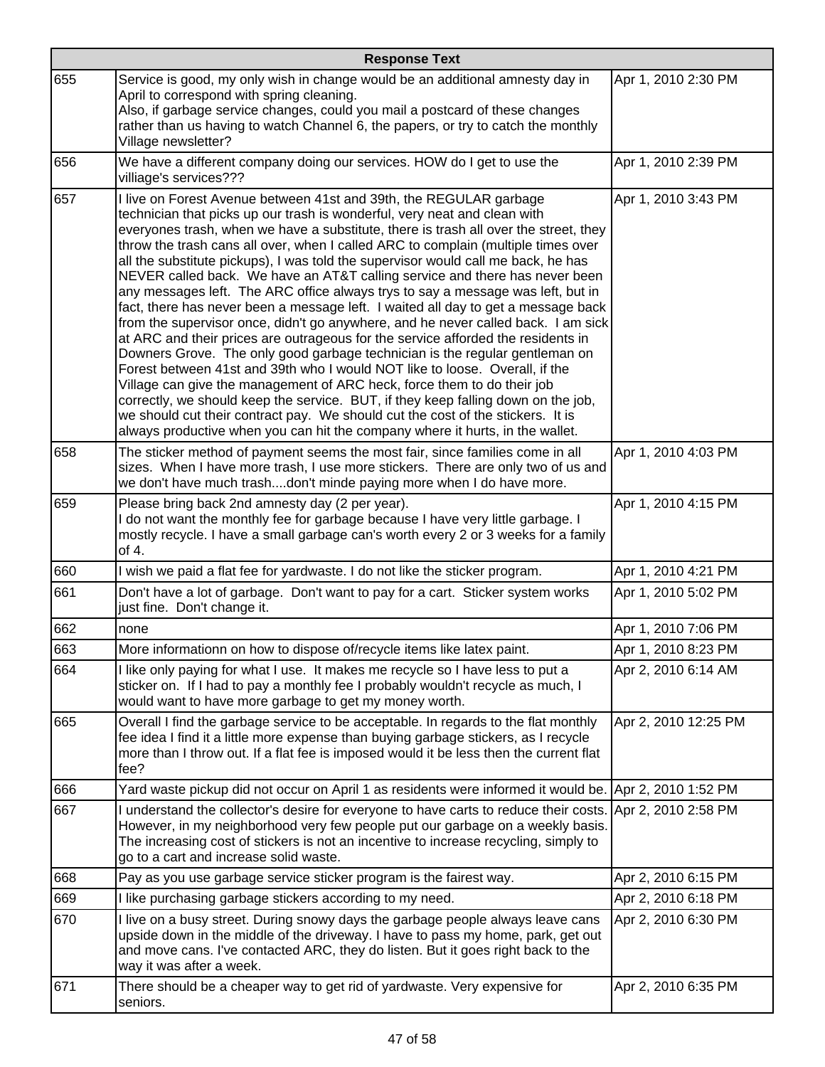| Response Text | | |
|---|---|---|
| 655 | Service is good, my only wish in change would be an additional amnesty day in April to correspond with spring cleaning.<br>Also, if garbage service changes, could you mail a postcard of these changes rather than us having to watch Channel 6, the papers, or try to catch the monthly Village newsletter? | Apr 1, 2010 2:30 PM |
| 656 | We have a different company doing our services. HOW do I get to use the villiage's services??? | Apr 1, 2010 2:39 PM |
| 657 | I live on Forest Avenue between 41st and 39th, the REGULAR garbage technician that picks up our trash is wonderful, very neat and clean with everyones trash, when we have a substitute, there is trash all over the street, they throw the trash cans all over, when I called ARC to complain (multiple times over all the substitute pickups), I was told the supervisor would call me back, he has NEVER called back. We have an AT&T calling service and there has never been any messages left. The ARC office always trys to say a message was left, but in fact, there has never been a message left. I waited all day to get a message back from the supervisor once, didn't go anywhere, and he never called back. I am sick at ARC and their prices are outrageous for the service afforded the residents in Downers Grove. The only good garbage technician is the regular gentleman on Forest between 41st and 39th who I would NOT like to loose. Overall, if the Village can give the management of ARC heck, force them to do their job correctly, we should keep the service. BUT, if they keep falling down on the job, we should cut their contract pay. We should cut the cost of the stickers. It is always productive when you can hit the company where it hurts, in the wallet. | Apr 1, 2010 3:43 PM |
| 658 | The sticker method of payment seems the most fair, since families come in all sizes. When I have more trash, I use more stickers. There are only two of us and we don't have much trash....don't minde paying more when I do have more. | Apr 1, 2010 4:03 PM |
| 659 | Please bring back 2nd amnesty day (2 per year).<br>I do not want the monthly fee for garbage because I have very little garbage. I mostly recycle. I have a small garbage can's worth every 2 or 3 weeks for a family of 4. | Apr 1, 2010 4:15 PM |
| 660 | I wish we paid a flat fee for yardwaste. I do not like the sticker program. | Apr 1, 2010 4:21 PM |
| 661 | Don't have a lot of garbage. Don't want to pay for a cart. Sticker system works just fine. Don't change it. | Apr 1, 2010 5:02 PM |
| 662 | none | Apr 1, 2010 7:06 PM |
| 663 | More informationn on how to dispose of/recycle items like latex paint. | Apr 1, 2010 8:23 PM |
| 664 | I like only paying for what I use. It makes me recycle so I have less to put a sticker on. If I had to pay a monthly fee I probably wouldn't recycle as much, I would want to have more garbage to get my money worth. | Apr 2, 2010 6:14 AM |
| 665 | Overall I find the garbage service to be acceptable. In regards to the flat monthly fee idea I find it a little more expense than buying garbage stickers, as I recycle more than I throw out. If a flat fee is imposed would it be less then the current flat fee? | Apr 2, 2010 12:25 PM |
| 666 | Yard waste pickup did not occur on April 1 as residents were informed it would be. | Apr 2, 2010 1:52 PM |
| 667 | I understand the collector's desire for everyone to have carts to reduce their costs. However, in my neighborhood very few people put our garbage on a weekly basis. The increasing cost of stickers is not an incentive to increase recycling, simply to go to a cart and increase solid waste. | Apr 2, 2010 2:58 PM |
| 668 | Pay as you use garbage service sticker program is the fairest way. | Apr 2, 2010 6:15 PM |
| 669 | I like purchasing garbage stickers according to my need. | Apr 2, 2010 6:18 PM |
| 670 | I live on a busy street. During snowy days the garbage people always leave cans upside down in the middle of the driveway. I have to pass my home, park, get out and move cans. I've contacted ARC, they do listen. But it goes right back to the way it was after a week. | Apr 2, 2010 6:30 PM |
| 671 | There should be a cheaper way to get rid of yardwaste. Very expensive for seniors. | Apr 2, 2010 6:35 PM |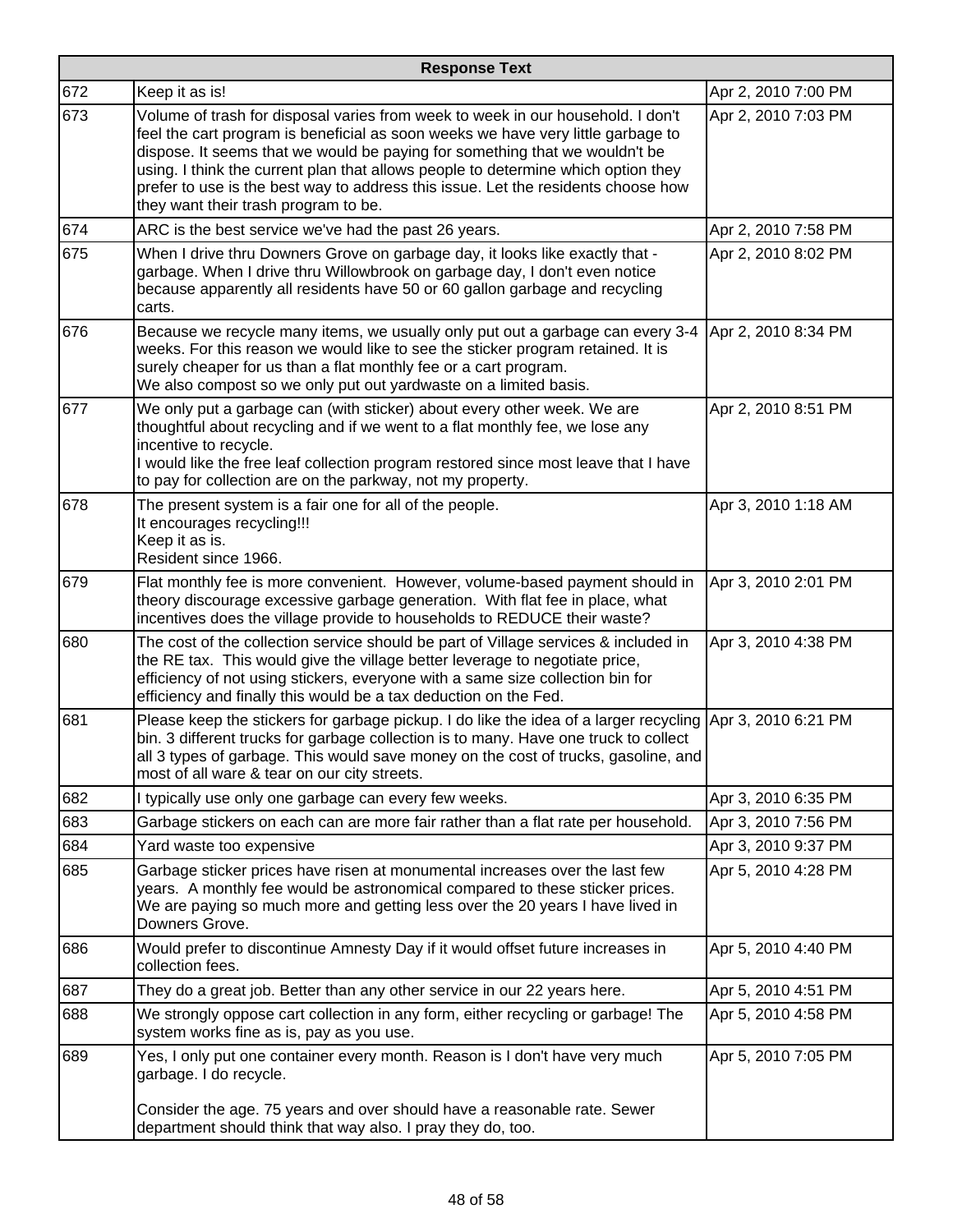| Response Text | | |
|---|---|---|
| 672 | Keep it as is! | Apr 2, 2010 7:00 PM |
| 673 | Volume of trash for disposal varies from week to week in our household. I don't feel the cart program is beneficial as soon weeks we have very little garbage to dispose. It seems that we would be paying for something that we wouldn't be using. I think the current plan that allows people to determine which option they prefer to use is the best way to address this issue. Let the residents choose how they want their trash program to be. | Apr 2, 2010 7:03 PM |
| 674 | ARC is the best service we've had the past 26 years. | Apr 2, 2010 7:58 PM |
| 675 | When I drive thru Downers Grove on garbage day, it looks like exactly that - garbage. When I drive thru Willowbrook on garbage day, I don't even notice because apparently all residents have 50 or 60 gallon garbage and recycling carts. | Apr 2, 2010 8:02 PM |
| 676 | Because we recycle many items, we usually only put out a garbage can every 3-4 weeks. For this reason we would like to see the sticker program retained. It is surely cheaper for us than a flat monthly fee or a cart program.<br>We also compost so we only put out yardwaste on a limited basis. | Apr 2, 2010 8:34 PM |
| 677 | We only put a garbage can (with sticker) about every other week. We are thoughtful about recycling and if we went to a flat monthly fee, we lose any incentive to recycle.<br>I would like the free leaf collection program restored since most leave that I have to pay for collection are on the parkway, not my property. | Apr 2, 2010 8:51 PM |
| 678 | The present system is a fair one for all of the people.<br>It encourages recycling!!!<br>Keep it as is.<br>Resident since 1966. | Apr 3, 2010 1:18 AM |
| 679 | Flat monthly fee is more convenient. However, volume-based payment should in theory discourage excessive garbage generation. With flat fee in place, what incentives does the village provide to households to REDUCE their waste? | Apr 3, 2010 2:01 PM |
| 680 | The cost of the collection service should be part of Village services & included in the RE tax. This would give the village better leverage to negotiate price, efficiency of not using stickers, everyone with a same size collection bin for efficiency and finally this would be a tax deduction on the Fed. | Apr 3, 2010 4:38 PM |
| 681 | Please keep the stickers for garbage pickup. I do like the idea of a larger recycling bin. 3 different trucks for garbage collection is to many. Have one truck to collect all 3 types of garbage. This would save money on the cost of trucks, gasoline, and most of all ware & tear on our city streets. | Apr 3, 2010 6:21 PM |
| 682 | I typically use only one garbage can every few weeks. | Apr 3, 2010 6:35 PM |
| 683 | Garbage stickers on each can are more fair rather than a flat rate per household. | Apr 3, 2010 7:56 PM |
| 684 | Yard waste too expensive | Apr 3, 2010 9:37 PM |
| 685 | Garbage sticker prices have risen at monumental increases over the last few years. A monthly fee would be astronomical compared to these sticker prices. We are paying so much more and getting less over the 20 years I have lived in Downers Grove. | Apr 5, 2010 4:28 PM |
| 686 | Would prefer to discontinue Amnesty Day if it would offset future increases in collection fees. | Apr 5, 2010 4:40 PM |
| 687 | They do a great job. Better than any other service in our 22 years here. | Apr 5, 2010 4:51 PM |
| 688 | We strongly oppose cart collection in any form, either recycling or garbage! The system works fine as is, pay as you use. | Apr 5, 2010 4:58 PM |
| 689 | Yes, I only put one container every month. Reason is I don't have very much garbage. I do recycle.<br><br>Consider the age. 75 years and over should have a reasonable rate. Sewer department should think that way also. I pray they do, too. | Apr 5, 2010 7:05 PM |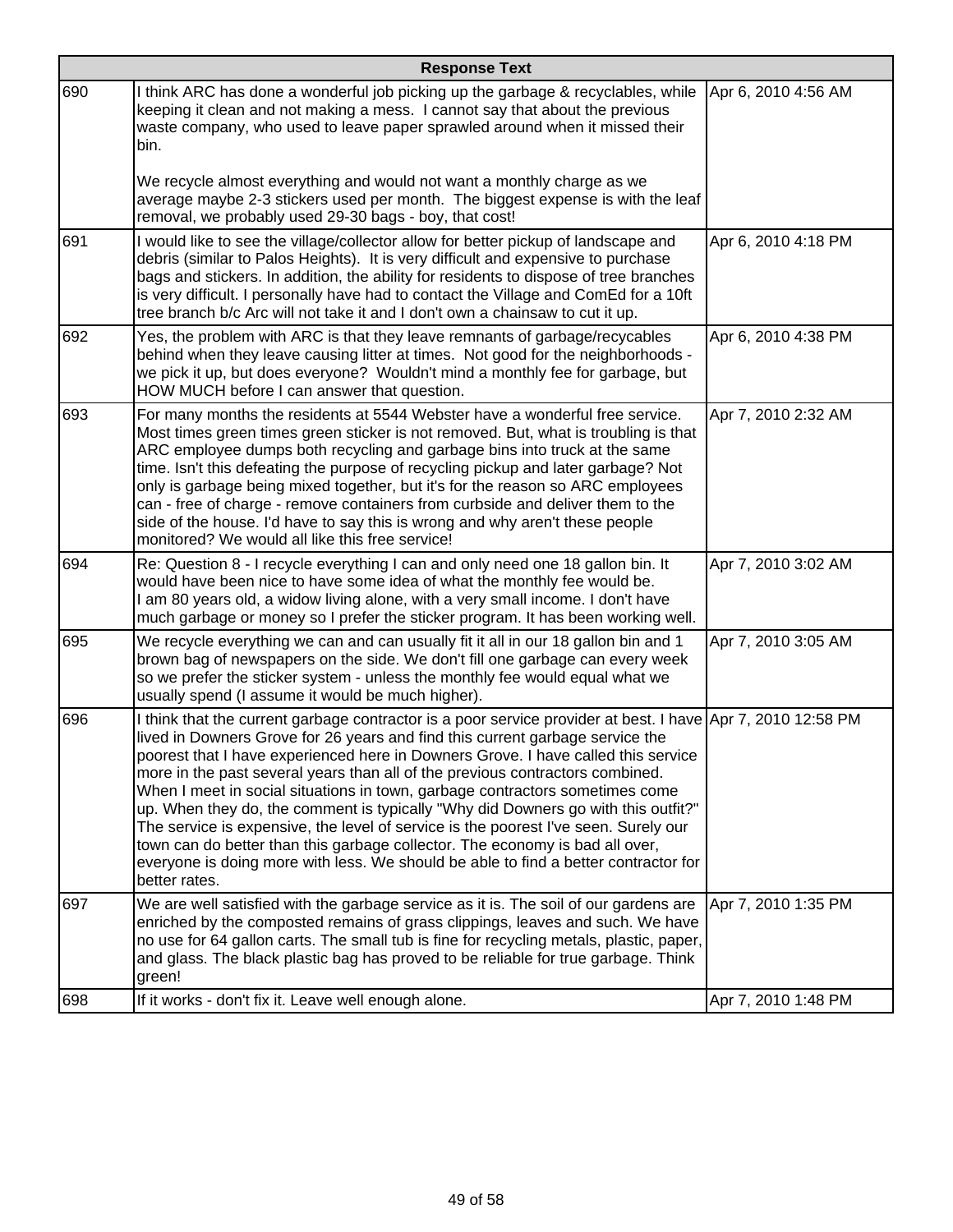| | Response Text | |
|---|---|---|
| 690 | I think ARC has done a wonderful job picking up the garbage & recyclables, while keeping it clean and not making a mess. I cannot say that about the previous waste company, who used to leave paper sprawled around when it missed their bin.<br><br>We recycle almost everything and would not want a monthly charge as we average maybe 2-3 stickers used per month. The biggest expense is with the leaf removal, we probably used 29-30 bags - boy, that cost! | Apr 6, 2010 4:56 AM |
| 691 | I would like to see the village/collector allow for better pickup of landscape and debris (similar to Palos Heights). It is very difficult and expensive to purchase bags and stickers. In addition, the ability for residents to dispose of tree branches is very difficult. I personally have had to contact the Village and ComEd for a 10ft tree branch b/c Arc will not take it and I don't own a chainsaw to cut it up. | Apr 6, 2010 4:18 PM |
| 692 | Yes, the problem with ARC is that they leave remnants of garbage/recycables behind when they leave causing litter at times. Not good for the neighborhoods - we pick it up, but does everyone? Wouldn't mind a monthly fee for garbage, but HOW MUCH before I can answer that question. | Apr 6, 2010 4:38 PM |
| 693 | For many months the residents at 5544 Webster have a wonderful free service. Most times green times green sticker is not removed. But, what is troubling is that ARC employee dumps both recycling and garbage bins into truck at the same time. Isn't this defeating the purpose of recycling pickup and later garbage? Not only is garbage being mixed together, but it's for the reason so ARC employees can - free of charge - remove containers from curbside and deliver them to the side of the house. I'd have to say this is wrong and why aren't these people monitored? We would all like this free service! | Apr 7, 2010 2:32 AM |
| 694 | Re: Question 8 - I recycle everything I can and only need one 18 gallon bin. It would have been nice to have some idea of what the monthly fee would be.<br>I am 80 years old, a widow living alone, with a very small income. I don't have much garbage or money so I prefer the sticker program. It has been working well. | Apr 7, 2010 3:02 AM |
| 695 | We recycle everything we can and can usually fit it all in our 18 gallon bin and 1 brown bag of newspapers on the side. We don't fill one garbage can every week so we prefer the sticker system - unless the monthly fee would equal what we usually spend (I assume it would be much higher). | Apr 7, 2010 3:05 AM |
| 696 | I think that the current garbage contractor is a poor service provider at best. I have lived in Downers Grove for 26 years and find this current garbage service the poorest that I have experienced here in Downers Grove. I have called this service more in the past several years than all of the previous contractors combined. When I meet in social situations in town, garbage contractors sometimes come up. When they do, the comment is typically "Why did Downers go with this outfit?" The service is expensive, the level of service is the poorest I've seen. Surely our town can do better than this garbage collector. The economy is bad all over, everyone is doing more with less. We should be able to find a better contractor for better rates. | Apr 7, 2010 12:58 PM |
| 697 | We are well satisfied with the garbage service as it is. The soil of our gardens are enriched by the composted remains of grass clippings, leaves and such. We have no use for 64 gallon carts. The small tub is fine for recycling metals, plastic, paper, and glass. The black plastic bag has proved to be reliable for true garbage. Think green! | Apr 7, 2010 1:35 PM |
| 698 | If it works - don't fix it. Leave well enough alone. | Apr 7, 2010 1:48 PM |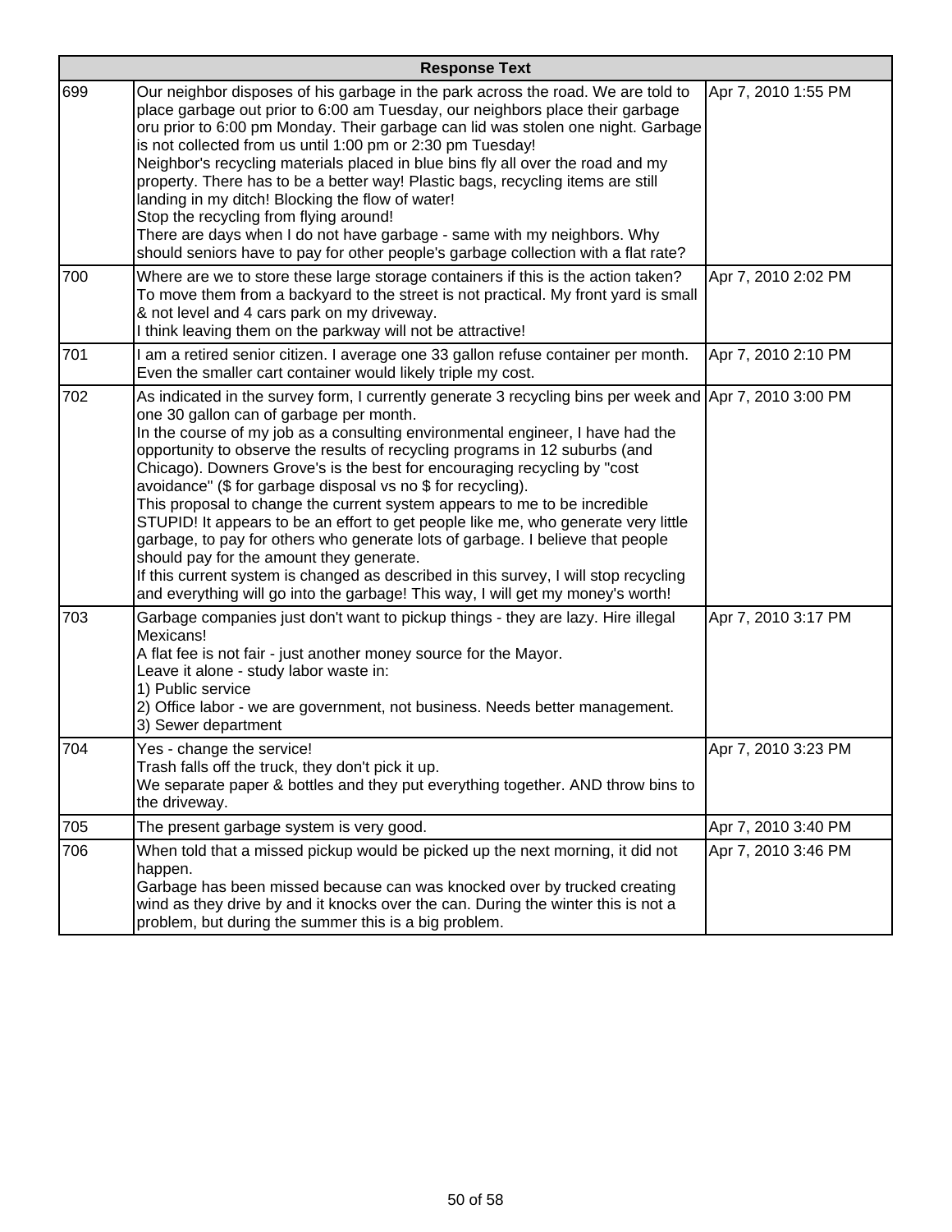| | Response Text | |
|---|---|---|
| 699 | Our neighbor disposes of his garbage in the park across the road. We are told to place garbage out prior to 6:00 am Tuesday, our neighbors place their garbage oru prior to 6:00 pm Monday. Their garbage can lid was stolen one night. Garbage is not collected from us until 1:00 pm or 2:30 pm Tuesday!<br>Neighbor's recycling materials placed in blue bins fly all over the road and my property. There has to be a better way! Plastic bags, recycling items are still landing in my ditch! Blocking the flow of water!<br>Stop the recycling from flying around!<br>There are days when I do not have garbage - same with my neighbors. Why should seniors have to pay for other people's garbage collection with a flat rate? | Apr 7, 2010 1:55 PM |
| 700 | Where are we to store these large storage containers if this is the action taken? To move them from a backyard to the street is not practical. My front yard is small & not level and 4 cars park on my driveway.<br>I think leaving them on the parkway will not be attractive! | Apr 7, 2010 2:02 PM |
| 701 | I am a retired senior citizen. I average one 33 gallon refuse container per month. Even the smaller cart container would likely triple my cost. | Apr 7, 2010 2:10 PM |
| 702 | As indicated in the survey form, I currently generate 3 recycling bins per week and one 30 gallon can of garbage per month.<br>In the course of my job as a consulting environmental engineer, I have had the opportunity to observe the results of recycling programs in 12 suburbs (and Chicago). Downers Grove's is the best for encouraging recycling by "cost avoidance" ($ for garbage disposal vs no $ for recycling).<br>This proposal to change the current system appears to me to be incredible STUPID! It appears to be an effort to get people like me, who generate very little garbage, to pay for others who generate lots of garbage. I believe that people should pay for the amount they generate.<br>If this current system is changed as described in this survey, I will stop recycling and everything will go into the garbage! This way, I will get my money's worth! | Apr 7, 2010 3:00 PM |
| 703 | Garbage companies just don't want to pickup things - they are lazy. Hire illegal Mexicans!<br>A flat fee is not fair - just another money source for the Mayor.<br>Leave it alone - study labor waste in:<br>1) Public service<br>2) Office labor - we are government, not business. Needs better management.<br>3) Sewer department | Apr 7, 2010 3:17 PM |
| 704 | Yes - change the service!<br>Trash falls off the truck, they don't pick it up.<br>We separate paper & bottles and they put everything together. AND throw bins to the driveway. | Apr 7, 2010 3:23 PM |
| 705 | The present garbage system is very good. | Apr 7, 2010 3:40 PM |
| 706 | When told that a missed pickup would be picked up the next morning, it did not happen.<br>Garbage has been missed because can was knocked over by trucked creating wind as they drive by and it knocks over the can. During the winter this is not a problem, but during the summer this is a big problem. | Apr 7, 2010 3:46 PM |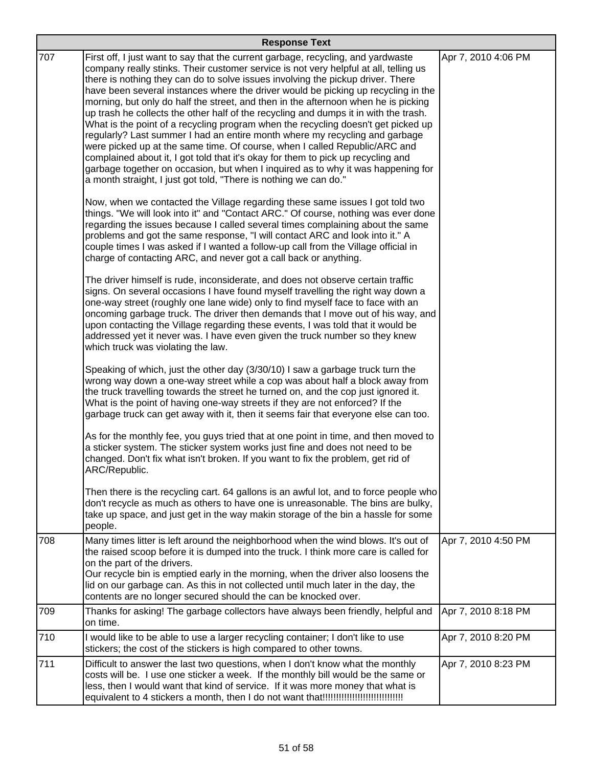| | Response Text | |
|---|---|---|
| 707 | First off, I just want to say that the current garbage, recycling, and yardwaste company really stinks. Their customer service is not very helpful at all, telling us there is nothing they can do to solve issues involving the pickup driver. There have been several instances where the driver would be picking up recycling in the morning, but only do half the street, and then in the afternoon when he is picking up trash he collects the other half of the recycling and dumps it in with the trash. What is the point of a recycling program when the recycling doesn't get picked up regularly? Last summer I had an entire month where my recycling and garbage were picked up at the same time. Of course, when I called Republic/ARC and complained about it, I got told that it's okay for them to pick up recycling and garbage together on occasion, but when I inquired as to why it was happening for a month straight, I just got told, "There is nothing we can do."<br><br>Now, when we contacted the Village regarding these same issues I got told two things. "We will look into it" and "Contact ARC." Of course, nothing was ever done regarding the issues because I called several times complaining about the same problems and got the same response, "I will contact ARC and look into it." A couple times I was asked if I wanted a follow-up call from the Village official in charge of contacting ARC, and never got a call back or anything.<br><br>The driver himself is rude, inconsiderate, and does not observe certain traffic signs. On several occasions I have found myself travelling the right way down a one-way street (roughly one lane wide) only to find myself face to face with an oncoming garbage truck. The driver then demands that I move out of his way, and upon contacting the Village regarding these events, I was told that it would be addressed yet it never was. I have even given the truck number so they knew which truck was violating the law.<br><br>Speaking of which, just the other day (3/30/10) I saw a garbage truck turn the wrong way down a one-way street while a cop was about half a block away from the truck travelling towards the street he turned on, and the cop just ignored it. What is the point of having one-way streets if they are not enforced? If the garbage truck can get away with it, then it seems fair that everyone else can too.<br><br>As for the monthly fee, you guys tried that at one point in time, and then moved to a sticker system. The sticker system works just fine and does not need to be changed. Don't fix what isn't broken. If you want to fix the problem, get rid of ARC/Republic.<br><br>Then there is the recycling cart. 64 gallons is an awful lot, and to force people who don't recycle as much as others to have one is unreasonable. The bins are bulky, take up space, and just get in the way makin storage of the bin a hassle for some people. | Apr 7, 2010 4:06 PM |
| 708 | Many times litter is left around the neighborhood when the wind blows. It's out of the raised scoop before it is dumped into the truck. I think more care is called for on the part of the drivers.<br>Our recycle bin is emptied early in the morning, when the driver also loosens the lid on our garbage can. As this in not collected until much later in the day, the contents are no longer secured should the can be knocked over. | Apr 7, 2010 4:50 PM |
| 709 | Thanks for asking! The garbage collectors have always been friendly, helpful and on time. | Apr 7, 2010 8:18 PM |
| 710 | I would like to be able to use a larger recycling container; I don't like to use stickers; the cost of the stickers is high compared to other towns. | Apr 7, 2010 8:20 PM |
| 711 | Difficult to answer the last two questions, when I don't know what the monthly costs will be. I use one sticker a week. If the monthly bill would be the same or less, then I would want that kind of service. If it was more money that what is equivalent to 4 stickers a month, then I do not want that!!!!!!!!!!!!!!!!!!!!!!!!!!!!!! | Apr 7, 2010 8:23 PM |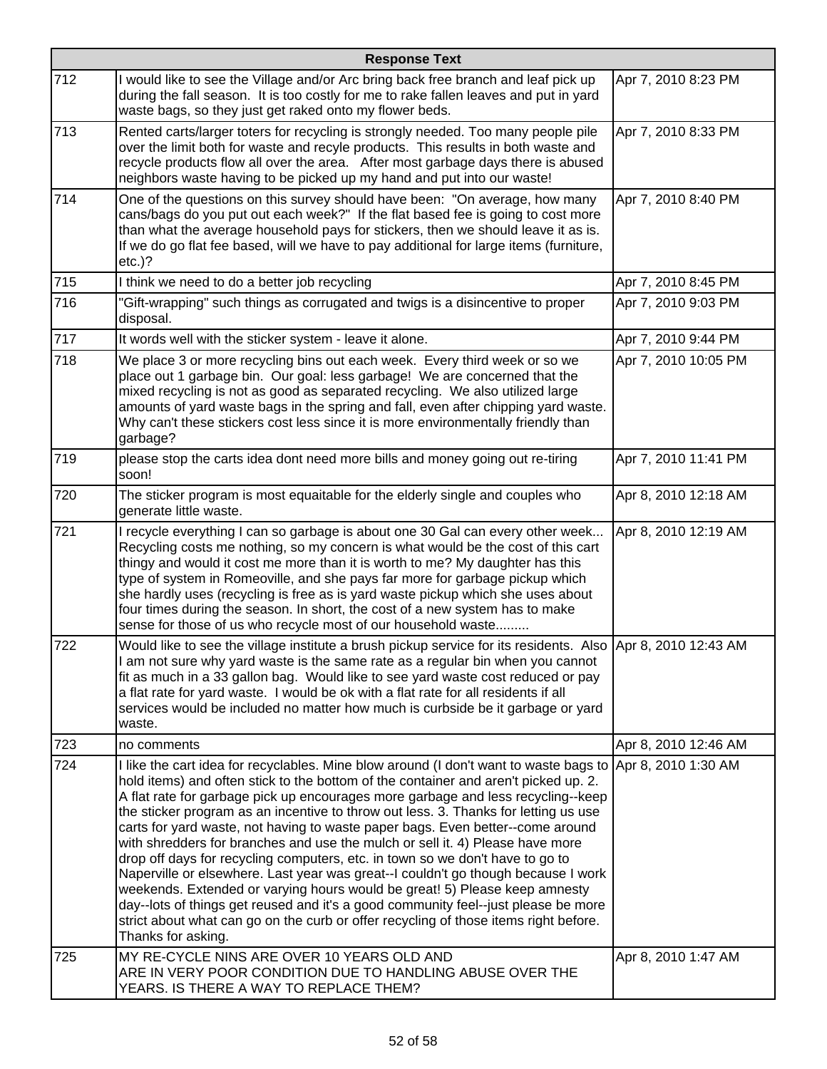| | Response Text | |
|---|---|---|
| 712 | I would like to see the Village and/or Arc bring back free branch and leaf pick up during the fall season. It is too costly for me to rake fallen leaves and put in yard waste bags, so they just get raked onto my flower beds. | Apr 7, 2010 8:23 PM |
| 713 | Rented carts/larger toters for recycling is strongly needed. Too many people pile over the limit both for waste and recyle products. This results in both waste and recycle products flow all over the area. After most garbage days there is abused neighbors waste having to be picked up my hand and put into our waste! | Apr 7, 2010 8:33 PM |
| 714 | One of the questions on this survey should have been: "On average, how many cans/bags do you put out each week?" If the flat based fee is going to cost more than what the average household pays for stickers, then we should leave it as is. If we do go flat fee based, will we have to pay additional for large items (furniture, etc.)? | Apr 7, 2010 8:40 PM |
| 715 | I think we need to do a better job recycling | Apr 7, 2010 8:45 PM |
| 716 | "Gift-wrapping" such things as corrugated and twigs is a disincentive to proper disposal. | Apr 7, 2010 9:03 PM |
| 717 | It words well with the sticker system - leave it alone. | Apr 7, 2010 9:44 PM |
| 718 | We place 3 or more recycling bins out each week. Every third week or so we place out 1 garbage bin. Our goal: less garbage! We are concerned that the mixed recycling is not as good as separated recycling. We also utilized large amounts of yard waste bags in the spring and fall, even after chipping yard waste. Why can't these stickers cost less since it is more environmentally friendly than garbage? | Apr 7, 2010 10:05 PM |
| 719 | please stop the carts idea dont need more bills and money going out re-tiring soon! | Apr 7, 2010 11:41 PM |
| 720 | The sticker program is most equaitable for the elderly single and couples who generate little waste. | Apr 8, 2010 12:18 AM |
| 721 | I recycle everything I can so garbage is about one 30 Gal can every other week... Recycling costs me nothing, so my concern is what would be the cost of this cart thingy and would it cost me more than it is worth to me? My daughter has this type of system in Romeoville, and she pays far more for garbage pickup which she hardly uses (recycling is free as is yard waste pickup which she uses about four times during the season. In short, the cost of a new system has to make sense for those of us who recycle most of our household waste......... | Apr 8, 2010 12:19 AM |
| 722 | Would like to see the village institute a brush pickup service for its residents. Also I am not sure why yard waste is the same rate as a regular bin when you cannot fit as much in a 33 gallon bag. Would like to see yard waste cost reduced or pay a flat rate for yard waste. I would be ok with a flat rate for all residents if all services would be included no matter how much is curbside be it garbage or yard waste. | Apr 8, 2010 12:43 AM |
| 723 | no comments | Apr 8, 2010 12:46 AM |
| 724 | I like the cart idea for recyclables. Mine blow around (I don't want to waste bags to hold items) and often stick to the bottom of the container and aren't picked up. 2. A flat rate for garbage pick up encourages more garbage and less recycling--keep the sticker program as an incentive to throw out less. 3. Thanks for letting us use carts for yard waste, not having to waste paper bags. Even better--come around with shredders for branches and use the mulch or sell it. 4) Please have more drop off days for recycling computers, etc. in town so we don't have to go to Naperville or elsewhere. Last year was great--I couldn't go though because I work weekends. Extended or varying hours would be great! 5) Please keep amnesty day--lots of things get reused and it's a good community feel--just please be more strict about what can go on the curb or offer recycling of those items right before. Thanks for asking. | Apr 8, 2010 1:30 AM |
| 725 | MY RE-CYCLE NINS ARE OVER 10 YEARS OLD AND ARE IN VERY POOR CONDITION DUE TO HANDLING ABUSE OVER THE YEARS. IS THERE A WAY TO REPLACE THEM? | Apr 8, 2010 1:47 AM |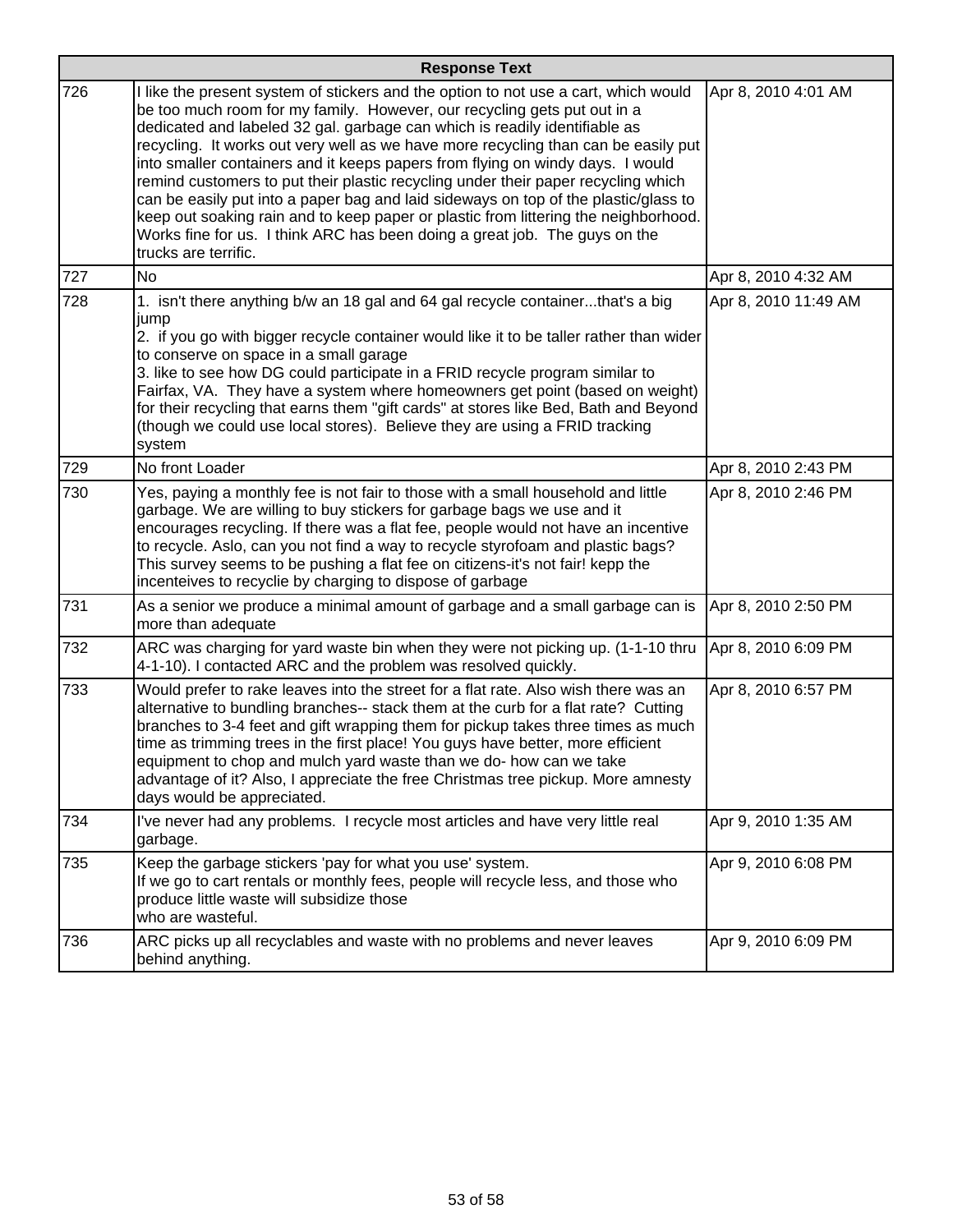| | Response Text | |
|---|---|---|
| 726 | I like the present system of stickers and the option to not use a cart, which would be too much room for my family. However, our recycling gets put out in a dedicated and labeled 32 gal. garbage can which is readily identifiable as recycling. It works out very well as we have more recycling than can be easily put into smaller containers and it keeps papers from flying on windy days. I would remind customers to put their plastic recycling under their paper recycling which can be easily put into a paper bag and laid sideways on top of the plastic/glass to keep out soaking rain and to keep paper or plastic from littering the neighborhood. Works fine for us. I think ARC has been doing a great job. The guys on the trucks are terrific. | Apr 8, 2010 4:01 AM |
| 727 | No | Apr 8, 2010 4:32 AM |
| 728 | 1. isn't there anything b/w an 18 gal and 64 gal recycle container...that's a big jump<br>2. if you go with bigger recycle container would like it to be taller rather than wider to conserve on space in a small garage<br>3. like to see how DG could participate in a FRID recycle program similar to Fairfax, VA. They have a system where homeowners get point (based on weight) for their recycling that earns them "gift cards" at stores like Bed, Bath and Beyond (though we could use local stores). Believe they are using a FRID tracking system | Apr 8, 2010 11:49 AM |
| 729 | No front Loader | Apr 8, 2010 2:43 PM |
| 730 | Yes, paying a monthly fee is not fair to those with a small household and little garbage. We are willing to buy stickers for garbage bags we use and it encourages recycling. If there was a flat fee, people would not have an incentive to recycle. Aslo, can you not find a way to recycle styrofoam and plastic bags? This survey seems to be pushing a flat fee on citizens-it's not fair! kepp the incenteives to recyclie by charging to dispose of garbage | Apr 8, 2010 2:46 PM |
| 731 | As a senior we produce a minimal amount of garbage and a small garbage can is more than adequate | Apr 8, 2010 2:50 PM |
| 732 | ARC was charging for yard waste bin when they were not picking up. (1-1-10 thru 4-1-10). I contacted ARC and the problem was resolved quickly. | Apr 8, 2010 6:09 PM |
| 733 | Would prefer to rake leaves into the street for a flat rate. Also wish there was an alternative to bundling branches-- stack them at the curb for a flat rate? Cutting branches to 3-4 feet and gift wrapping them for pickup takes three times as much time as trimming trees in the first place! You guys have better, more efficient equipment to chop and mulch yard waste than we do- how can we take advantage of it? Also, I appreciate the free Christmas tree pickup. More amnesty days would be appreciated. | Apr 8, 2010 6:57 PM |
| 734 | I've never had any problems. I recycle most articles and have very little real garbage. | Apr 9, 2010 1:35 AM |
| 735 | Keep the garbage stickers 'pay for what you use' system.<br>If we go to cart rentals or monthly fees, people will recycle less, and those who produce little waste will subsidize those<br>who are wasteful. | Apr 9, 2010 6:08 PM |
| 736 | ARC picks up all recyclables and waste with no problems and never leaves behind anything. | Apr 9, 2010 6:09 PM |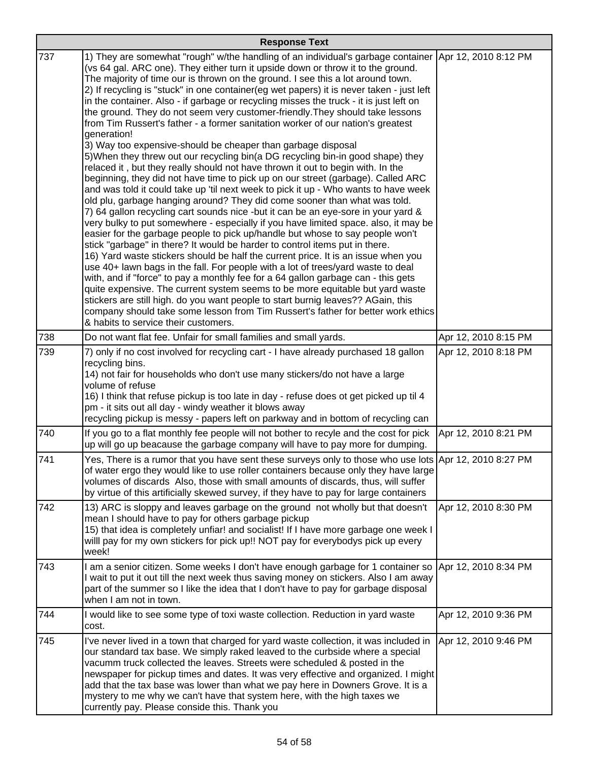| | Response Text | |
|---|---|---|
| 737 | 1) They are somewhat "rough" w/the handling of an individual's garbage container (vs 64 gal. ARC one). They either turn it upside down or throw it to the ground. The majority of time our is thrown on the ground. I see this a lot around town.<br>2) If recycling is "stuck" in one container(eg wet papers) it is never taken - just left in the container. Also - if garbage or recycling misses the truck - it is just left on the ground. They do not seem very customer-friendly.They should take lessons from Tim Russert's father - a former sanitation worker of our nation's greatest generation!<br>3) Way too expensive-should be cheaper than garbage disposal<br>5)When they threw out our recycling bin(a DG recycling bin-in good shape) they relaced it , but they really should not have thrown it out to begin with. In the beginning, they did not have time to pick up on our street (garbage). Called ARC and was told it could take up 'til next week to pick it up - Who wants to have week old plu, garbage hanging around? They did come sooner than what was told.<br>7) 64 gallon recycling cart sounds nice -but it can be an eye-sore in your yard & very bulky to put somewhere - especially if you have limited space. also, it may be easier for the garbage people to pick up/handle but whose to say people won't stick "garbage" in there? It would be harder to control items put in there.<br>16) Yard waste stickers should be half the current price. It is an issue when you use 40+ lawn bags in the fall. For people with a lot of trees/yard waste to deal with, and if "force" to pay a monthly fee for a 64 gallon garbage can - this gets quite expensive. The current system seems to be more equitable but yard waste stickers are still high. do you want people to start burnig leaves?? AGain, this company should take some lesson from Tim Russert's father for better work ethics & habits to service their customers. | Apr 12, 2010 8:12 PM |
| 738 | Do not want flat fee. Unfair for small families and small yards. | Apr 12, 2010 8:15 PM |
| 739 | 7) only if no cost involved for recycling cart - I have already purchased 18 gallon recycling bins.<br>14) not fair for households who don't use many stickers/do not have a large volume of refuse<br>16) I think that refuse pickup is too late in day - refuse does ot get picked up til 4 pm - it sits out all day - windy weather it blows away<br>recycling pickup is messy - papers left on parkway and in bottom of recycling can | Apr 12, 2010 8:18 PM |
| 740 | If you go to a flat monthly fee people will not bother to recyle and the cost for pick up will go up beacause the garbage company will have to pay more for dumping. | Apr 12, 2010 8:21 PM |
| 741 | Yes, There is a rumor that you have sent these surveys only to those who use lots of water ergo they would like to use roller containers because only they have large volumes of discards Also, those with small amounts of discards, thus, will suffer by virtue of this artificially skewed survey, if they have to pay for large containers | Apr 12, 2010 8:27 PM |
| 742 | 13) ARC is sloppy and leaves garbage on the ground not wholly but that doesn't mean I should have to pay for others garbage pickup<br>15) that idea is completely unfiar! and socialist! If I have more garbage one week I willl pay for my own stickers for pick up!! NOT pay for everybodys pick up every week! | Apr 12, 2010 8:30 PM |
| 743 | I am a senior citizen. Some weeks I don't have enough garbage for 1 container so I wait to put it out till the next week thus saving money on stickers. Also I am away part of the summer so I like the idea that I don't have to pay for garbage disposal when I am not in town. | Apr 12, 2010 8:34 PM |
| 744 | I would like to see some type of toxi waste collection. Reduction in yard waste cost. | Apr 12, 2010 9:36 PM |
| 745 | I've never lived in a town that charged for yard waste collection, it was included in our standard tax base. We simply raked leaved to the curbside where a special vacumm truck collected the leaves. Streets were scheduled & posted in the newspaper for pickup times and dates. It was very effective and organized. I might add that the tax base was lower than what we pay here in Downers Grove. It is a mystery to me why we can't have that system here, with the high taxes we currently pay. Please conside this. Thank you | Apr 12, 2010 9:46 PM |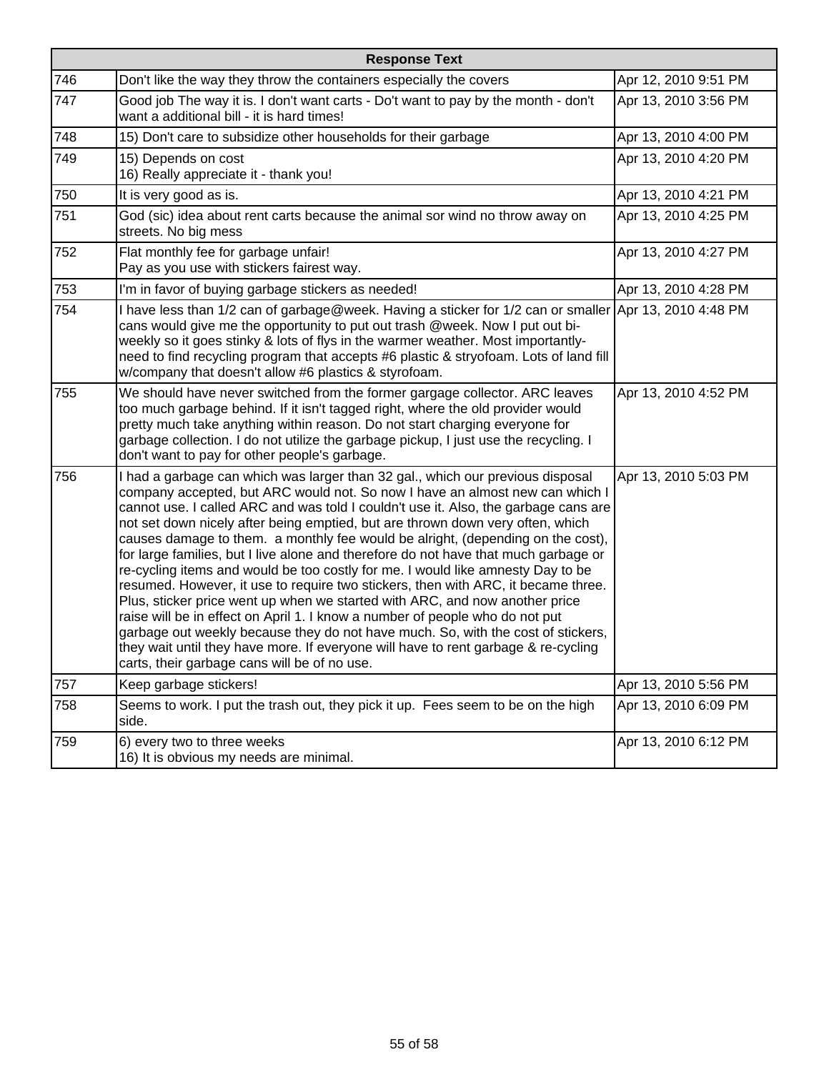| | Response Text | |
|---|---|---|
| 746 | Don't like the way they throw the containers especially the covers | Apr 12, 2010 9:51 PM |
| 747 | Good job The way it is. I don't want carts - Do't want to pay by the month - don't want a additional bill - it is hard times! | Apr 13, 2010 3:56 PM |
| 748 | 15) Don't care to subsidize other households for their garbage | Apr 13, 2010 4:00 PM |
| 749 | 15) Depends on cost<br>16) Really appreciate it - thank you! | Apr 13, 2010 4:20 PM |
| 750 | It is very good as is. | Apr 13, 2010 4:21 PM |
| 751 | God (sic) idea about rent carts because the animal sor wind no throw away on streets. No big mess | Apr 13, 2010 4:25 PM |
| 752 | Flat monthly fee for garbage unfair!<br>Pay as you use with stickers fairest way. | Apr 13, 2010 4:27 PM |
| 753 | I'm in favor of buying garbage stickers as needed! | Apr 13, 2010 4:28 PM |
| 754 | I have less than 1/2 can of garbage@week. Having a sticker for 1/2 can or smaller cans would give me the opportunity to put out trash @week. Now I put out bi-weekly so it goes stinky & lots of flys in the warmer weather. Most importantly- need to find recycling program that accepts #6 plastic & stryofoam. Lots of land fill w/company that doesn't allow #6 plastics & styrofoam. | Apr 13, 2010 4:48 PM |
| 755 | We should have never switched from the former gargage collector. ARC leaves too much garbage behind. If it isn't tagged right, where the old provider would pretty much take anything within reason. Do not start charging everyone for garbage collection. I do not utilize the garbage pickup, I just use the recycling. I don't want to pay for other people's garbage. | Apr 13, 2010 4:52 PM |
| 756 | I had a garbage can which was larger than 32 gal., which our previous disposal company accepted, but ARC would not. So now I have an almost new can which I cannot use. I called ARC and was told I couldn't use it. Also, the garbage cans are not set down nicely after being emptied, but are thrown down very often, which causes damage to them. a monthly fee would be alright, (depending on the cost), for large families, but I live alone and therefore do not have that much garbage or re-cycling items and would be too costly for me. I would like amnesty Day to be resumed. However, it use to require two stickers, then with ARC, it became three. Plus, sticker price went up when we started with ARC, and now another price raise will be in effect on April 1. I know a number of people who do not put garbage out weekly because they do not have much. So, with the cost of stickers, they wait until they have more. If everyone will have to rent garbage & re-cycling carts, their garbage cans will be of no use. | Apr 13, 2010 5:03 PM |
| 757 | Keep garbage stickers! | Apr 13, 2010 5:56 PM |
| 758 | Seems to work. I put the trash out, they pick it up. Fees seem to be on the high side. | Apr 13, 2010 6:09 PM |
| 759 | 6) every two to three weeks<br>16) It is obvious my needs are minimal. | Apr 13, 2010 6:12 PM |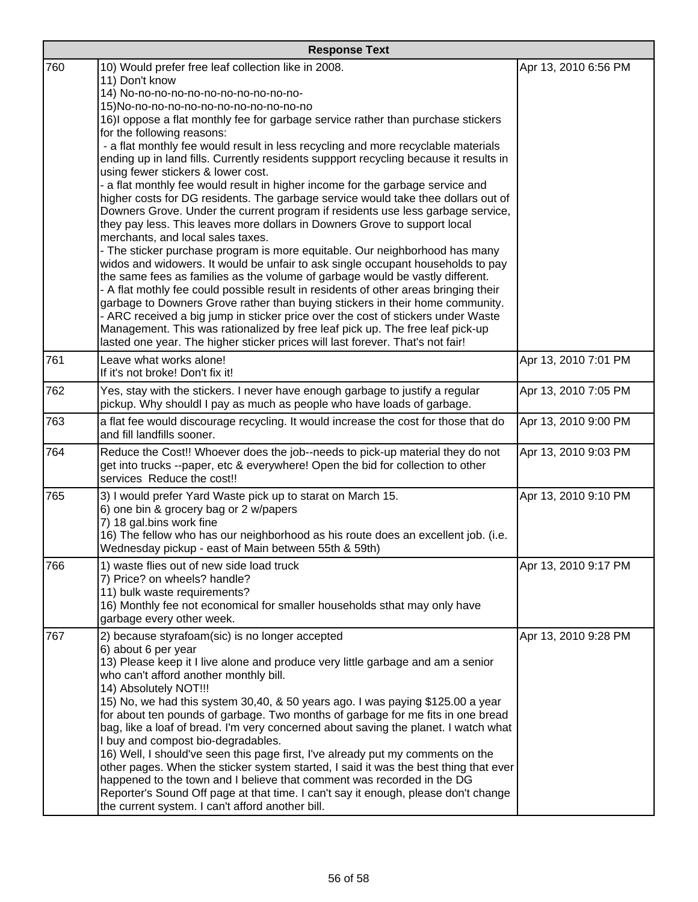| | Response Text | |
|---|---|---|
| 760 | 10) Would prefer free leaf collection like in 2008.<br>11) Don't know<br>14) No-no-no-no-no-no-no-no-no-no-no-<br>15)No-no-no-no-no-no-no-no-no-no-no-no<br>16)I oppose a flat monthly fee for garbage service rather than purchase stickers for the following reasons:<br>- a flat monthly fee would result in less recycling and more recyclable materials ending up in land fills. Currently residents suppport recycling because it results in using fewer stickers & lower cost.<br>- a flat monthly fee would result in higher income for the garbage service and higher costs for DG residents. The garbage service would take thee dollars out of Downers Grove. Under the current program if residents use less garbage service, they pay less. This leaves more dollars in Downers Grove to support local merchants, and local sales taxes.<br>- The sticker purchase program is more equitable. Our neighborhood has many widos and widowers. It would be unfair to ask single occupant households to pay the same fees as families as the volume of garbage would be vastly different.<br>- A flat mothly fee could possible result in residents of other areas bringing their garbage to Downers Grove rather than buying stickers in their home community.<br>- ARC received a big jump in sticker price over the cost of stickers under Waste Management. This was rationalized by free leaf pick up. The free leaf pick-up lasted one year. The higher sticker prices will last forever. That's not fair! | Apr 13, 2010 6:56 PM |
| 761 | Leave what works alone!<br>If it's not broke! Don't fix it! | Apr 13, 2010 7:01 PM |
| 762 | Yes, stay with the stickers. I never have enough garbage to justify a regular pickup. Why shouldl I pay as much as people who have loads of garbage. | Apr 13, 2010 7:05 PM |
| 763 | a flat fee would discourage recycling. It would increase the cost for those that do and fill landfills sooner. | Apr 13, 2010 9:00 PM |
| 764 | Reduce the Cost!! Whoever does the job--needs to pick-up material they do not get into trucks --paper, etc & everywhere! Open the bid for collection to other services Reduce the cost!! | Apr 13, 2010 9:03 PM |
| 765 | 3) I would prefer Yard Waste pick up to starat on March 15.<br>6) one bin & grocery bag or 2 w/papers<br>7) 18 gal.bins work fine<br>16) The fellow who has our neighborhood as his route does an excellent job. (i.e. Wednesday pickup - east of Main between 55th & 59th) | Apr 13, 2010 9:10 PM |
| 766 | 1) waste flies out of new side load truck<br>7) Price? on wheels? handle?<br>11) bulk waste requirements?<br>16) Monthly fee not economical for smaller households sthat may only have garbage every other week. | Apr 13, 2010 9:17 PM |
| 767 | 2) because styrafoam(sic) is no longer accepted<br>6) about 6 per year<br>13) Please keep it I live alone and produce very little garbage and am a senior who can't afford another monthly bill.<br>14) Absolutely NOT!!!<br>15) No, we had this system 30,40, & 50 years ago. I was paying $125.00 a year for about ten pounds of garbage. Two months of garbage for me fits in one bread bag, like a loaf of bread. I'm very concerned about saving the planet. I watch what I buy and compost bio-degradables.<br>16) Well, I should've seen this page first, I've already put my comments on the other pages. When the sticker system started, I said it was the best thing that ever happened to the town and I believe that comment was recorded in the DG Reporter's Sound Off page at that time. I can't say it enough, please don't change the current system. I can't afford another bill. | Apr 13, 2010 9:28 PM |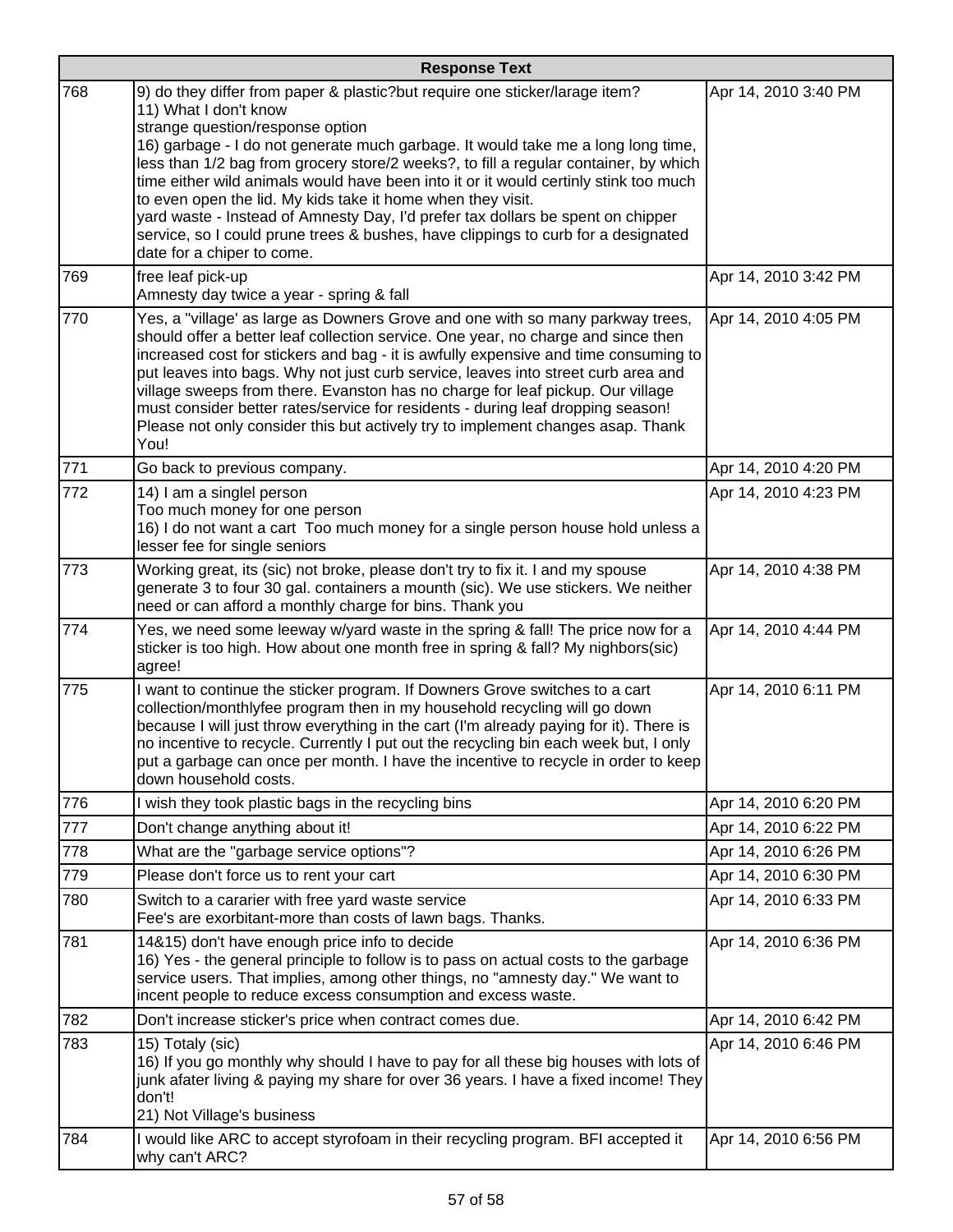| | Response Text | |
|---|---|---|
| 768 | 9) do they differ from paper & plastic?but require one sticker/larage item?<br>11) What I don't know<br>strange question/response option<br>16) garbage - I do not generate much garbage. It would take me a long long time, less than 1/2 bag from grocery store/2 weeks?, to fill a regular container, by which time either wild animals would have been into it or it would certinly stink too much to even open the lid. My kids take it home when they visit.<br>yard waste - Instead of Amnesty Day, I'd prefer tax dollars be spent on chipper service, so I could prune trees & bushes, have clippings to curb for a designated date for a chiper to come. | Apr 14, 2010 3:40 PM |
| 769 | free leaf pick-up<br>Amnesty day twice a year - spring & fall | Apr 14, 2010 3:42 PM |
| 770 | Yes, a "village' as large as Downers Grove and one with so many parkway trees, should offer a better leaf collection service. One year, no charge and since then increased cost for stickers and bag - it is awfully expensive and time consuming to put leaves into bags. Why not just curb service, leaves into street curb area and village sweeps from there. Evanston has no charge for leaf pickup. Our village must consider better rates/service for residents - during leaf dropping season! Please not only consider this but actively try to implement changes asap. Thank You! | Apr 14, 2010 4:05 PM |
| 771 | Go back to previous company. | Apr 14, 2010 4:20 PM |
| 772 | 14) I am a singlel person<br>Too much money for one person<br>16) I do not want a cart Too much money for a single person house hold unless a lesser fee for single seniors | Apr 14, 2010 4:23 PM |
| 773 | Working great, its (sic) not broke, please don't try to fix it. I and my spouse generate 3 to four 30 gal. containers a mounth (sic). We use stickers. We neither need or can afford a monthly charge for bins. Thank you | Apr 14, 2010 4:38 PM |
| 774 | Yes, we need some leeway w/yard waste in the spring & fall! The price now for a sticker is too high. How about one month free in spring & fall? My nighbors(sic) agree! | Apr 14, 2010 4:44 PM |
| 775 | I want to continue the sticker program. If Downers Grove switches to a cart collection/monthlyfee program then in my household recycling will go down because I will just throw everything in the cart (I'm already paying for it). There is no incentive to recycle. Currently I put out the recycling bin each week but, I only put a garbage can once per month. I have the incentive to recycle in order to keep down household costs. | Apr 14, 2010 6:11 PM |
| 776 | I wish they took plastic bags in the recycling bins | Apr 14, 2010 6:20 PM |
| 777 | Don't change anything about it! | Apr 14, 2010 6:22 PM |
| 778 | What are the "garbage service options"? | Apr 14, 2010 6:26 PM |
| 779 | Please don't force us to rent your cart | Apr 14, 2010 6:30 PM |
| 780 | Switch to a cararier with free yard waste service<br>Fee's are exorbitant-more than costs of lawn bags. Thanks. | Apr 14, 2010 6:33 PM |
| 781 | 14&15) don't have enough price info to decide<br>16) Yes - the general principle to follow is to pass on actual costs to the garbage service users. That implies, among other things, no "amnesty day." We want to incent people to reduce excess consumption and excess waste. | Apr 14, 2010 6:36 PM |
| 782 | Don't increase sticker's price when contract comes due. | Apr 14, 2010 6:42 PM |
| 783 | 15) Totaly (sic)<br>16) If you go monthly why should I have to pay for all these big houses with lots of junk afater living & paying my share for over 36 years. I have a fixed income! They don't!<br>21) Not Village's business | Apr 14, 2010 6:46 PM |
| 784 | I would like ARC to accept styrofoam in their recycling program. BFI accepted it why can't ARC? | Apr 14, 2010 6:56 PM |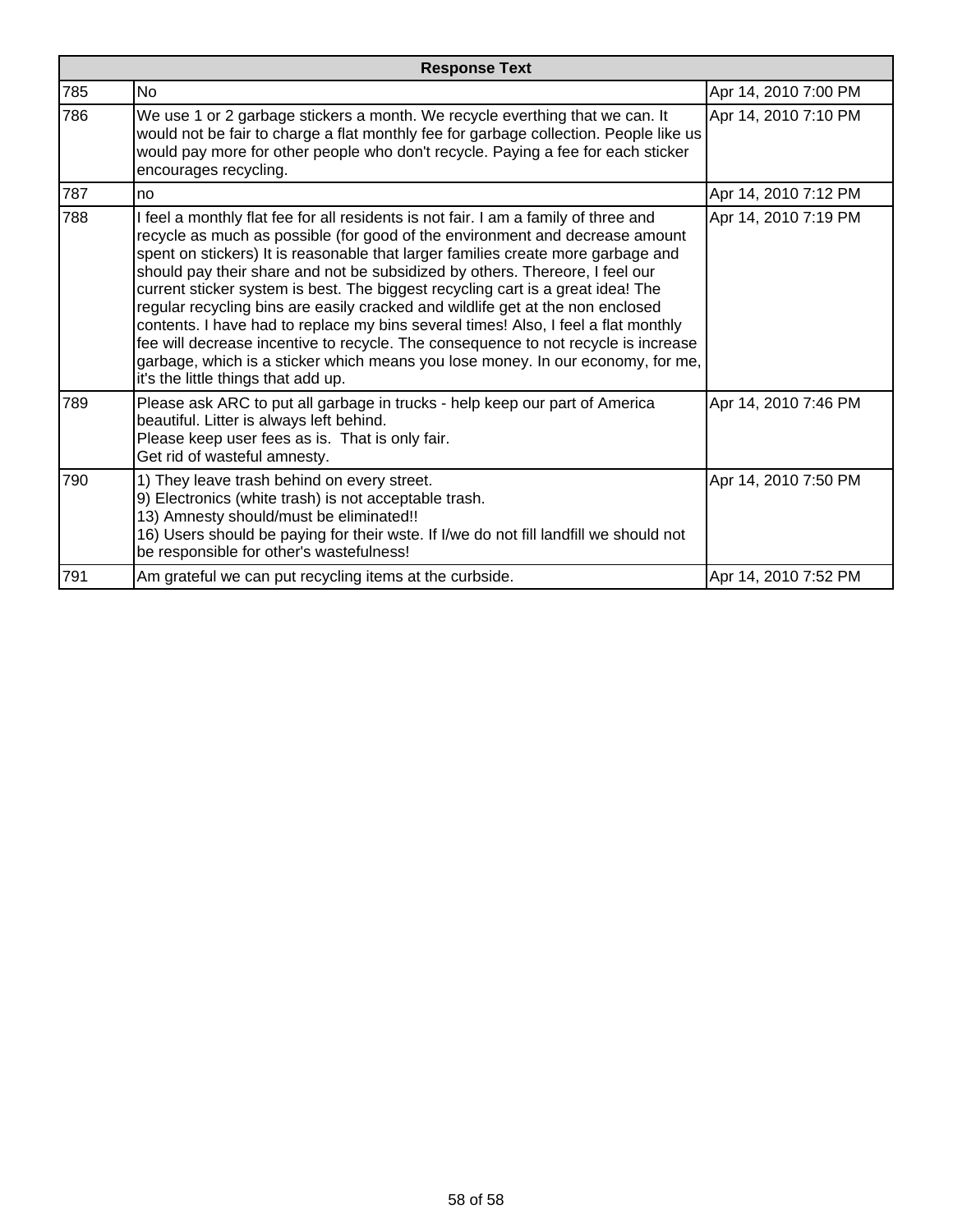| | Response Text | |
|---|---|---|
| 785 | No | Apr 14, 2010 7:00 PM |
| 786 | We use 1 or 2 garbage stickers a month. We recycle everthing that we can. It would not be fair to charge a flat monthly fee for garbage collection. People like us would pay more for other people who don't recycle. Paying a fee for each sticker encourages recycling. | Apr 14, 2010 7:10 PM |
| 787 | no | Apr 14, 2010 7:12 PM |
| 788 | I feel a monthly flat fee for all residents is not fair. I am a family of three and recycle as much as possible (for good of the environment and decrease amount spent on stickers) It is reasonable that larger families create more garbage and should pay their share and not be subsidized by others. Thereore, I feel our current sticker system is best. The biggest recycling cart is a great idea! The regular recycling bins are easily cracked and wildlife get at the non enclosed contents. I have had to replace my bins several times! Also, I feel a flat monthly fee will decrease incentive to recycle. The consequence to not recycle is increase garbage, which is a sticker which means you lose money. In our economy, for me, it's the little things that add up. | Apr 14, 2010 7:19 PM |
| 789 | Please ask ARC to put all garbage in trucks - help keep our part of America beautiful. Litter is always left behind.<br>Please keep user fees as is. That is only fair.<br>Get rid of wasteful amnesty. | Apr 14, 2010 7:46 PM |
| 790 | 1) They leave trash behind on every street.<br>9) Electronics (white trash) is not acceptable trash.<br>13) Amnesty should/must be eliminated!!<br>16) Users should be paying for their wste. If I/we do not fill landfill we should not be responsible for other's wastefulness! | Apr 14, 2010 7:50 PM |
| 791 | Am grateful we can put recycling items at the curbside. | Apr 14, 2010 7:52 PM |